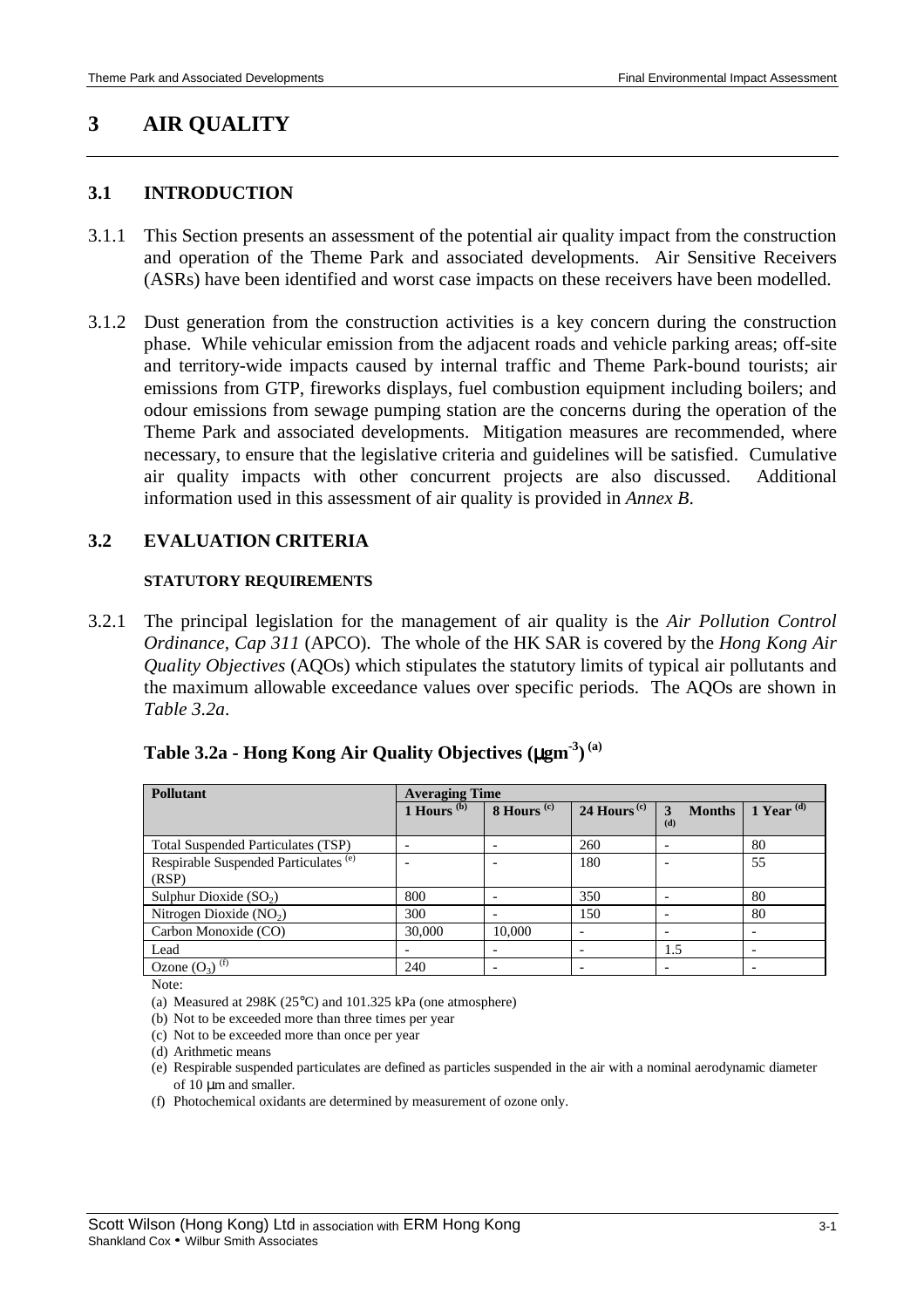# 3 AIR QUALITY

## 3.1 INTRODUCTION

3.1.1 This Section presents an assessment of the potential air quality impact from the construction and operation of the Theme Park and associated developments. Air Sensitive Receivers (ASRs) have been identified and worst case impacts on these receivers have been modelled.

3.1.2 Dust generation from the construction activities is a key concern during the construction phase. While vehicular emission from the adjacent roads and vehicle parking areas; off-site and territory-wide impacts caused by internal traffic and Theme Park-bound tourists; air emissions from GTP, fireworks displays, fuel combustion equipment including boilers; and odour emissions from sewage pumping station are the concerns during the operation of the Theme Park and associated developments. Mitigation measures are recommended, where necessary, to ensure that the legislative criteria and guidelines will be satisfied. Cumulative air quality impacts with other concurrent projects are also discussed. Additional information used in this assessment of air quality is provided in *Annex B*.

## 3.2 EVALUATION CRITERIA

#### STATUTORY REQUIREMENTS

3.2.1 The principal legislation for the management of air quality is the *Air Pollution Control Ordinance, Cap 311* (APCO). The whole of the HK SAR is covered by the *Hong Kong Air Quality Objectives* (AQOs) which stipulates the statutory limits of typical air pollutants and the maximum allowable exceedance values over specific periods. The AQOs are shown in *Table 3.2a*.

**Table 3.2a - Hong Kong Air Quality Objectives ($\mu gm^{-3}$) (a)**

| Pollutant | Averaging Time | | | | |
|---|---|---|---|---|---|
| | 1 Hours (b) | 8 Hours (c) | 24 Hours (c) | 3 Months (d) | 1 Year (d) |
| Total Suspended Particulates (TSP) | - | - | 260 | - | 80 |
| Respirable Suspended Particulates (e) (RSP) | - | - | 180 | - | 55 |
| Sulphur Dioxide ($SO_2$) | 800 | - | 350 | - | 80 |
| Nitrogen Dioxide ($NO_2$) | 300 | - | 150 | - | 80 |
| Carbon Monoxide (CO) | 30,000 | 10,000 | - | - | - |
| Lead | - | - | - | 1.5 | - |
| Ozone ($O_3$) (f) | 240 | - | - | - | - |

Note:

(a) Measured at 298K (25°C) and 101.325 kPa (one atmosphere)

(b) Not to be exceeded more than three times per year

(c) Not to be exceeded more than once per year

(d) Arithmetic means

(e) Respirable suspended particulates are defined as particles suspended in the air with a nominal aerodynamic diameter of 10 μm and smaller.

(f) Photochemical oxidants are determined by measurement of ozone only.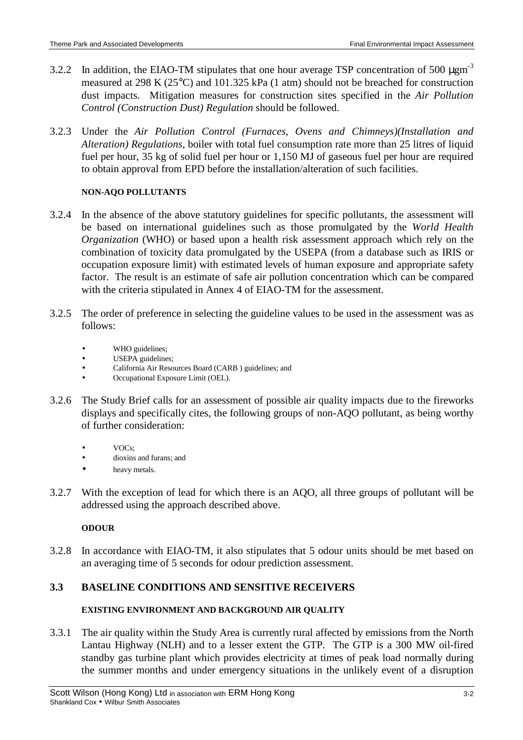3.2.2 In addition, the EIAO-TM stipulates that one hour average TSP concentration of 500 $\mu gm^{-3}$ measured at 298 K (25°C) and 101.325 kPa (1 atm) should not be breached for construction dust impacts. Mitigation measures for construction sites specified in the *Air Pollution Control (Construction Dust) Regulation* should be followed.

3.2.3 Under the *Air Pollution Control (Furnaces, Ovens and Chimneys)(Installation and Alteration) Regulations*, boiler with total fuel consumption rate more than 25 litres of liquid fuel per hour, 35 kg of solid fuel per hour or 1,150 MJ of gaseous fuel per hour are required to obtain approval from EPD before the installation/alteration of such facilities.

#### NON-AQO POLLUTANTS

3.2.4 In the absence of the above statutory guidelines for specific pollutants, the assessment will be based on international guidelines such as those promulgated by the *World Health Organization* (WHO) or based upon a health risk assessment approach which rely on the combination of toxicity data promulgated by the USEPA (from a database such as IRIS or occupation exposure limit) with estimated levels of human exposure and appropriate safety factor. The result is an estimate of safe air pollution concentration which can be compared with the criteria stipulated in Annex 4 of EIAO-TM for the assessment.

3.2.5 The order of preference in selecting the guideline values to be used in the assessment was as follows:

- WHO guidelines;
- USEPA guidelines;
- California Air Resources Board (CARB ) guidelines; and
- Occupational Exposure Limit (OEL).

3.2.6 The Study Brief calls for an assessment of possible air quality impacts due to the fireworks displays and specifically cites, the following groups of non-AQO pollutant, as being worthy of further consideration:

- VOCs;
- dioxins and furans; and
- heavy metals.

3.2.7 With the exception of lead for which there is an AQO, all three groups of pollutant will be addressed using the approach described above.

#### ODOUR

3.2.8 In accordance with EIAO-TM, it also stipulates that 5 odour units should be met based on an averaging time of 5 seconds for odour prediction assessment.

## 3.3 BASELINE CONDITIONS AND SENSITIVE RECEIVERS

#### EXISTING ENVIRONMENT AND BACKGROUND AIR QUALITY

3.3.1 The air quality within the Study Area is currently rural affected by emissions from the North Lantau Highway (NLH) and to a lesser extent the GTP. The GTP is a 300 MW oil-fired standby gas turbine plant which provides electricity at times of peak load normally during the summer months and under emergency situations in the unlikely event of a disruption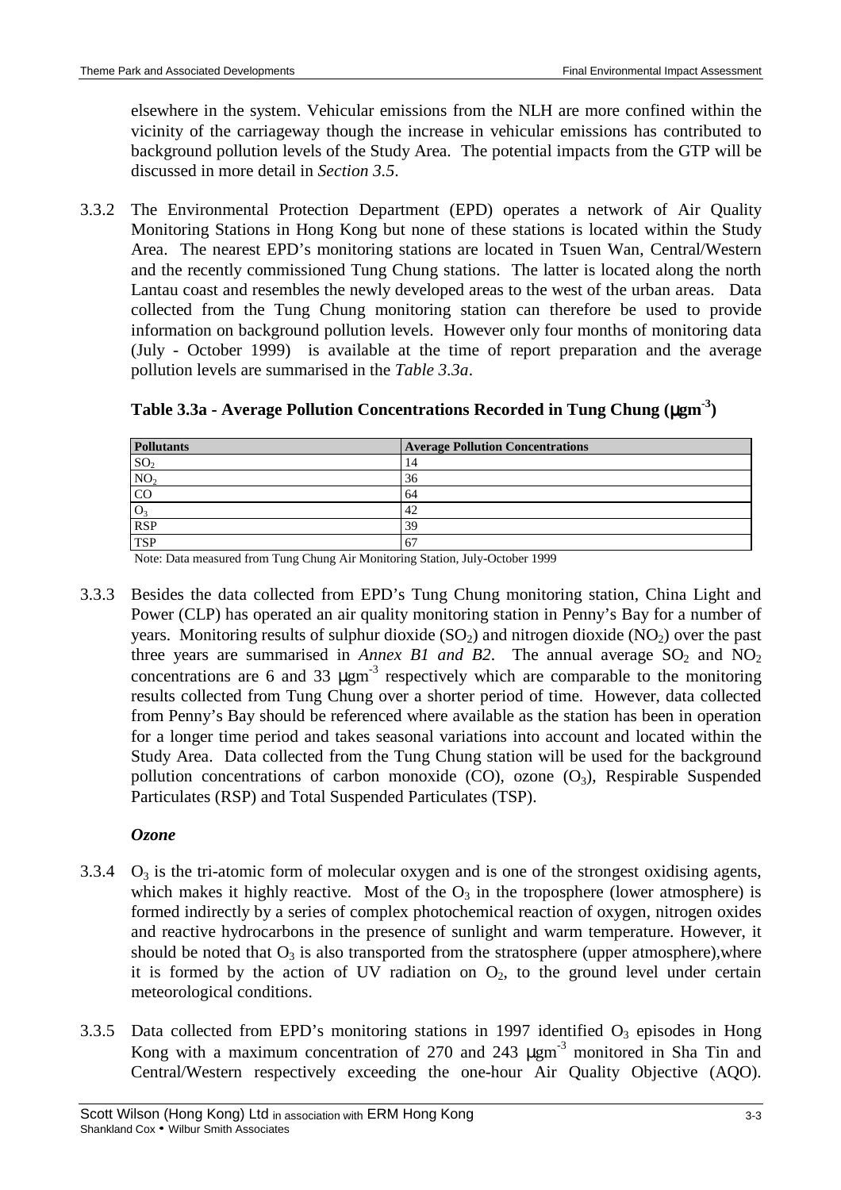elsewhere in the system. Vehicular emissions from the NLH are more confined within the vicinity of the carriageway though the increase in vehicular emissions has contributed to background pollution levels of the Study Area. The potential impacts from the GTP will be discussed in more detail in *Section 3.5*.

3.3.2 The Environmental Protection Department (EPD) operates a network of Air Quality Monitoring Stations in Hong Kong but none of these stations is located within the Study Area. The nearest EPD's monitoring stations are located in Tsuen Wan, Central/Western and the recently commissioned Tung Chung stations. The latter is located along the north Lantau coast and resembles the newly developed areas to the west of the urban areas. Data collected from the Tung Chung monitoring station can therefore be used to provide information on background pollution levels. However only four months of monitoring data (July - October 1999) is available at the time of report preparation and the average pollution levels are summarised in the *Table 3.3a*.

**Table 3.3a - Average Pollution Concentrations Recorded in Tung Chung ($\mu gm^{-3}$)**

| Pollutants | Average Pollution Concentrations |
|---|---|
| $SO_2$ | 14 |
| $NO_2$ | 36 |
| CO | 64 |
| $O_3$ | 42 |
| RSP | 39 |
| TSP | 67 |

Note: Data measured from Tung Chung Air Monitoring Station, July-October 1999

3.3.3 Besides the data collected from EPD's Tung Chung monitoring station, China Light and Power (CLP) has operated an air quality monitoring station in Penny's Bay for a number of years. Monitoring results of sulphur dioxide ($SO_2$) and nitrogen dioxide ($NO_2$) over the past three years are summarised in *Annex B1 and B2*. The annual average $SO_2$ and $NO_2$ concentrations are 6 and 33 $\mu gm^{-3}$ respectively which are comparable to the monitoring results collected from Tung Chung over a shorter period of time. However, data collected from Penny's Bay should be referenced where available as the station has been in operation for a longer time period and takes seasonal variations into account and located within the Study Area. Data collected from the Tung Chung station will be used for the background pollution concentrations of carbon monoxide (CO), ozone ($O_3$), Respirable Suspended Particulates (RSP) and Total Suspended Particulates (TSP).

***Ozone***

3.3.4 $O_3$ is the tri-atomic form of molecular oxygen and is one of the strongest oxidising agents, which makes it highly reactive. Most of the $O_3$ in the troposphere (lower atmosphere) is formed indirectly by a series of complex photochemical reaction of oxygen, nitrogen oxides and reactive hydrocarbons in the presence of sunlight and warm temperature. However, it should be noted that $O_3$ is also transported from the stratosphere (upper atmosphere),where it is formed by the action of UV radiation on $O_2$, to the ground level under certain meteorological conditions.

3.3.5 Data collected from EPD's monitoring stations in 1997 identified $O_3$ episodes in Hong Kong with a maximum concentration of 270 and 243 $\mu gm^{-3}$ monitored in Sha Tin and Central/Western respectively exceeding the one-hour Air Quality Objective (AQO).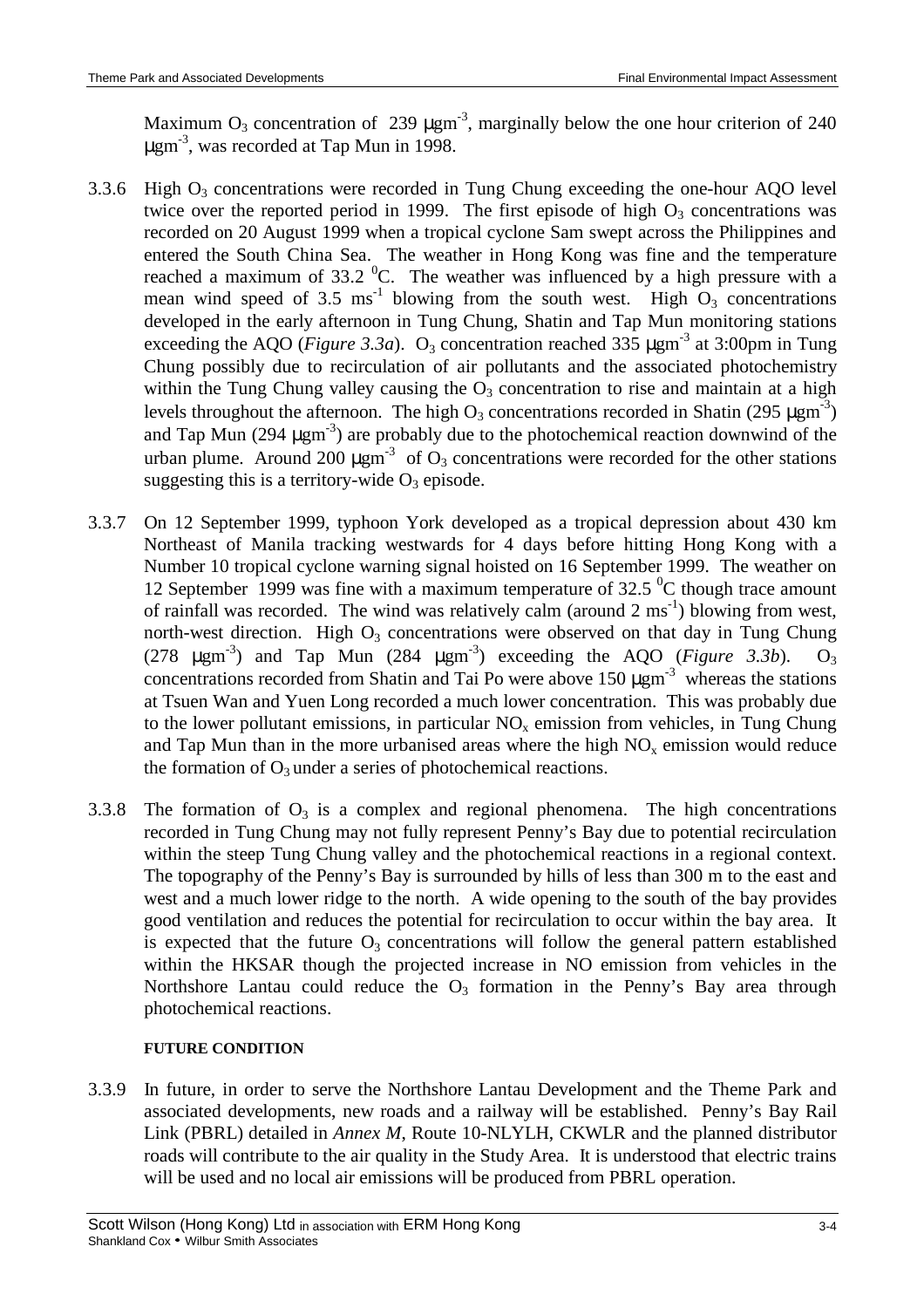Maximum $O_3$ concentration of 239 $\mu gm^{-3}$, marginally below the one hour criterion of 240 $\mu gm^{-3}$, was recorded at Tap Mun in 1998.

3.3.6 High $O_3$ concentrations were recorded in Tung Chung exceeding the one-hour AQO level twice over the reported period in 1999. The first episode of high $O_3$ concentrations was recorded on 20 August 1999 when a tropical cyclone Sam swept across the Philippines and entered the South China Sea. The weather in Hong Kong was fine and the temperature reached a maximum of 33.2 $^0$C. The weather was influenced by a high pressure with a mean wind speed of 3.5 $ms^{-1}$ blowing from the south west. High $O_3$ concentrations developed in the early afternoon in Tung Chung, Shatin and Tap Mun monitoring stations exceeding the AQO (*Figure 3.3a*). $O_3$ concentration reached 335 $\mu gm^{-3}$ at 3:00pm in Tung Chung possibly due to recirculation of air pollutants and the associated photochemistry within the Tung Chung valley causing the $O_3$ concentration to rise and maintain at a high levels throughout the afternoon. The high $O_3$ concentrations recorded in Shatin (295 $\mu gm^{-3}$) and Tap Mun (294 $\mu gm^{-3}$) are probably due to the photochemical reaction downwind of the urban plume. Around 200 $\mu gm^{-3}$ of $O_3$ concentrations were recorded for the other stations suggesting this is a territory-wide $O_3$ episode.

3.3.7 On 12 September 1999, typhoon York developed as a tropical depression about 430 km Northeast of Manila tracking westwards for 4 days before hitting Hong Kong with a Number 10 tropical cyclone warning signal hoisted on 16 September 1999. The weather on 12 September 1999 was fine with a maximum temperature of 32.5 $^0$C though trace amount of rainfall was recorded. The wind was relatively calm (around 2 $ms^{-1}$) blowing from west, north-west direction. High $O_3$ concentrations were observed on that day in Tung Chung (278 $\mu gm^{-3}$) and Tap Mun (284 $\mu gm^{-3}$) exceeding the AQO (*Figure 3.3b*). $O_3$ concentrations recorded from Shatin and Tai Po were above 150 $\mu gm^{-3}$ whereas the stations at Tsuen Wan and Yuen Long recorded a much lower concentration. This was probably due to the lower pollutant emissions, in particular $NO_x$ emission from vehicles, in Tung Chung and Tap Mun than in the more urbanised areas where the high $NO_x$ emission would reduce the formation of $O_3$ under a series of photochemical reactions.

3.3.8 The formation of $O_3$ is a complex and regional phenomena. The high concentrations recorded in Tung Chung may not fully represent Penny's Bay due to potential recirculation within the steep Tung Chung valley and the photochemical reactions in a regional context. The topography of the Penny's Bay is surrounded by hills of less than 300 m to the east and west and a much lower ridge to the north. A wide opening to the south of the bay provides good ventilation and reduces the potential for recirculation to occur within the bay area. It is expected that the future $O_3$ concentrations will follow the general pattern established within the HKSAR though the projected increase in NO emission from vehicles in the Northshore Lantau could reduce the $O_3$ formation in the Penny's Bay area through photochemical reactions.

**FUTURE CONDITION**

3.3.9 In future, in order to serve the Northshore Lantau Development and the Theme Park and associated developments, new roads and a railway will be established. Penny's Bay Rail Link (PBRL) detailed in *Annex M*, Route 10-NLYLH, CKWLR and the planned distributor roads will contribute to the air quality in the Study Area. It is understood that electric trains will be used and no local air emissions will be produced from PBRL operation.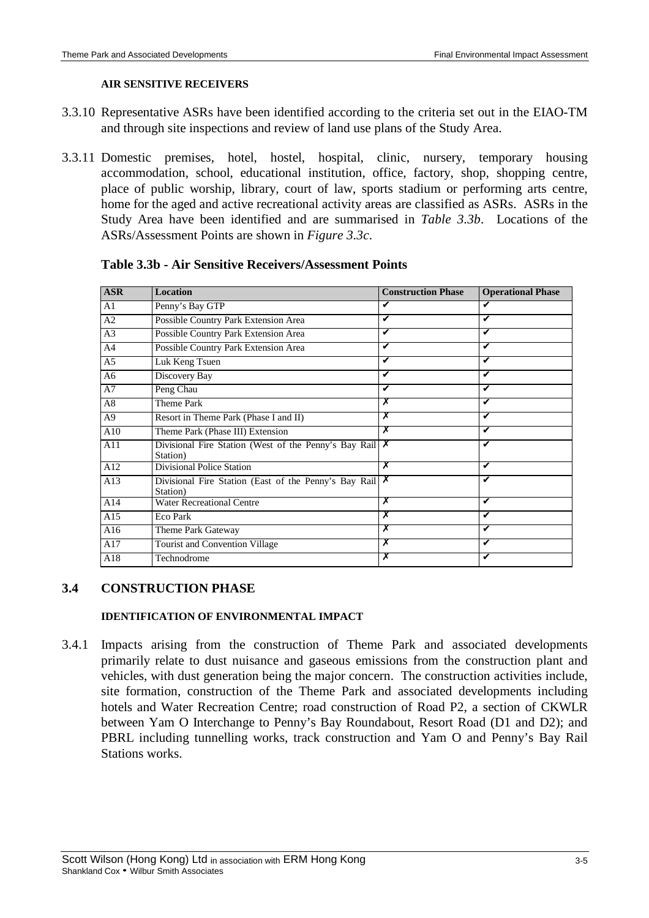#### AIR SENSITIVE RECEIVERS

3.3.10 Representative ASRs have been identified according to the criteria set out in the EIAO-TM and through site inspections and review of land use plans of the Study Area.

3.3.11 Domestic premises, hotel, hostel, hospital, clinic, nursery, temporary housing accommodation, school, educational institution, office, factory, shop, shopping centre, place of public worship, library, court of law, sports stadium or performing arts centre, home for the aged and active recreational activity areas are classified as ASRs. ASRs in the Study Area have been identified and are summarised in *Table 3.3b*. Locations of the ASRs/Assessment Points are shown in *Figure 3.3c*.

**Table 3.3b - Air Sensitive Receivers/Assessment Points**

| ASR | Location | Construction Phase | Operational Phase |
|---|---|---|---|
| A1 | Penny's Bay GTP | ✔ | ✔ |
| A2 | Possible Country Park Extension Area | ✔ | ✔ |
| A3 | Possible Country Park Extension Area | ✔ | ✔ |
| A4 | Possible Country Park Extension Area | ✔ | ✔ |
| A5 | Luk Keng Tsuen | ✔ | ✔ |
| A6 | Discovery Bay | ✔ | ✔ |
| A7 | Peng Chau | ✔ | ✔ |
| A8 | Theme Park | ✗ | ✔ |
| A9 | Resort in Theme Park (Phase I and II) | ✗ | ✔ |
| A10 | Theme Park (Phase III) Extension | ✗ | ✔ |
| A11 | Divisional Fire Station (West of the Penny's Bay Rail Station) | ✗ | ✔ |
| A12 | Divisional Police Station | ✗ | ✔ |
| A13 | Divisional Fire Station (East of the Penny's Bay Rail Station) | ✗ | ✔ |
| A14 | Water Recreational Centre | ✗ | ✔ |
| A15 | Eco Park | ✗ | ✔ |
| A16 | Theme Park Gateway | ✗ | ✔ |
| A17 | Tourist and Convention Village | ✗ | ✔ |
| A18 | Technodrome | ✗ | ✔ |

## 3.4 CONSTRUCTION PHASE

#### IDENTIFICATION OF ENVIRONMENTAL IMPACT

3.4.1 Impacts arising from the construction of Theme Park and associated developments primarily relate to dust nuisance and gaseous emissions from the construction plant and vehicles, with dust generation being the major concern. The construction activities include, site formation, construction of the Theme Park and associated developments including hotels and Water Recreation Centre; road construction of Road P2, a section of CKWLR between Yam O Interchange to Penny's Bay Roundabout, Resort Road (D1 and D2); and PBRL including tunnelling works, track construction and Yam O and Penny's Bay Rail Stations works.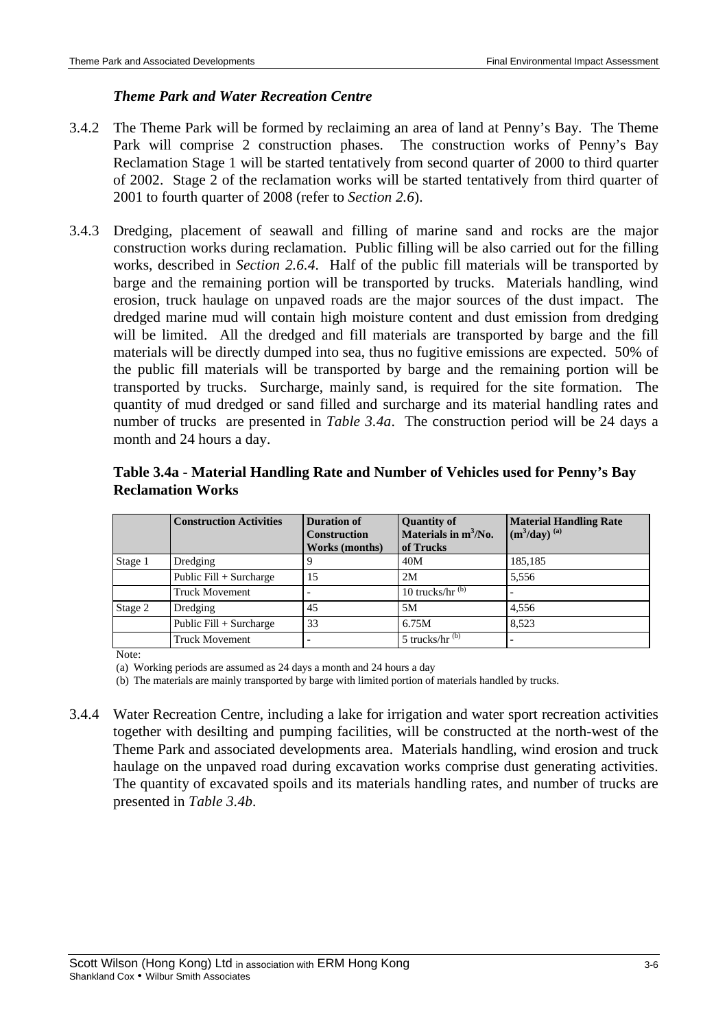### *Theme Park and Water Recreation Centre*

3.4.2 The Theme Park will be formed by reclaiming an area of land at Penny's Bay. The Theme Park will comprise 2 construction phases. The construction works of Penny's Bay Reclamation Stage 1 will be started tentatively from second quarter of 2000 to third quarter of 2002. Stage 2 of the reclamation works will be started tentatively from third quarter of 2001 to fourth quarter of 2008 (refer to *Section 2.6*).

3.4.3 Dredging, placement of seawall and filling of marine sand and rocks are the major construction works during reclamation. Public filling will be also carried out for the filling works, described in *Section 2.6.4*. Half of the public fill materials will be transported by barge and the remaining portion will be transported by trucks. Materials handling, wind erosion, truck haulage on unpaved roads are the major sources of the dust impact. The dredged marine mud will contain high moisture content and dust emission from dredging will be limited. All the dredged and fill materials are transported by barge and the fill materials will be directly dumped into sea, thus no fugitive emissions are expected. 50% of the public fill materials will be transported by barge and the remaining portion will be transported by trucks. Surcharge, mainly sand, is required for the site formation. The quantity of mud dredged or sand filled and surcharge and its material handling rates and number of trucks are presented in *Table 3.4a*. The construction period will be 24 days a month and 24 hours a day.

**Table 3.4a - Material Handling Rate and Number of Vehicles used for Penny's Bay Reclamation Works**

| | Construction Activities | Duration of Construction Works (months) | Quantity of Materials in $m^3$/No. of Trucks | Material Handling Rate ($m^3$/day) [(a)] |
|---|---|---|---|---|
| Stage 1 | Dredging | 9 | 40M | 185,185 |
| | Public Fill + Surcharge | 15 | 2M | 5,556 |
| | Truck Movement | - | 10 trucks/hr [(b)] | - |
| Stage 2 | Dredging | 45 | 5M | 4,556 |
| | Public Fill + Surcharge | 33 | 6.75M | 8,523 |
| | Truck Movement | - | 5 trucks/hr [(b)] | - |

Note:

(a) Working periods are assumed as 24 days a month and 24 hours a day

(b) The materials are mainly transported by barge with limited portion of materials handled by trucks.

3.4.4 Water Recreation Centre, including a lake for irrigation and water sport recreation activities together with desilting and pumping facilities, will be constructed at the north-west of the Theme Park and associated developments area. Materials handling, wind erosion and truck haulage on the unpaved road during excavation works comprise dust generating activities. The quantity of excavated spoils and its materials handling rates, and number of trucks are presented in *Table 3.4b*.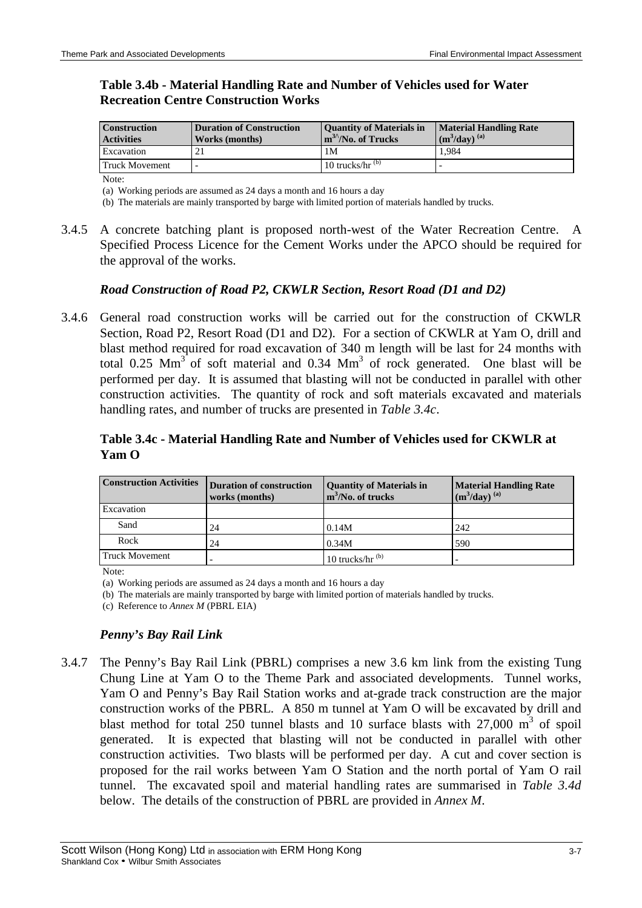**Table 3.4b - Material Handling Rate and Number of Vehicles used for Water Recreation Centre Construction Works**

| Construction Activities | Duration of Construction Works (months) | Quantity of Materials in $m^{3}$/No. of Trucks | Material Handling Rate ($m^3$/day) [(a)] |
|---|---|---|---|
| Excavation | 21 | 1M | 1,984 |
| Truck Movement | - | 10 trucks/hr [(b)] | - |

Note:

(a) Working periods are assumed as 24 days a month and 16 hours a day

(b) The materials are mainly transported by barge with limited portion of materials handled by trucks.

3.4.5 A concrete batching plant is proposed north-west of the Water Recreation Centre. A Specified Process Licence for the Cement Works under the APCO should be required for the approval of the works.

### *Road Construction of Road P2, CKWLR Section, Resort Road (D1 and D2)*

3.4.6 General road construction works will be carried out for the construction of CKWLR Section, Road P2, Resort Road (D1 and D2). For a section of CKWLR at Yam O, drill and blast method required for road excavation of 340 m length will be last for 24 months with total 0.25 $Mm^3$ of soft material and 0.34 $Mm^3$ of rock generated. One blast will be performed per day. It is assumed that blasting will not be conducted in parallel with other construction activities. The quantity of rock and soft materials excavated and materials handling rates, and number of trucks are presented in *Table 3.4c*.

**Table 3.4c - Material Handling Rate and Number of Vehicles used for CKWLR at Yam O**

| Construction Activities | Duration of construction works (months) | Quantity of Materials in $m^3$/No. of trucks | Material Handling Rate ($m^3$/day) [(a)] |
|---|---|---|---|
| Excavation | | | |
| Sand | 24 | 0.14M | 242 |
| Rock | 24 | 0.34M | 590 |
| Truck Movement | - | 10 trucks/hr [(b)] | - |

Note:

(a) Working periods are assumed as 24 days a month and 16 hours a day

(b) The materials are mainly transported by barge with limited portion of materials handled by trucks.

(c) Reference to *Annex M* (PBRL EIA)

### *Penny's Bay Rail Link*

3.4.7 The Penny's Bay Rail Link (PBRL) comprises a new 3.6 km link from the existing Tung Chung Line at Yam O to the Theme Park and associated developments. Tunnel works, Yam O and Penny's Bay Rail Station works and at-grade track construction are the major construction works of the PBRL. A 850 m tunnel at Yam O will be excavated by drill and blast method for total 250 tunnel blasts and 10 surface blasts with 27,000 $m^3$ of spoil generated. It is expected that blasting will not be conducted in parallel with other construction activities. Two blasts will be performed per day. A cut and cover section is proposed for the rail works between Yam O Station and the north portal of Yam O rail tunnel. The excavated spoil and material handling rates are summarised in *Table 3.4d* below. The details of the construction of PBRL are provided in *Annex M*.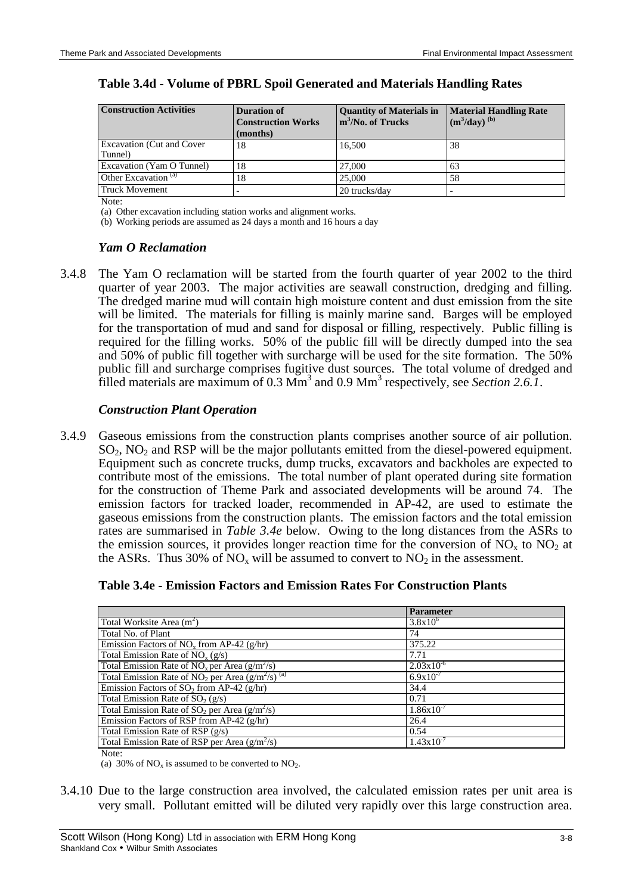**Table 3.4d - Volume of PBRL Spoil Generated and Materials Handling Rates**

| Construction Activities | Duration of Construction Works (months) | Quantity of Materials in $m^3$/No. of Trucks | Material Handling Rate ($m^3$/day) [(b)] |
|---|---|---|---|
| Excavation (Cut and Cover Tunnel) | 18 | 16,500 | 38 |
| Excavation (Yam O Tunnel) | 18 | 27,000 | 63 |
| Other Excavation [(a)] | 18 | 25,000 | 58 |
| Truck Movement | - | 20 trucks/day | - |

Note:

(a) Other excavation including station works and alignment works.

(b) Working periods are assumed as 24 days a month and 16 hours a day

### *Yam O Reclamation*

3.4.8 The Yam O reclamation will be started from the fourth quarter of year 2002 to the third quarter of year 2003. The major activities are seawall construction, dredging and filling. The dredged marine mud will contain high moisture content and dust emission from the site will be limited. The materials for filling is mainly marine sand. Barges will be employed for the transportation of mud and sand for disposal or filling, respectively. Public filling is required for the filling works. 50% of the public fill will be directly dumped into the sea and 50% of public fill together with surcharge will be used for the site formation. The 50% public fill and surcharge comprises fugitive dust sources. The total volume of dredged and filled materials are maximum of 0.3 $Mm^3$ and 0.9 $Mm^3$ respectively, see *Section 2.6.1*.

### *Construction Plant Operation*

3.4.9 Gaseous emissions from the construction plants comprises another source of air pollution. $SO_2$, $NO_2$ and RSP will be the major pollutants emitted from the diesel-powered equipment. Equipment such as concrete trucks, dump trucks, excavators and backholes are expected to contribute most of the emissions. The total number of plant operated during site formation for the construction of Theme Park and associated developments will be around 74. The emission factors for tracked loader, recommended in AP-42, are used to estimate the gaseous emissions from the construction plants. The emission factors and the total emission rates are summarised in *Table 3.4e* below. Owing to the long distances from the ASRs to the emission sources, it provides longer reaction time for the conversion of $NO_x$ to $NO_2$ at the ASRs. Thus 30% of $NO_x$ will be assumed to convert to $NO_2$ in the assessment.

**Table 3.4e - Emission Factors and Emission Rates For Construction Plants**

| | Parameter |
|---|---|
| Total Worksite Area ($m^2$) | $3.8 \times 10^6$ |
| Total No. of Plant | 74 |
| Emission Factors of $NO_x$ from AP-42 (g/hr) | 375.22 |
| Total Emission Rate of $NO_x$ (g/s) | 7.71 |
| Total Emission Rate of $NO_x$ per Area ($g/m^2/s$) | $2.03 \times 10^{-6}$ |
| Total Emission Rate of $NO_2$ per Area ($g/m^2/s$) [(a)] | $6.9 \times 10^{-7}$ |
| Emission Factors of $SO_2$ from AP-42 (g/hr) | 34.4 |
| Total Emission Rate of $SO_2$ (g/s) | 0.71 |
| Total Emission Rate of $SO_2$ per Area ($g/m^2/s$) | $1.86 \times 10^{-7}$ |
| Emission Factors of RSP from AP-42 (g/hr) | 26.4 |
| Total Emission Rate of RSP (g/s) | 0.54 |
| Total Emission Rate of RSP per Area ($g/m^2/s$) | $1.43 \times 10^{-7}$ |

Note:

(a) 30% of $NO_x$ is assumed to be converted to $NO_2$.

3.4.10 Due to the large construction area involved, the calculated emission rates per unit area is very small. Pollutant emitted will be diluted very rapidly over this large construction area.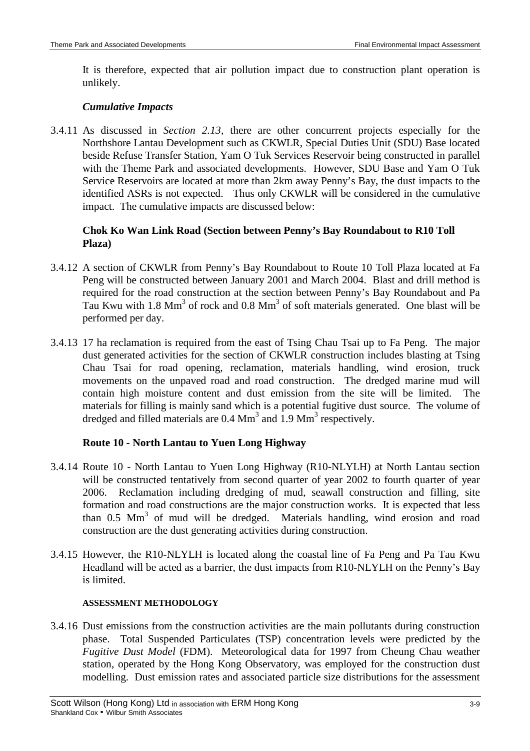It is therefore, expected that air pollution impact due to construction plant operation is unlikely.

***Cumulative Impacts***

3.4.11 As discussed in *Section 2.13*, there are other concurrent projects especially for the Northshore Lantau Development such as CKWLR, Special Duties Unit (SDU) Base located beside Refuse Transfer Station, Yam O Tuk Services Reservoir being constructed in parallel with the Theme Park and associated developments. However, SDU Base and Yam O Tuk Service Reservoirs are located at more than 2km away Penny's Bay, the dust impacts to the identified ASRs is not expected. Thus only CKWLR will be considered in the cumulative impact. The cumulative impacts are discussed below:

**Chok Ko Wan Link Road (Section between Penny's Bay Roundabout to R10 Toll Plaza)**

3.4.12 A section of CKWLR from Penny's Bay Roundabout to Route 10 Toll Plaza located at Fa Peng will be constructed between January 2001 and March 2004. Blast and drill method is required for the road construction at the section between Penny's Bay Roundabout and Pa Tau Kwu with 1.8 $Mm^3$ of rock and 0.8 $Mm^3$ of soft materials generated. One blast will be performed per day.

3.4.13 17 ha reclamation is required from the east of Tsing Chau Tsai up to Fa Peng. The major dust generated activities for the section of CKWLR construction includes blasting at Tsing Chau Tsai for road opening, reclamation, materials handling, wind erosion, truck movements on the unpaved road and road construction. The dredged marine mud will contain high moisture content and dust emission from the site will be limited. The materials for filling is mainly sand which is a potential fugitive dust source. The volume of dredged and filled materials are 0.4 $Mm^3$ and 1.9 $Mm^3$ respectively.

**Route 10 - North Lantau to Yuen Long Highway**

3.4.14 Route 10 - North Lantau to Yuen Long Highway (R10-NLYLH) at North Lantau section will be constructed tentatively from second quarter of year 2002 to fourth quarter of year 2006. Reclamation including dredging of mud, seawall construction and filling, site formation and road constructions are the major construction works. It is expected that less than 0.5 $Mm^3$ of mud will be dredged. Materials handling, wind erosion and road construction are the dust generating activities during construction.

3.4.15 However, the R10-NLYLH is located along the coastal line of Fa Peng and Pa Tau Kwu Headland will be acted as a barrier, the dust impacts from R10-NLYLH on the Penny's Bay is limited.

**ASSESSMENT METHODOLOGY**

3.4.16 Dust emissions from the construction activities are the main pollutants during construction phase. Total Suspended Particulates (TSP) concentration levels were predicted by the *Fugitive Dust Model* (FDM). Meteorological data for 1997 from Cheung Chau weather station, operated by the Hong Kong Observatory, was employed for the construction dust modelling. Dust emission rates and associated particle size distributions for the assessment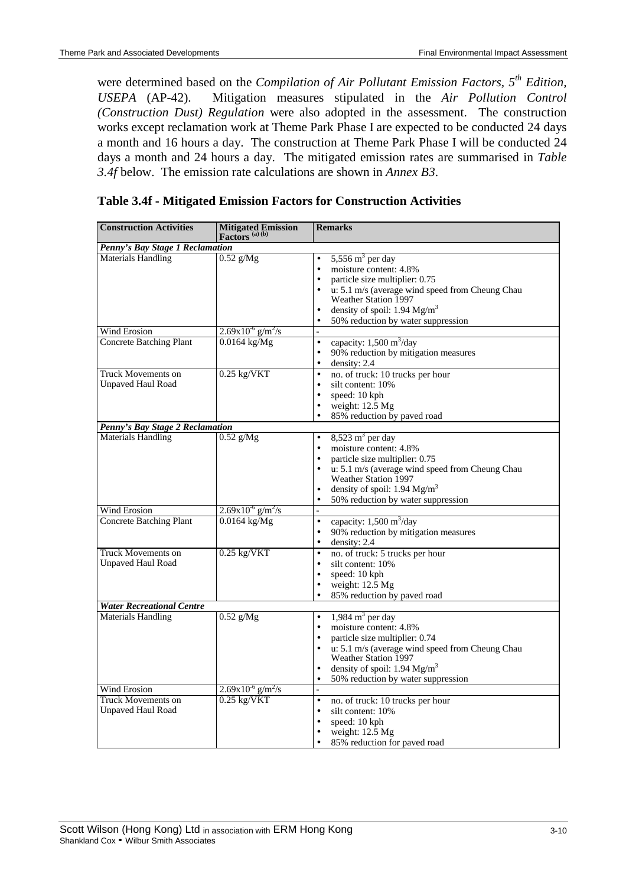were determined based on the *Compilation of Air Pollutant Emission Factors, 5th Edition, USEPA* (AP-42). Mitigation measures stipulated in the *Air Pollution Control (Construction Dust) Regulation* were also adopted in the assessment. The construction works except reclamation work at Theme Park Phase I are expected to be conducted 24 days a month and 16 hours a day. The construction at Theme Park Phase I will be conducted 24 days a month and 24 hours a day. The mitigated emission rates are summarised in *Table 3.4f* below. The emission rate calculations are shown in *Annex B3*.

**Table 3.4f - Mitigated Emission Factors for Construction Activities**

| Construction Activities | Mitigated Emission Factors [(a) (b)] | Remarks |
|---|---|---|
| ***Penny's Bay Stage 1 Reclamation*** | | |
| Materials Handling | 0.52 g/Mg | • 5,556 $m^3$ per day<br>• moisture content: 4.8%<br>• particle size multiplier: 0.75<br>• u: 5.1 m/s (average wind speed from Cheung Chau Weather Station 1997<br>• density of spoil: 1.94 $Mg/m^3$<br>• 50% reduction by water suppression |
| Wind Erosion | $2.69x10^{-6}$ $g/m^2/s$ | - |
| Concrete Batching Plant | 0.0164 kg/Mg | • capacity: 1,500 $m^3$/day<br>• 90% reduction by mitigation measures<br>• density: 2.4 |
| Truck Movements on Unpaved Haul Road | 0.25 kg/VKT | • no. of truck: 10 trucks per hour<br>• silt content: 10%<br>• speed: 10 kph<br>• weight: 12.5 Mg<br>• 85% reduction by paved road |
| ***Penny's Bay Stage 2 Reclamation*** | | |
| Materials Handling | 0.52 g/Mg | • 8,523 $m^3$ per day<br>• moisture content: 4.8%<br>• particle size multiplier: 0.75<br>• u: 5.1 m/s (average wind speed from Cheung Chau Weather Station 1997<br>• density of spoil: 1.94 $Mg/m^3$<br>• 50% reduction by water suppression |
| Wind Erosion | $2.69x10^{-6}$ $g/m^2/s$ | - |
| Concrete Batching Plant | 0.0164 kg/Mg | • capacity: 1,500 $m^3$/day<br>• 90% reduction by mitigation measures<br>• density: 2.4 |
| Truck Movements on Unpaved Haul Road | 0.25 kg/VKT | • no. of truck: 5 trucks per hour<br>• silt content: 10%<br>• speed: 10 kph<br>• weight: 12.5 Mg<br>• 85% reduction by paved road |
| ***Water Recreational Centre*** | | |
| Materials Handling | 0.52 g/Mg | • 1,984 $m^3$ per day<br>• moisture content: 4.8%<br>• particle size multiplier: 0.74<br>• u: 5.1 m/s (average wind speed from Cheung Chau Weather Station 1997<br>• density of spoil: 1.94 $Mg/m^3$<br>• 50% reduction by water suppression |
| Wind Erosion | $2.69x10^{-6}$ $g/m^2/s$ | - |
| Truck Movements on Unpaved Haul Road | 0.25 kg/VKT | • no. of truck: 10 trucks per hour<br>• silt content: 10%<br>• speed: 10 kph<br>• weight: 12.5 Mg<br>• 85% reduction for paved road |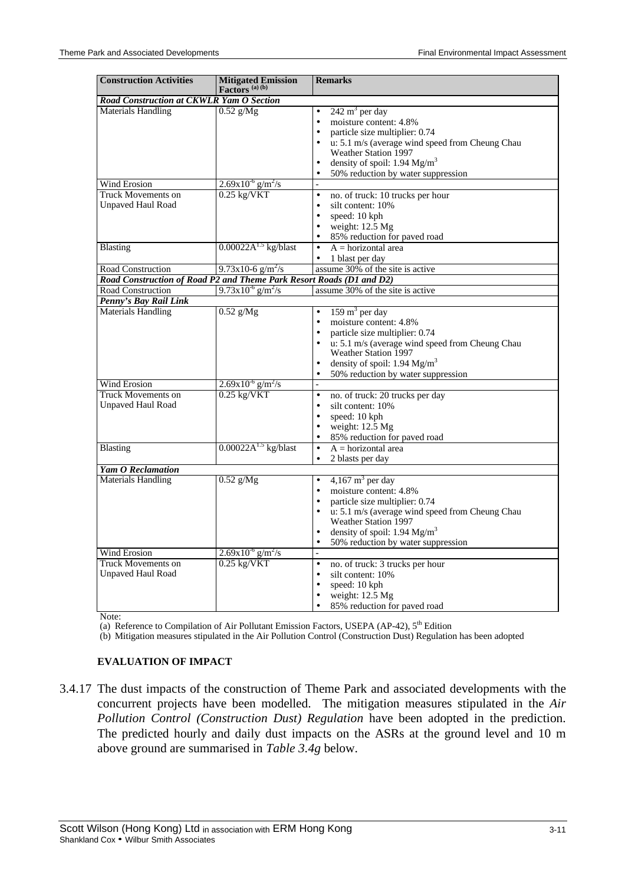| Construction Activities | Mitigated Emission Factors (a) (b) | Remarks |
|---|---|---|
| ***Road Construction at CKWLR Yam O Section*** | | |
| Materials Handling | 0.52 g/Mg | • 242 $m^3$ per day<br>• moisture content: 4.8%<br>• particle size multiplier: 0.74<br>• u: 5.1 m/s (average wind speed from Cheung Chau Weather Station 1997<br>• density of spoil: 1.94 $Mg/m^3$<br>• 50% reduction by water suppression |
| Wind Erosion | $2.69x10^{-6}$ $g/m^2/s$ | - |
| Truck Movements on Unpaved Haul Road | 0.25 kg/VKT | • no. of truck: 10 trucks per hour<br>• silt content: 10%<br>• speed: 10 kph<br>• weight: 12.5 Mg<br>• 85% reduction for paved road |
| Blasting | $0.00022A^{1.5}$ kg/blast | • A = horizontal area<br>• 1 blast per day |
| Road Construction | 9.73x10-6 $g/m^2/s$ | assume 30% of the site is active |
| ***Road Construction of Road P2 and Theme Park Resort Roads (D1 and D2)*** | | |
| Road Construction | $9.73x10^{-6}$ $g/m^2/s$ | assume 30% of the site is active |
| ***Penny's Bay Rail Link*** | | |
| Materials Handling | 0.52 g/Mg | • 159 $m^3$ per day<br>• moisture content: 4.8%<br>• particle size multiplier: 0.74<br>• u: 5.1 m/s (average wind speed from Cheung Chau Weather Station 1997<br>• density of spoil: 1.94 $Mg/m^3$<br>• 50% reduction by water suppression |
| Wind Erosion | $2.69x10^{-6}$ $g/m^2/s$ | - |
| Truck Movements on Unpaved Haul Road | 0.25 kg/VKT | • no. of truck: 20 trucks per day<br>• silt content: 10%<br>• speed: 10 kph<br>• weight: 12.5 Mg<br>• 85% reduction for paved road |
| Blasting | $0.00022A^{1.5}$ kg/blast | • A = horizontal area<br>• 2 blasts per day |
| ***Yam O Reclamation*** | | |
| Materials Handling | 0.52 g/Mg | • 4,167 $m^3$ per day<br>• moisture content: 4.8%<br>• particle size multiplier: 0.74<br>• u: 5.1 m/s (average wind speed from Cheung Chau Weather Station 1997<br>• density of spoil: 1.94 $Mg/m^3$<br>• 50% reduction by water suppression |
| Wind Erosion | $2.69x10^{-6}$ $g/m^2/s$ | - |
| Truck Movements on Unpaved Haul Road | 0.25 kg/VKT | • no. of truck: 3 trucks per hour<br>• silt content: 10%<br>• speed: 10 kph<br>• weight: 12.5 Mg<br>• 85% reduction for paved road |

Note:

(a) Reference to Compilation of Air Pollutant Emission Factors, USEPA (AP-42), 5th Edition

(b) Mitigation measures stipulated in the Air Pollution Control (Construction Dust) Regulation has been adopted

**EVALUATION OF IMPACT**

3.4.17 The dust impacts of the construction of Theme Park and associated developments with the concurrent projects have been modelled. The mitigation measures stipulated in the *Air Pollution Control (Construction Dust) Regulation* have been adopted in the prediction. The predicted hourly and daily dust impacts on the ASRs at the ground level and 10 m above ground are summarised in *Table 3.4g* below.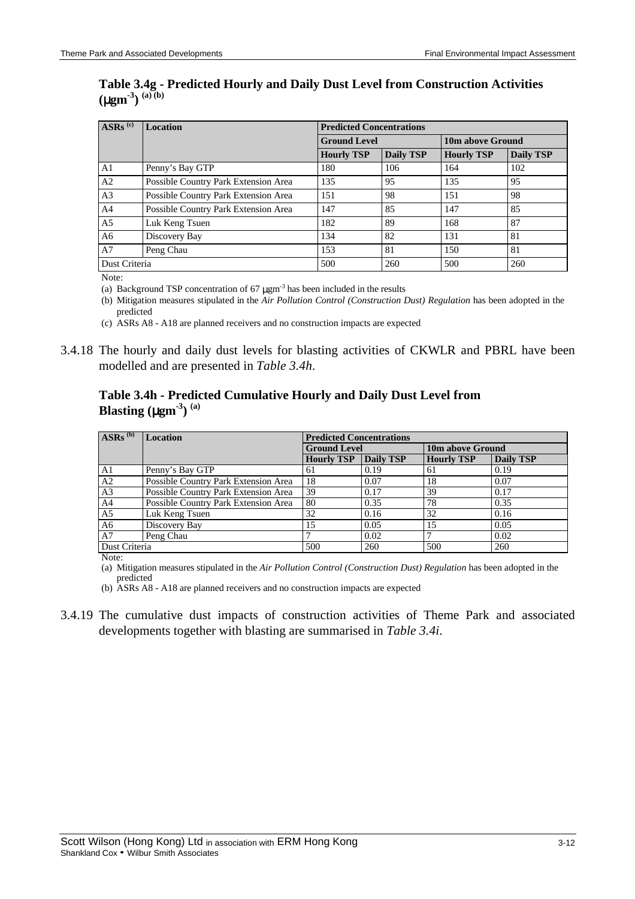**Table 3.4g - Predicted Hourly and Daily Dust Level from Construction Activities ($\mu gm^{-3}$) (a) (b)**

| ASRs (c) | Location | Predicted Concentrations | | | |
|---|---|---|---|---|---|
| | | Ground Level | | 10m above Ground | |
| | | Hourly TSP | Daily TSP | Hourly TSP | Daily TSP |
| A1 | Penny's Bay GTP | 180 | 106 | 164 | 102 |
| A2 | Possible Country Park Extension Area | 135 | 95 | 135 | 95 |
| A3 | Possible Country Park Extension Area | 151 | 98 | 151 | 98 |
| A4 | Possible Country Park Extension Area | 147 | 85 | 147 | 85 |
| A5 | Luk Keng Tsuen | 182 | 89 | 168 | 87 |
| A6 | Discovery Bay | 134 | 82 | 131 | 81 |
| A7 | Peng Chau | 153 | 81 | 150 | 81 |
| Dust Criteria | | 500 | 260 | 500 | 260 |

Note:

(a) Background TSP concentration of 67 $\mu gm^{-3}$ has been included in the results

(b) Mitigation measures stipulated in the *Air Pollution Control (Construction Dust) Regulation* has been adopted in the predicted

(c) ASRs A8 - A18 are planned receivers and no construction impacts are expected

3.4.18 The hourly and daily dust levels for blasting activities of CKWLR and PBRL have been modelled and are presented in *Table 3.4h.*

**Table 3.4h - Predicted Cumulative Hourly and Daily Dust Level from Blasting ($\mu gm^{-3}$) (a)**

| ASRs (b) | Location | Predicted Concentrations | | | |
|---|---|---|---|---|---|
| | | Ground Level | | 10m above Ground | |
| | | Hourly TSP | Daily TSP | Hourly TSP | Daily TSP |
| A1 | Penny's Bay GTP | 61 | 0.19 | 61 | 0.19 |
| A2 | Possible Country Park Extension Area | 18 | 0.07 | 18 | 0.07 |
| A3 | Possible Country Park Extension Area | 39 | 0.17 | 39 | 0.17 |
| A4 | Possible Country Park Extension Area | 80 | 0.35 | 78 | 0.35 |
| A5 | Luk Keng Tsuen | 32 | 0.16 | 32 | 0.16 |
| A6 | Discovery Bay | 15 | 0.05 | 15 | 0.05 |
| A7 | Peng Chau | 7 | 0.02 | 7 | 0.02 |
| Dust Criteria | | 500 | 260 | 500 | 260 |

Note:

(a) Mitigation measures stipulated in the *Air Pollution Control (Construction Dust) Regulation* has been adopted in the predicted

(b) ASRs A8 - A18 are planned receivers and no construction impacts are expected

3.4.19 The cumulative dust impacts of construction activities of Theme Park and associated developments together with blasting are summarised in *Table 3.4i.*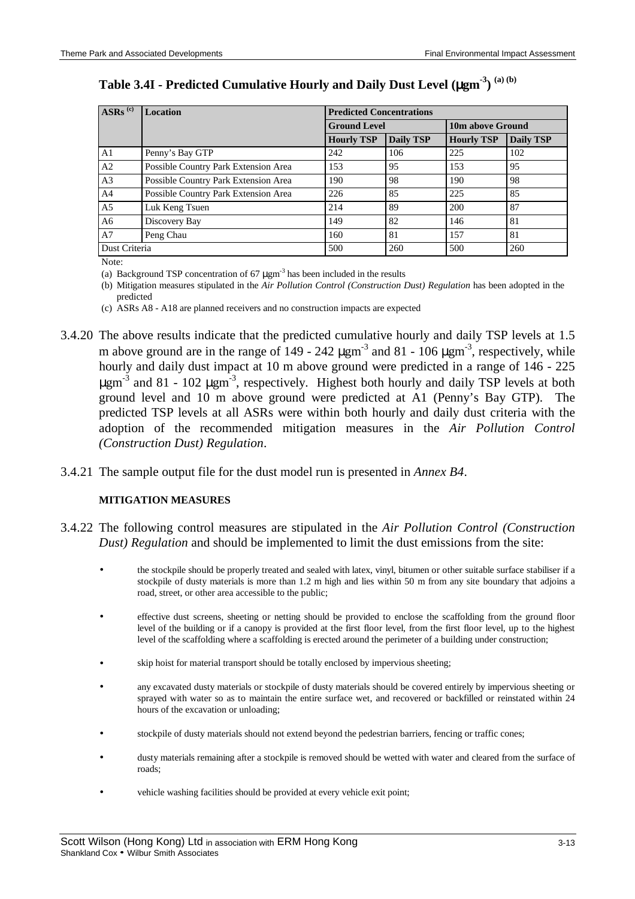**Table 3.4I - Predicted Cumulative Hourly and Daily Dust Level ($\mu gm^{-3}$) [(a) (b)]**

| ASRs [(c)] | Location | Predicted Concentrations | | | |
|---|---|---|---|---|---|
| | | Ground Level | | 10m above Ground | |
| | | Hourly TSP | Daily TSP | Hourly TSP | Daily TSP |
| A1 | Penny's Bay GTP | 242 | 106 | 225 | 102 |
| A2 | Possible Country Park Extension Area | 153 | 95 | 153 | 95 |
| A3 | Possible Country Park Extension Area | 190 | 98 | 190 | 98 |
| A4 | Possible Country Park Extension Area | 226 | 85 | 225 | 85 |
| A5 | Luk Keng Tsuen | 214 | 89 | 200 | 87 |
| A6 | Discovery Bay | 149 | 82 | 146 | 81 |
| A7 | Peng Chau | 160 | 81 | 157 | 81 |
| Dust Criteria | | 500 | 260 | 500 | 260 |

Note:

(a) Background TSP concentration of 67 $\mu gm^{-3}$ has been included in the results

(b) Mitigation measures stipulated in the *Air Pollution Control (Construction Dust) Regulation* has been adopted in the predicted

(c) ASRs A8 - A18 are planned receivers and no construction impacts are expected

3.4.20 The above results indicate that the predicted cumulative hourly and daily TSP levels at 1.5 m above ground are in the range of 149 - 242 $\mu gm^{-3}$ and 81 - 106 $\mu gm^{-3}$, respectively, while hourly and daily dust impact at 10 m above ground were predicted in a range of 146 - 225 $\mu gm^{-3}$ and 81 - 102 $\mu gm^{-3}$, respectively. Highest both hourly and daily TSP levels at both ground level and 10 m above ground were predicted at A1 (Penny's Bay GTP). The predicted TSP levels at all ASRs were within both hourly and daily dust criteria with the adoption of the recommended mitigation measures in the *Air Pollution Control (Construction Dust) Regulation*.

3.4.21 The sample output file for the dust model run is presented in *Annex B4*.

#### MITIGATION MEASURES

3.4.22 The following control measures are stipulated in the *Air Pollution Control (Construction Dust) Regulation* and should be implemented to limit the dust emissions from the site:

- the stockpile should be properly treated and sealed with latex, vinyl, bitumen or other suitable surface stabiliser if a stockpile of dusty materials is more than 1.2 m high and lies within 50 m from any site boundary that adjoins a road, street, or other area accessible to the public;
- effective dust screens, sheeting or netting should be provided to enclose the scaffolding from the ground floor level of the building or if a canopy is provided at the first floor level, from the first floor level, up to the highest level of the scaffolding where a scaffolding is erected around the perimeter of a building under construction;
- skip hoist for material transport should be totally enclosed by impervious sheeting;
- any excavated dusty materials or stockpile of dusty materials should be covered entirely by impervious sheeting or sprayed with water so as to maintain the entire surface wet, and recovered or backfilled or reinstated within 24 hours of the excavation or unloading;
- stockpile of dusty materials should not extend beyond the pedestrian barriers, fencing or traffic cones;
- dusty materials remaining after a stockpile is removed should be wetted with water and cleared from the surface of roads;
- vehicle washing facilities should be provided at every vehicle exit point;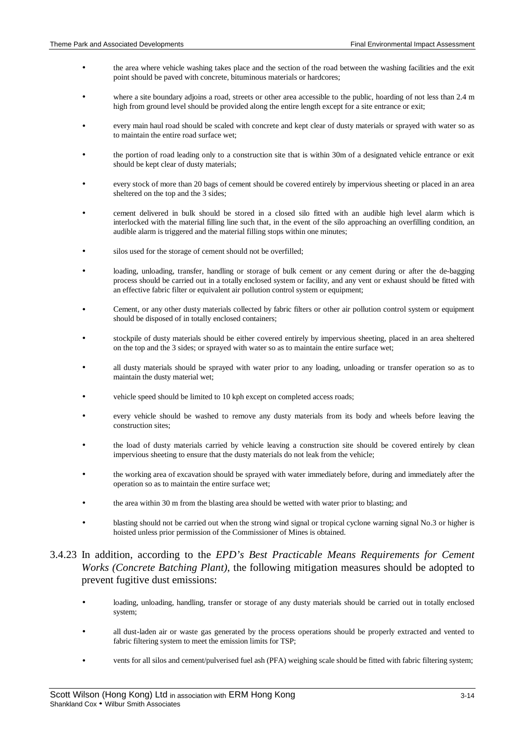- the area where vehicle washing takes place and the section of the road between the washing facilities and the exit point should be paved with concrete, bituminous materials or hardcores;

- where a site boundary adjoins a road, streets or other area accessible to the public, hoarding of not less than 2.4 m high from ground level should be provided along the entire length except for a site entrance or exit;

- every main haul road should be scaled with concrete and kept clear of dusty materials or sprayed with water so as to maintain the entire road surface wet;

- the portion of road leading only to a construction site that is within 30m of a designated vehicle entrance or exit should be kept clear of dusty materials;

- every stock of more than 20 bags of cement should be covered entirely by impervious sheeting or placed in an area sheltered on the top and the 3 sides;

- cement delivered in bulk should be stored in a closed silo fitted with an audible high level alarm which is interlocked with the material filling line such that, in the event of the silo approaching an overfilling condition, an audible alarm is triggered and the material filling stops within one minutes;

- silos used for the storage of cement should not be overfilled;

- loading, unloading, transfer, handling or storage of bulk cement or any cement during or after the de-bagging process should be carried out in a totally enclosed system or facility, and any vent or exhaust should be fitted with an effective fabric filter or equivalent air pollution control system or equipment;

- Cement, or any other dusty materials collected by fabric filters or other air pollution control system or equipment should be disposed of in totally enclosed containers;

- stockpile of dusty materials should be either covered entirely by impervious sheeting, placed in an area sheltered on the top and the 3 sides; or sprayed with water so as to maintain the entire surface wet;

- all dusty materials should be sprayed with water prior to any loading, unloading or transfer operation so as to maintain the dusty material wet;

- vehicle speed should be limited to 10 kph except on completed access roads;

- every vehicle should be washed to remove any dusty materials from its body and wheels before leaving the construction sites;

- the load of dusty materials carried by vehicle leaving a construction site should be covered entirely by clean impervious sheeting to ensure that the dusty materials do not leak from the vehicle;

- the working area of excavation should be sprayed with water immediately before, during and immediately after the operation so as to maintain the entire surface wet;

- the area within 30 m from the blasting area should be wetted with water prior to blasting; and

- blasting should not be carried out when the strong wind signal or tropical cyclone warning signal No.3 or higher is hoisted unless prior permission of the Commissioner of Mines is obtained.

3.4.23 In addition, according to the *EPD's Best Practicable Means Requirements for Cement Works (Concrete Batching Plant)*, the following mitigation measures should be adopted to prevent fugitive dust emissions:

- loading, unloading, handling, transfer or storage of any dusty materials should be carried out in totally enclosed system;

- all dust-laden air or waste gas generated by the process operations should be properly extracted and vented to fabric filtering system to meet the emission limits for TSP;

- vents for all silos and cement/pulverised fuel ash (PFA) weighing scale should be fitted with fabric filtering system;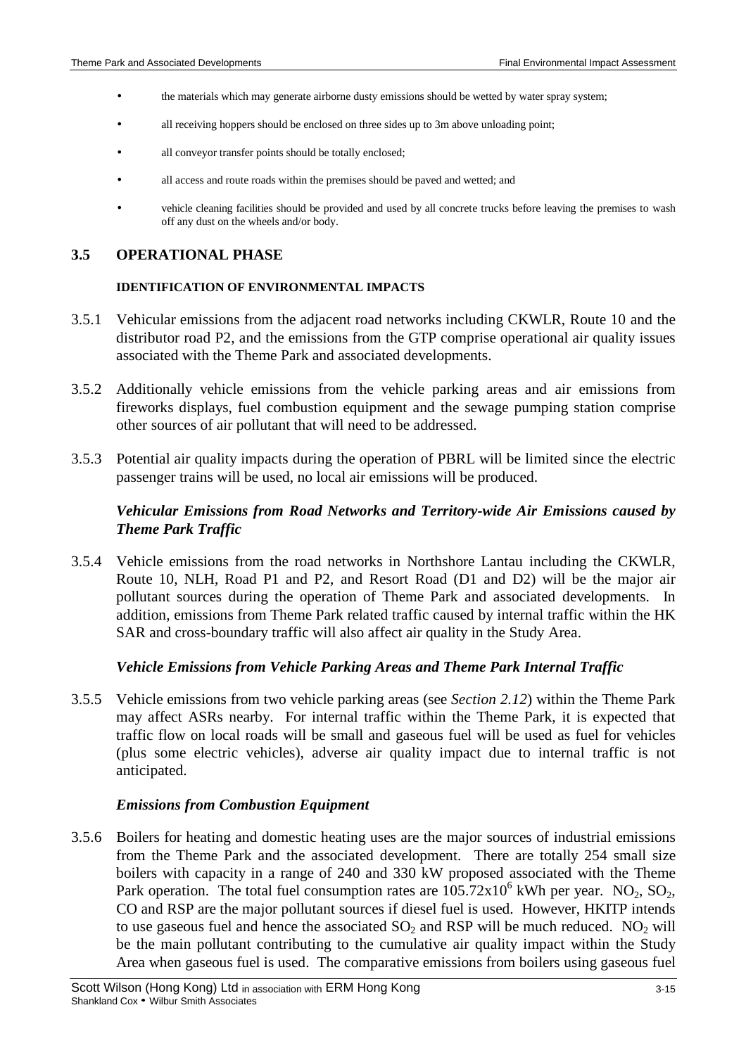- the materials which may generate airborne dusty emissions should be wetted by water spray system;
- all receiving hoppers should be enclosed on three sides up to 3m above unloading point;
- all conveyor transfer points should be totally enclosed;
- all access and route roads within the premises should be paved and wetted; and
- vehicle cleaning facilities should be provided and used by all concrete trucks before leaving the premises to wash off any dust on the wheels and/or body.

## 3.5 OPERATIONAL PHASE

#### IDENTIFICATION OF ENVIRONMENTAL IMPACTS

3.5.1 Vehicular emissions from the adjacent road networks including CKWLR, Route 10 and the distributor road P2, and the emissions from the GTP comprise operational air quality issues associated with the Theme Park and associated developments.

3.5.2 Additionally vehicle emissions from the vehicle parking areas and air emissions from fireworks displays, fuel combustion equipment and the sewage pumping station comprise other sources of air pollutant that will need to be addressed.

3.5.3 Potential air quality impacts during the operation of PBRL will be limited since the electric passenger trains will be used, no local air emissions will be produced.

### *Vehicular Emissions from Road Networks and Territory-wide Air Emissions caused by Theme Park Traffic*

3.5.4 Vehicle emissions from the road networks in Northshore Lantau including the CKWLR, Route 10, NLH, Road P1 and P2, and Resort Road (D1 and D2) will be the major air pollutant sources during the operation of Theme Park and associated developments. In addition, emissions from Theme Park related traffic caused by internal traffic within the HK SAR and cross-boundary traffic will also affect air quality in the Study Area.

### *Vehicle Emissions from Vehicle Parking Areas and Theme Park Internal Traffic*

3.5.5 Vehicle emissions from two vehicle parking areas (see *Section 2.12*) within the Theme Park may affect ASRs nearby. For internal traffic within the Theme Park, it is expected that traffic flow on local roads will be small and gaseous fuel will be used as fuel for vehicles (plus some electric vehicles), adverse air quality impact due to internal traffic is not anticipated.

### *Emissions from Combustion Equipment*

3.5.6 Boilers for heating and domestic heating uses are the major sources of industrial emissions from the Theme Park and the associated development. There are totally 254 small size boilers with capacity in a range of 240 and 330 kW proposed associated with the Theme Park operation. The total fuel consumption rates are $105.72 \times 10^6$ kWh per year. $NO_2$, $SO_2$, CO and RSP are the major pollutant sources if diesel fuel is used. However, HKITP intends to use gaseous fuel and hence the associated $SO_2$ and RSP will be much reduced. $NO_2$ will be the main pollutant contributing to the cumulative air quality impact within the Study Area when gaseous fuel is used. The comparative emissions from boilers using gaseous fuel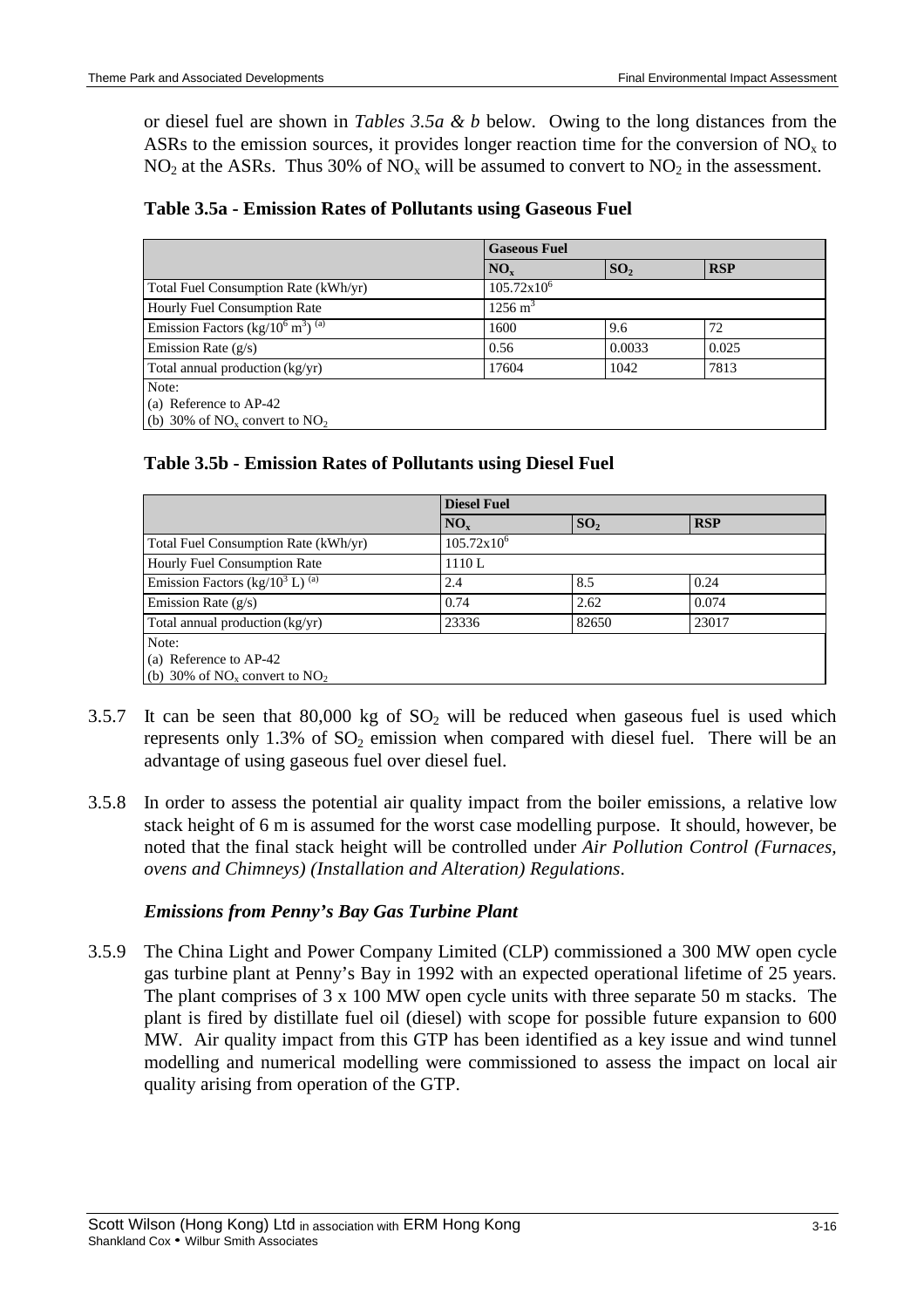or diesel fuel are shown in *Tables 3.5a & b* below. Owing to the long distances from the ASRs to the emission sources, it provides longer reaction time for the conversion of $NO_x$ to $NO_2$ at the ASRs. Thus 30% of $NO_x$ will be assumed to convert to $NO_2$ in the assessment.

**Table 3.5a - Emission Rates of Pollutants using Gaseous Fuel**

| | Gaseous Fuel | | |
|---|---|---|---|
| | $NO_x$ | $SO_2$ | RSP |
| Total Fuel Consumption Rate (kWh/yr) | $105.72x10^6$ | | |
| Hourly Fuel Consumption Rate | 1256 $m^3$ | | |
| Emission Factors ($kg/10^6\ m^3$) [(a)] | 1600 | 9.6 | 72 |
| Emission Rate (g/s) | 0.56 | 0.0033 | 0.025 |
| Total annual production (kg/yr) | 17604 | 1042 | 7813 |
| Note:<br>(a) Reference to AP-42<br>(b) 30% of $NO_x$ convert to $NO_2$ | | | |

**Table 3.5b - Emission Rates of Pollutants using Diesel Fuel**

| | Diesel Fuel | | |
|---|---|---|---|
| | $NO_x$ | $SO_2$ | RSP |
| Total Fuel Consumption Rate (kWh/yr) | $105.72x10^6$ | | |
| Hourly Fuel Consumption Rate | 1110 L | | |
| Emission Factors ($kg/10^3$ L) [(a)] | 2.4 | 8.5 | 0.24 |
| Emission Rate (g/s) | 0.74 | 2.62 | 0.074 |
| Total annual production (kg/yr) | 23336 | 82650 | 23017 |
| Note:<br>(a) Reference to AP-42<br>(b) 30% of $NO_x$ convert to $NO_2$ | | | |

3.5.7 It can be seen that 80,000 kg of $SO_2$ will be reduced when gaseous fuel is used which represents only 1.3% of $SO_2$ emission when compared with diesel fuel. There will be an advantage of using gaseous fuel over diesel fuel.

3.5.8 In order to assess the potential air quality impact from the boiler emissions, a relative low stack height of 6 m is assumed for the worst case modelling purpose. It should, however, be noted that the final stack height will be controlled under *Air Pollution Control (Furnaces, ovens and Chimneys) (Installation and Alteration) Regulations*.

***Emissions from Penny's Bay Gas Turbine Plant***

3.5.9 The China Light and Power Company Limited (CLP) commissioned a 300 MW open cycle gas turbine plant at Penny's Bay in 1992 with an expected operational lifetime of 25 years. The plant comprises of 3 x 100 MW open cycle units with three separate 50 m stacks. The plant is fired by distillate fuel oil (diesel) with scope for possible future expansion to 600 MW. Air quality impact from this GTP has been identified as a key issue and wind tunnel modelling and numerical modelling were commissioned to assess the impact on local air quality arising from operation of the GTP.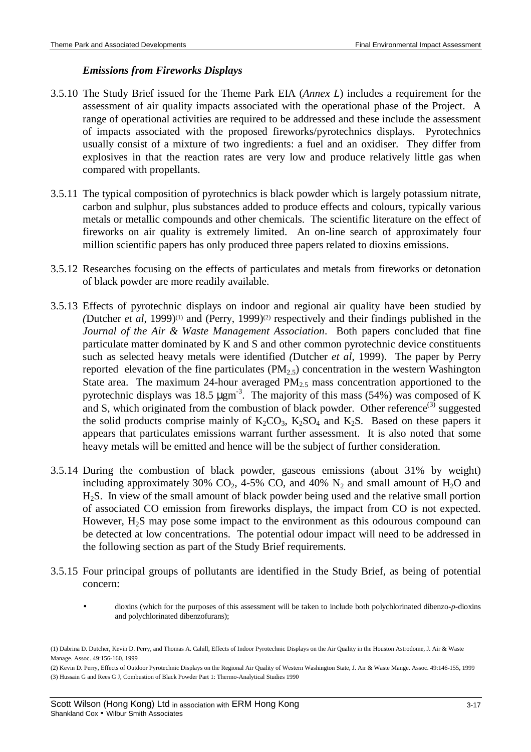### *Emissions from Fireworks Displays*

3.5.10 The Study Brief issued for the Theme Park EIA (*Annex L*) includes a requirement for the assessment of air quality impacts associated with the operational phase of the Project. A range of operational activities are required to be addressed and these include the assessment of impacts associated with the proposed fireworks/pyrotechnics displays. Pyrotechnics usually consist of a mixture of two ingredients: a fuel and an oxidiser. They differ from explosives in that the reaction rates are very low and produce relatively little gas when compared with propellants.

3.5.11 The typical composition of pyrotechnics is black powder which is largely potassium nitrate, carbon and sulphur, plus substances added to produce effects and colours, typically various metals or metallic compounds and other chemicals. The scientific literature on the effect of fireworks on air quality is extremely limited. An on-line search of approximately four million scientific papers has only produced three papers related to dioxins emissions.

3.5.12 Researches focusing on the effects of particulates and metals from fireworks or detonation of black powder are more readily available.

3.5.13 Effects of pyrotechnic displays on indoor and regional air quality have been studied by (Dutcher *et al*, 1999)[1] and (Perry, 1999)[2] respectively and their findings published in the *Journal of the Air & Waste Management Association*. Both papers concluded that fine particulate matter dominated by K and S and other common pyrotechnic device constituents such as selected heavy metals were identified (Dutcher *et al*, 1999). The paper by Perry reported elevation of the fine particulates ($PM_{2.5}$) concentration in the western Washington State area. The maximum 24-hour averaged $PM_{2.5}$ mass concentration apportioned to the pyrotechnic displays was 18.5 $\mu gm^{-3}$. The majority of this mass (54%) was composed of K and S, which originated from the combustion of black powder. Other reference[3] suggested the solid products comprise mainly of $K_2CO_3$, $K_2SO_4$ and $K_2S$. Based on these papers it appears that particulates emissions warrant further assessment. It is also noted that some heavy metals will be emitted and hence will be the subject of further consideration.

3.5.14 During the combustion of black powder, gaseous emissions (about 31% by weight) including approximately 30% $CO_2$, 4-5% CO, and 40% $N_2$ and small amount of $H_2O$ and $H_2S$. In view of the small amount of black powder being used and the relative small portion of associated CO emission from fireworks displays, the impact from CO is not expected. However, $H_2S$ may pose some impact to the environment as this odourous compound can be detected at low concentrations. The potential odour impact will need to be addressed in the following section as part of the Study Brief requirements.

3.5.15 Four principal groups of pollutants are identified in the Study Brief, as being of potential concern:

- dioxins (which for the purposes of this assessment will be taken to include both polychlorinated dibenzo-*p*-dioxins and polychlorinated dibenzofurans);

(1) Dabrina D. Dutcher, Kevin D. Perry, and Thomas A. Cahill, Effects of Indoor Pyrotechnic Displays on the Air Quality in the Houston Astrodome, J. Air & Waste Manage. Assoc. 49:156-160, 1999

(2) Kevin D. Perry, Effects of Outdoor Pyrotechnic Displays on the Regional Air Quality of Western Washington State, J. Air & Waste Mange. Assoc. 49:146-155, 1999

(3) Hussain G and Rees G J, Combustion of Black Powder Part 1: Thermo-Analytical Studies 1990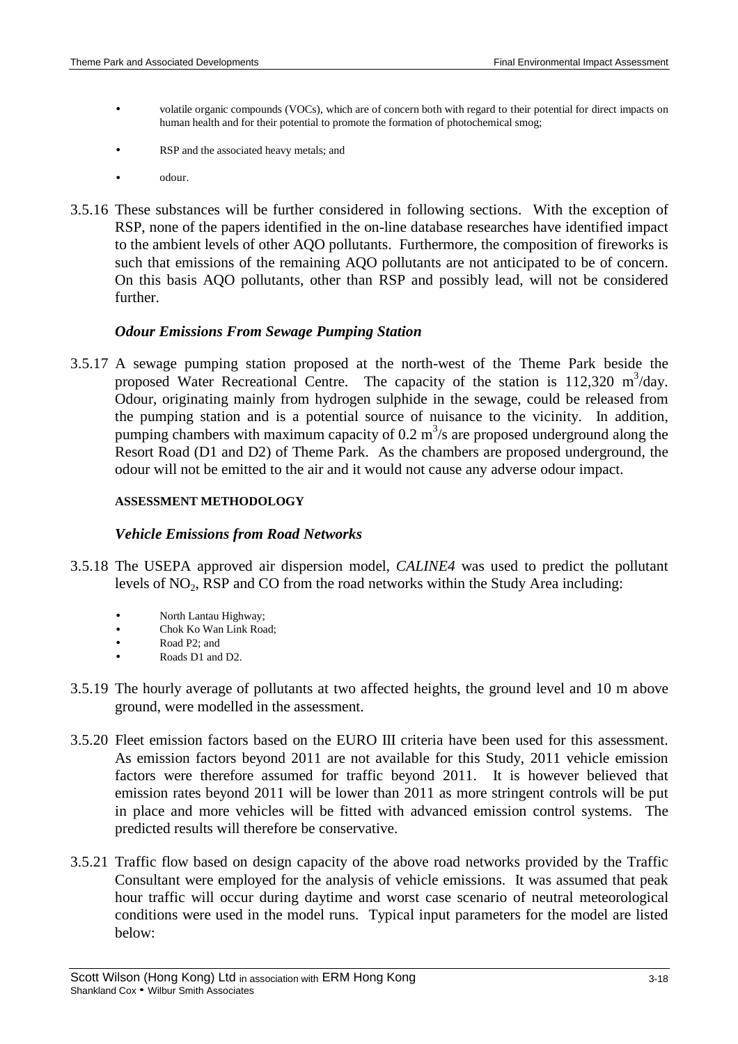- volatile organic compounds (VOCs), which are of concern both with regard to their potential for direct impacts on human health and for their potential to promote the formation of photochemical smog;
- RSP and the associated heavy metals; and
- odour.

3.5.16 These substances will be further considered in following sections. With the exception of RSP, none of the papers identified in the on-line database researches have identified impact to the ambient levels of other AQO pollutants. Furthermore, the composition of fireworks is such that emissions of the remaining AQO pollutants are not anticipated to be of concern. On this basis AQO pollutants, other than RSP and possibly lead, will not be considered further.

### *Odour Emissions From Sewage Pumping Station*

3.5.17 A sewage pumping station proposed at the north-west of the Theme Park beside the proposed Water Recreational Centre. The capacity of the station is 112,320 $m^3$/day. Odour, originating mainly from hydrogen sulphide in the sewage, could be released from the pumping station and is a potential source of nuisance to the vicinity. In addition, pumping chambers with maximum capacity of 0.2 $m^3$/s are proposed underground along the Resort Road (D1 and D2) of Theme Park. As the chambers are proposed underground, the odour will not be emitted to the air and it would not cause any adverse odour impact.

#### ASSESSMENT METHODOLOGY

### *Vehicle Emissions from Road Networks*

3.5.18 The USEPA approved air dispersion model, *CALINE4* was used to predict the pollutant levels of $NO_2$, RSP and CO from the road networks within the Study Area including:

- North Lantau Highway;
- Chok Ko Wan Link Road;
- Road P2; and
- Roads D1 and D2.

3.5.19 The hourly average of pollutants at two affected heights, the ground level and 10 m above ground, were modelled in the assessment.

3.5.20 Fleet emission factors based on the EURO III criteria have been used for this assessment. As emission factors beyond 2011 are not available for this Study, 2011 vehicle emission factors were therefore assumed for traffic beyond 2011. It is however believed that emission rates beyond 2011 will be lower than 2011 as more stringent controls will be put in place and more vehicles will be fitted with advanced emission control systems. The predicted results will therefore be conservative.

3.5.21 Traffic flow based on design capacity of the above road networks provided by the Traffic Consultant were employed for the analysis of vehicle emissions. It was assumed that peak hour traffic will occur during daytime and worst case scenario of neutral meteorological conditions were used in the model runs. Typical input parameters for the model are listed below: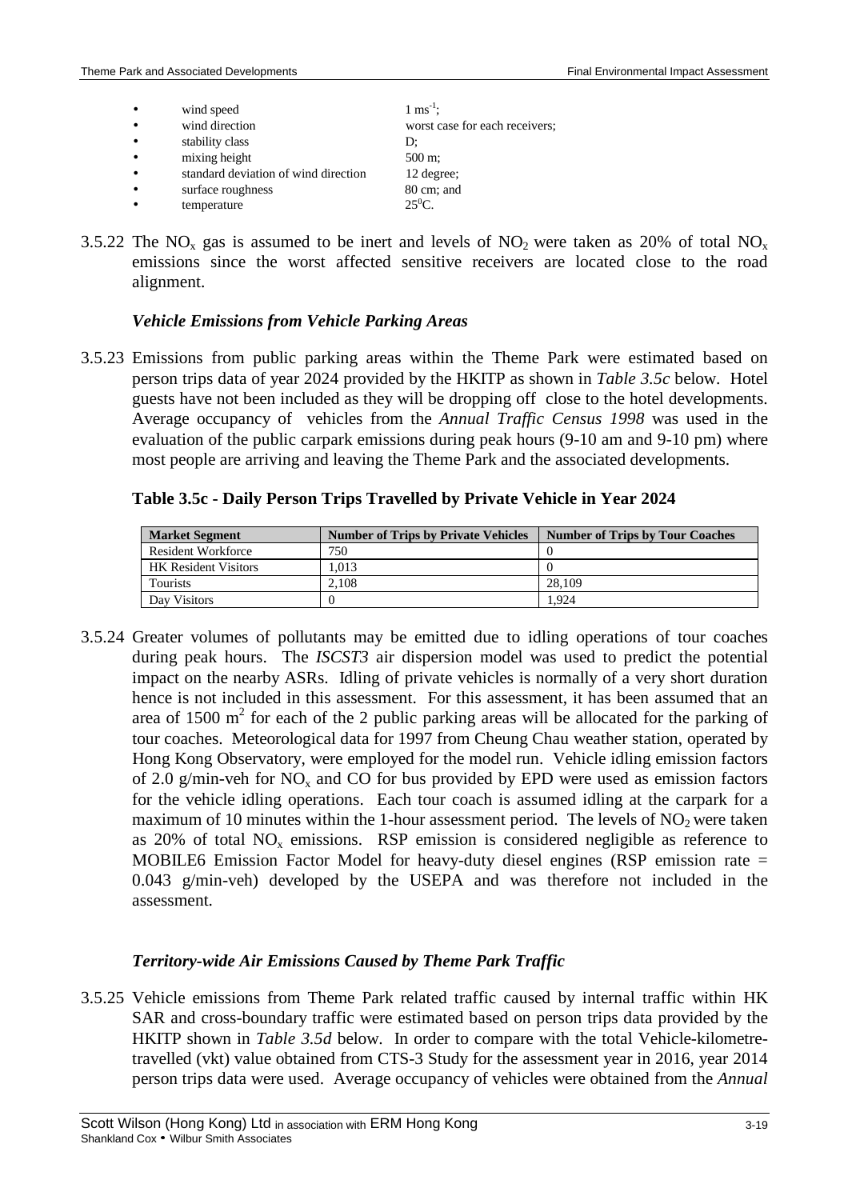- wind speed $1\ ms^{-1}$;
- wind direction worst case for each receivers;
- stability class D;
- mixing height 500 m;
- standard deviation of wind direction 12 degree;
- surface roughness 80 cm; and
- temperature $25^0C$.

3.5.22 The $NO_x$ gas is assumed to be inert and levels of $NO_2$ were taken as 20% of total $NO_x$ emissions since the worst affected sensitive receivers are located close to the road alignment.

### *Vehicle Emissions from Vehicle Parking Areas*

3.5.23 Emissions from public parking areas within the Theme Park were estimated based on person trips data of year 2024 provided by the HKITP as shown in *Table 3.5c* below. Hotel guests have not been included as they will be dropping off close to the hotel developments. Average occupancy of vehicles from the *Annual Traffic Census 1998* was used in the evaluation of the public carpark emissions during peak hours (9-10 am and 9-10 pm) where most people are arriving and leaving the Theme Park and the associated developments.

**Table 3.5c - Daily Person Trips Travelled by Private Vehicle in Year 2024**

| Market Segment | Number of Trips by Private Vehicles | Number of Trips by Tour Coaches |
|---|---|---|
| Resident Workforce | 750 | 0 |
| HK Resident Visitors | 1,013 | 0 |
| Tourists | 2,108 | 28,109 |
| Day Visitors | 0 | 1,924 |

3.5.24 Greater volumes of pollutants may be emitted due to idling operations of tour coaches during peak hours. The *ISCST3* air dispersion model was used to predict the potential impact on the nearby ASRs. Idling of private vehicles is normally of a very short duration hence is not included in this assessment. For this assessment, it has been assumed that an area of 1500 $m^2$ for each of the 2 public parking areas will be allocated for the parking of tour coaches. Meteorological data for 1997 from Cheung Chau weather station, operated by Hong Kong Observatory, were employed for the model run. Vehicle idling emission factors of 2.0 g/min-veh for $NO_x$ and CO for bus provided by EPD were used as emission factors for the vehicle idling operations. Each tour coach is assumed idling at the carpark for a maximum of 10 minutes within the 1-hour assessment period. The levels of $NO_2$ were taken as 20% of total $NO_x$ emissions. RSP emission is considered negligible as reference to MOBILE6 Emission Factor Model for heavy-duty diesel engines (RSP emission rate = 0.043 g/min-veh) developed by the USEPA and was therefore not included in the assessment.

### *Territory-wide Air Emissions Caused by Theme Park Traffic*

3.5.25 Vehicle emissions from Theme Park related traffic caused by internal traffic within HK SAR and cross-boundary traffic were estimated based on person trips data provided by the HKITP shown in *Table 3.5d* below. In order to compare with the total Vehicle-kilometre-travelled (vkt) value obtained from CTS-3 Study for the assessment year in 2016, year 2014 person trips data were used. Average occupancy of vehicles were obtained from the *Annual*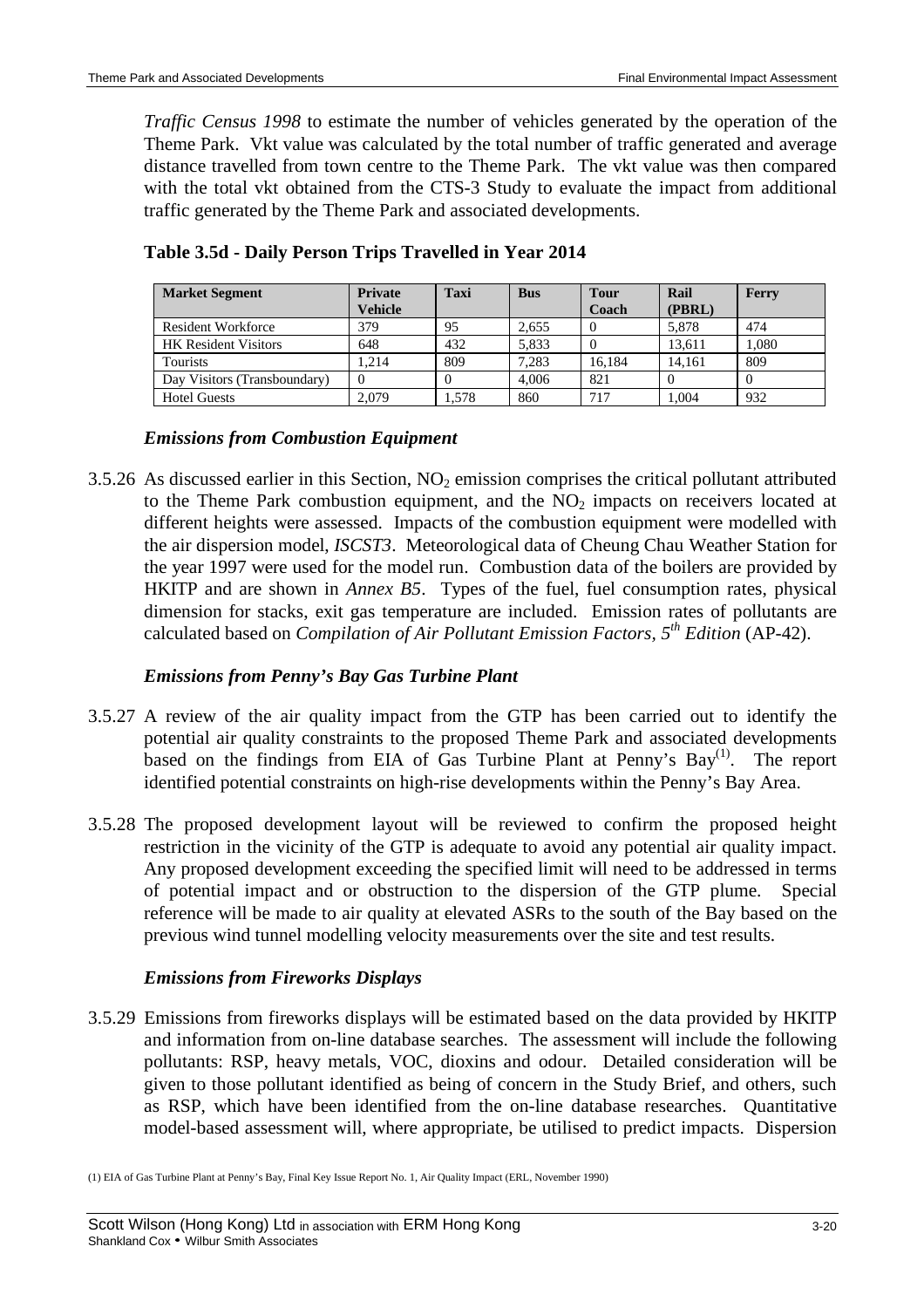*Traffic Census 1998* to estimate the number of vehicles generated by the operation of the Theme Park. Vkt value was calculated by the total number of traffic generated and average distance travelled from town centre to the Theme Park. The vkt value was then compared with the total vkt obtained from the CTS-3 Study to evaluate the impact from additional traffic generated by the Theme Park and associated developments.

**Table 3.5d - Daily Person Trips Travelled in Year 2014**

| Market Segment | Private Vehicle | Taxi | Bus | Tour Coach | Rail (PBRL) | Ferry |
|---|---|---|---|---|---|---|
| Resident Workforce | 379 | 95 | 2,655 | 0 | 5,878 | 474 |
| HK Resident Visitors | 648 | 432 | 5,833 | 0 | 13,611 | 1,080 |
| Tourists | 1,214 | 809 | 7,283 | 16,184 | 14,161 | 809 |
| Day Visitors (Transboundary) | 0 | 0 | 4,006 | 821 | 0 | 0 |
| Hotel Guests | 2,079 | 1,578 | 860 | 717 | 1,004 | 932 |

### *Emissions from Combustion Equipment*

3.5.26 As discussed earlier in this Section, $NO_2$ emission comprises the critical pollutant attributed to the Theme Park combustion equipment, and the $NO_2$ impacts on receivers located at different heights were assessed. Impacts of the combustion equipment were modelled with the air dispersion model, *ISCST3*. Meteorological data of Cheung Chau Weather Station for the year 1997 were used for the model run. Combustion data of the boilers are provided by HKITP and are shown in *Annex B5*. Types of the fuel, fuel consumption rates, physical dimension for stacks, exit gas temperature are included. Emission rates of pollutants are calculated based on *Compilation of Air Pollutant Emission Factors, 5th Edition* (AP-42).

### *Emissions from Penny's Bay Gas Turbine Plant*

3.5.27 A review of the air quality impact from the GTP has been carried out to identify the potential air quality constraints to the proposed Theme Park and associated developments based on the findings from EIA of Gas Turbine Plant at Penny's Bay[1]. The report identified potential constraints on high-rise developments within the Penny's Bay Area.

3.5.28 The proposed development layout will be reviewed to confirm the proposed height restriction in the vicinity of the GTP is adequate to avoid any potential air quality impact. Any proposed development exceeding the specified limit will need to be addressed in terms of potential impact and or obstruction to the dispersion of the GTP plume. Special reference will be made to air quality at elevated ASRs to the south of the Bay based on the previous wind tunnel modelling velocity measurements over the site and test results.

### *Emissions from Fireworks Displays*

3.5.29 Emissions from fireworks displays will be estimated based on the data provided by HKITP and information from on-line database searches. The assessment will include the following pollutants: RSP, heavy metals, VOC, dioxins and odour. Detailed consideration will be given to those pollutant identified as being of concern in the Study Brief, and others, such as RSP, which have been identified from the on-line database researches. Quantitative model-based assessment will, where appropriate, be utilised to predict impacts. Dispersion

(1) EIA of Gas Turbine Plant at Penny's Bay, Final Key Issue Report No. 1, Air Quality Impact (ERL, November 1990)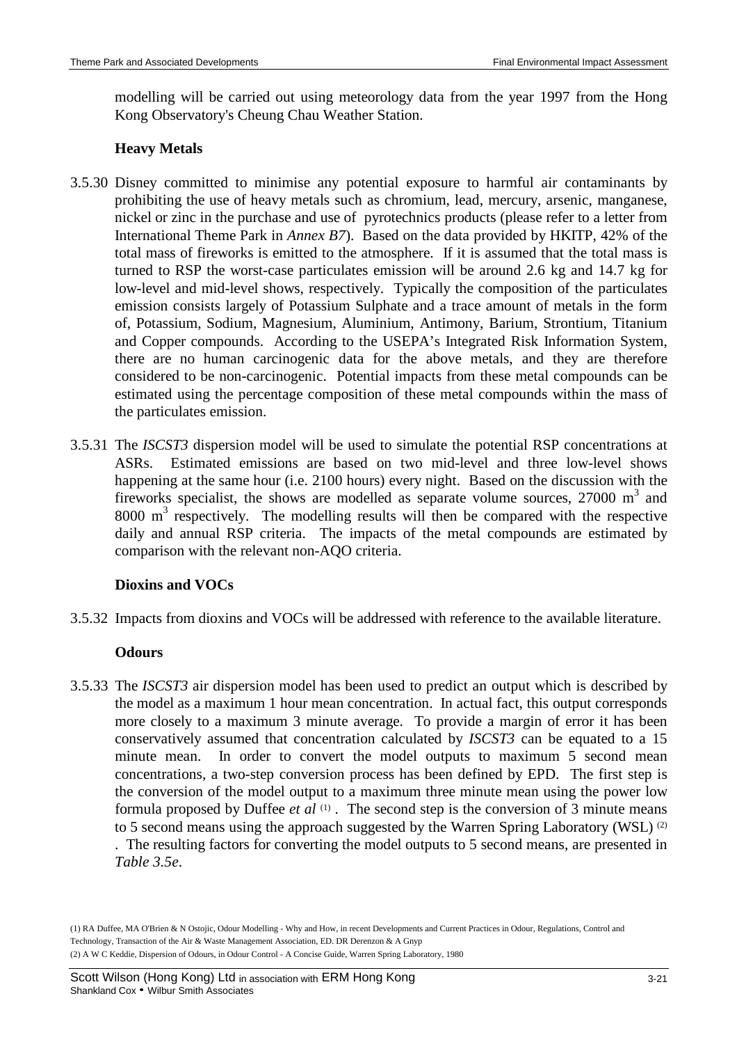modelling will be carried out using meteorology data from the year 1997 from the Hong Kong Observatory's Cheung Chau Weather Station.

**Heavy Metals**

3.5.30 Disney committed to minimise any potential exposure to harmful air contaminants by prohibiting the use of heavy metals such as chromium, lead, mercury, arsenic, manganese, nickel or zinc in the purchase and use of pyrotechnics products (please refer to a letter from International Theme Park in *Annex B7*). Based on the data provided by HKITP, 42% of the total mass of fireworks is emitted to the atmosphere. If it is assumed that the total mass is turned to RSP the worst-case particulates emission will be around 2.6 kg and 14.7 kg for low-level and mid-level shows, respectively. Typically the composition of the particulates emission consists largely of Potassium Sulphate and a trace amount of metals in the form of, Potassium, Sodium, Magnesium, Aluminium, Antimony, Barium, Strontium, Titanium and Copper compounds. According to the USEPA's Integrated Risk Information System, there are no human carcinogenic data for the above metals, and they are therefore considered to be non-carcinogenic. Potential impacts from these metal compounds can be estimated using the percentage composition of these metal compounds within the mass of the particulates emission.

3.5.31 The *ISCST3* dispersion model will be used to simulate the potential RSP concentrations at ASRs. Estimated emissions are based on two mid-level and three low-level shows happening at the same hour (i.e. 2100 hours) every night. Based on the discussion with the fireworks specialist, the shows are modelled as separate volume sources, 27000 $m^3$ and 8000 $m^3$ respectively. The modelling results will then be compared with the respective daily and annual RSP criteria. The impacts of the metal compounds are estimated by comparison with the relevant non-AQO criteria.

**Dioxins and VOCs**

3.5.32 Impacts from dioxins and VOCs will be addressed with reference to the available literature.

**Odours**

3.5.33 The *ISCST3* air dispersion model has been used to predict an output which is described by the model as a maximum 1 hour mean concentration. In actual fact, this output corresponds more closely to a maximum 3 minute average. To provide a margin of error it has been conservatively assumed that concentration calculated by *ISCST3* can be equated to a 15 minute mean. In order to convert the model outputs to maximum 5 second mean concentrations, a two-step conversion process has been defined by EPD. The first step is the conversion of the model output to a maximum three minute mean using the power low formula proposed by Duffee *et al* (1). The second step is the conversion of 3 minute means to 5 second means using the approach suggested by the Warren Spring Laboratory (WSL) (2). The resulting factors for converting the model outputs to 5 second means, are presented in *Table 3.5e*.

(1) RA Duffee, MA O'Brien & N Ostojic, Odour Modelling - Why and How, in recent Developments and Current Practices in Odour, Regulations, Control and Technology, Transaction of the Air & Waste Management Association, ED. DR Derenzon & A Gnyp

(2) A W C Keddie, Dispersion of Odours, in Odour Control - A Concise Guide, Warren Spring Laboratory, 1980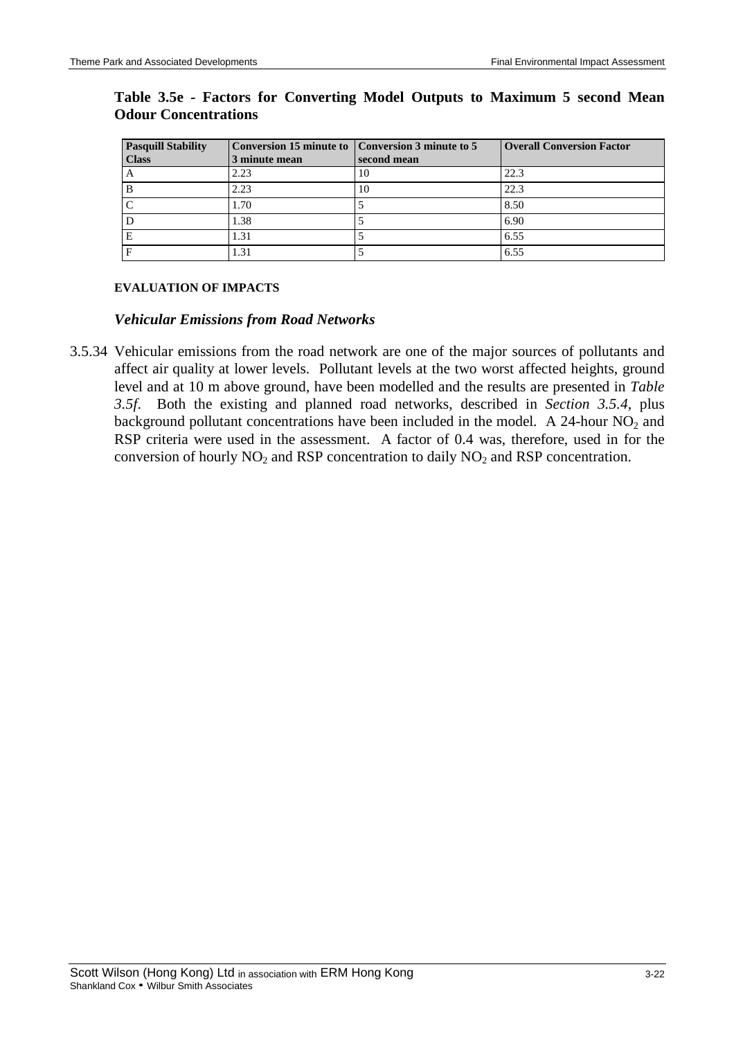**Table 3.5e - Factors for Converting Model Outputs to Maximum 5 second Mean Odour Concentrations**

| Pasquill Stability Class | Conversion 15 minute to 3 minute mean | Conversion 3 minute to 5 second mean | Overall Conversion Factor |
|---|---|---|---|
| A | 2.23 | 10 | 22.3 |
| B | 2.23 | 10 | 22.3 |
| C | 1.70 | 5 | 8.50 |
| D | 1.38 | 5 | 6.90 |
| E | 1.31 | 5 | 6.55 |
| F | 1.31 | 5 | 6.55 |

**EVALUATION OF IMPACTS**

***Vehicular Emissions from Road Networks***

3.5.34 Vehicular emissions from the road network are one of the major sources of pollutants and affect air quality at lower levels. Pollutant levels at the two worst affected heights, ground level and at 10 m above ground, have been modelled and the results are presented in *Table 3.5f*. Both the existing and planned road networks, described in *Section 3.5.4*, plus background pollutant concentrations have been included in the model. A 24-hour $NO_2$ and RSP criteria were used in the assessment. A factor of 0.4 was, therefore, used in for the conversion of hourly $NO_2$ and RSP concentration to daily $NO_2$ and RSP concentration.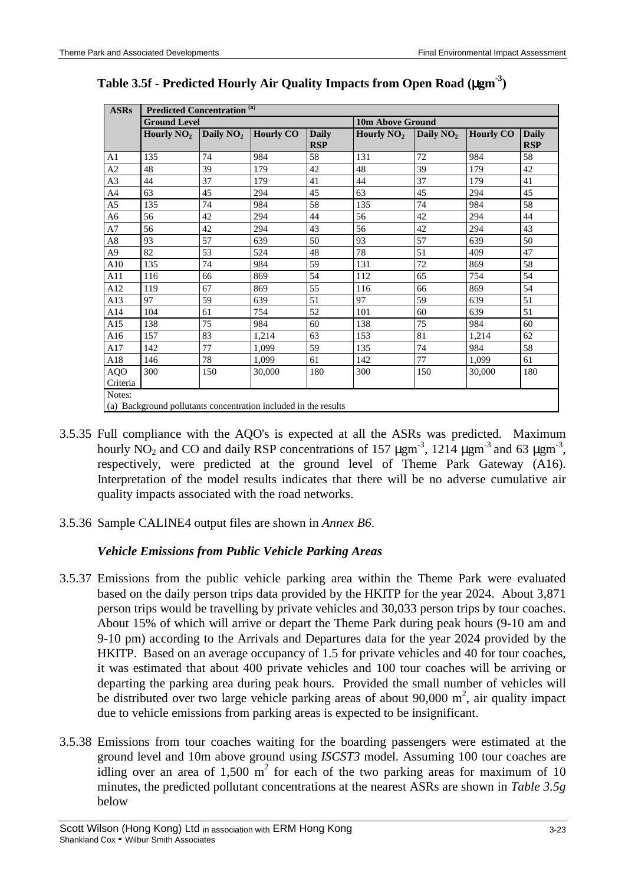**Table 3.5f - Predicted Hourly Air Quality Impacts from Open Road (μgm$^{-3}$)**

| ASRs | Predicted Concentration [(a)] | | | | | | | |
|---|---|---|---|---|---|---|---|---|
| | Ground Level | | | | 10m Above Ground | | | |
| | Hourly $NO_2$ | Daily $NO_2$ | Hourly CO | Daily RSP | Hourly $NO_2$ | Daily $NO_2$ | Hourly CO | Daily RSP |
| A1 | 135 | 74 | 984 | 58 | 131 | 72 | 984 | 58 |
| A2 | 48 | 39 | 179 | 42 | 48 | 39 | 179 | 42 |
| A3 | 44 | 37 | 179 | 41 | 44 | 37 | 179 | 41 |
| A4 | 63 | 45 | 294 | 45 | 63 | 45 | 294 | 45 |
| A5 | 135 | 74 | 984 | 58 | 135 | 74 | 984 | 58 |
| A6 | 56 | 42 | 294 | 44 | 56 | 42 | 294 | 44 |
| A7 | 56 | 42 | 294 | 43 | 56 | 42 | 294 | 43 |
| A8 | 93 | 57 | 639 | 50 | 93 | 57 | 639 | 50 |
| A9 | 82 | 53 | 524 | 48 | 78 | 51 | 409 | 47 |
| A10 | 135 | 74 | 984 | 59 | 131 | 72 | 869 | 58 |
| A11 | 116 | 66 | 869 | 54 | 112 | 65 | 754 | 54 |
| A12 | 119 | 67 | 869 | 55 | 116 | 66 | 869 | 54 |
| A13 | 97 | 59 | 639 | 51 | 97 | 59 | 639 | 51 |
| A14 | 104 | 61 | 754 | 52 | 101 | 60 | 639 | 51 |
| A15 | 138 | 75 | 984 | 60 | 138 | 75 | 984 | 60 |
| A16 | 157 | 83 | 1,214 | 63 | 153 | 81 | 1,214 | 62 |
| A17 | 142 | 77 | 1,099 | 59 | 135 | 74 | 984 | 58 |
| A18 | 146 | 78 | 1,099 | 61 | 142 | 77 | 1,099 | 61 |
| AQO Criteria | 300 | 150 | 30,000 | 180 | 300 | 150 | 30,000 | 180 |

Notes:
(a) Background pollutants concentration included in the results

3.5.35 Full compliance with the AQO's is expected at all the ASRs was predicted. Maximum hourly $NO_2$ and CO and daily RSP concentrations of 157 μgm$^{-3}$, 1214 μgm$^{-3}$ and 63 μgm$^{-3}$, respectively, were predicted at the ground level of Theme Park Gateway (A16). Interpretation of the model results indicates that there will be no adverse cumulative air quality impacts associated with the road networks.

3.5.36 Sample CALINE4 output files are shown in *Annex B6*.

***Vehicle Emissions from Public Vehicle Parking Areas***

3.5.37 Emissions from the public vehicle parking area within the Theme Park were evaluated based on the daily person trips data provided by the HKITP for the year 2024. About 3,871 person trips would be travelling by private vehicles and 30,033 person trips by tour coaches. About 15% of which will arrive or depart the Theme Park during peak hours (9-10 am and 9-10 pm) according to the Arrivals and Departures data for the year 2024 provided by the HKITP. Based on an average occupancy of 1.5 for private vehicles and 40 for tour coaches, it was estimated that about 400 private vehicles and 100 tour coaches will be arriving or departing the parking area during peak hours. Provided the small number of vehicles will be distributed over two large vehicle parking areas of about 90,000 m$^2$, air quality impact due to vehicle emissions from parking areas is expected to be insignificant.

3.5.38 Emissions from tour coaches waiting for the boarding passengers were estimated at the ground level and 10m above ground using *ISCST3* model. Assuming 100 tour coaches are idling over an area of 1,500 m$^2$ for each of the two parking areas for maximum of 10 minutes, the predicted pollutant concentrations at the nearest ASRs are shown in *Table 3.5g* below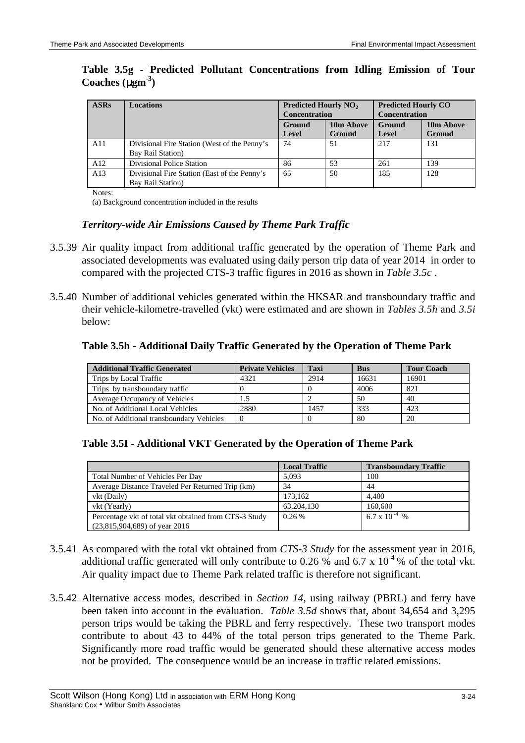**Table 3.5g - Predicted Pollutant Concentrations from Idling Emission of Tour Coaches ($\mu gm^{-3}$)**

| ASRs | Locations | Predicted Hourly $NO_2$ Concentration | | Predicted Hourly CO Concentration | |
|---|---|---|---|---|---|
| | | Ground Level | 10m Above Ground | Ground Level | 10m Above Ground |
| A11 | Divisional Fire Station (West of the Penny's Bay Rail Station) | 74 | 51 | 217 | 131 |
| A12 | Divisional Police Station | 86 | 53 | 261 | 139 |
| A13 | Divisional Fire Station (East of the Penny's Bay Rail Station) | 65 | 50 | 185 | 128 |

Notes:

(a) Background concentration included in the results

### *Territory-wide Air Emissions Caused by Theme Park Traffic*

3.5.39 Air quality impact from additional traffic generated by the operation of Theme Park and associated developments was evaluated using daily person trip data of year 2014 in order to compared with the projected CTS-3 traffic figures in 2016 as shown in *Table 3.5c* .

3.5.40 Number of additional vehicles generated within the HKSAR and transboundary traffic and their vehicle-kilometre-travelled (vkt) were estimated and are shown in *Tables 3.5h* and *3.5i* below:

**Table 3.5h - Additional Daily Traffic Generated by the Operation of Theme Park**

| Additional Traffic Generated | Private Vehicles | Taxi | Bus | Tour Coach |
|---|---|---|---|---|
| Trips by Local Traffic | 4321 | 2914 | 16631 | 16901 |
| Trips by transboundary traffic | 0 | 0 | 4006 | 821 |
| Average Occupancy of Vehicles | 1.5 | 2 | 50 | 40 |
| No. of Additional Local Vehicles | 2880 | 1457 | 333 | 423 |
| No. of Additional transboundary Vehicles | 0 | 0 | 80 | 20 |

**Table 3.5I - Additional VKT Generated by the Operation of Theme Park**

| | Local Traffic | Transboundary Traffic |
|---|---|---|
| Total Number of Vehicles Per Day | 5,093 | 100 |
| Average Distance Traveled Per Returned Trip (km) | 34 | 44 |
| vkt (Daily) | 173,162 | 4,400 |
| vkt (Yearly) | 63,204,130 | 160,600 |
| Percentage vkt of total vkt obtained from CTS-3 Study (23,815,904,689) of year 2016 | 0.26 % | $6.7 \times 10^{-4}$ % |

3.5.41 As compared with the total vkt obtained from *CTS-3 Study* for the assessment year in 2016, additional traffic generated will only contribute to 0.26 % and $6.7 \times 10^{-4}$ % of the total vkt. Air quality impact due to Theme Park related traffic is therefore not significant.

3.5.42 Alternative access modes, described in *Section 14*, using railway (PBRL) and ferry have been taken into account in the evaluation. *Table 3.5d* shows that, about 34,654 and 3,295 person trips would be taking the PBRL and ferry respectively. These two transport modes contribute to about 43 to 44% of the total person trips generated to the Theme Park. Significantly more road traffic would be generated should these alternative access modes not be provided. The consequence would be an increase in traffic related emissions.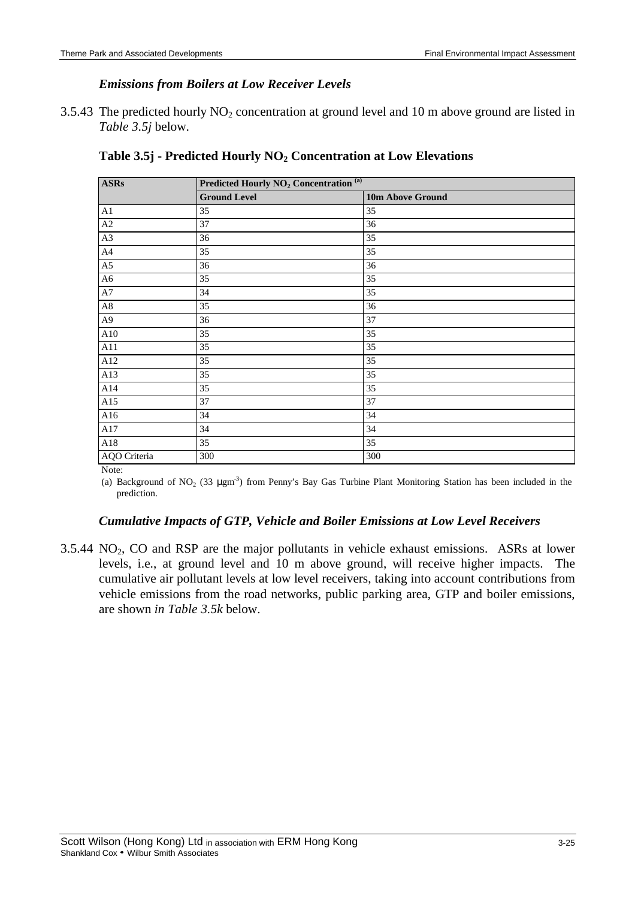### *Emissions from Boilers at Low Receiver Levels*

3.5.43 The predicted hourly $NO_2$ concentration at ground level and 10 m above ground are listed in *Table 3.5j* below.

**Table 3.5j - Predicted Hourly $NO_2$ Concentration at Low Elevations**

| ASRs | Predicted Hourly $NO_2$ Concentration [(a)] | |
|---|---|---|
| | **Ground Level** | **10m Above Ground** |
| A1 | 35 | 35 |
| A2 | 37 | 36 |
| A3 | 36 | 35 |
| A4 | 35 | 35 |
| A5 | 36 | 36 |
| A6 | 35 | 35 |
| A7 | 34 | 35 |
| A8 | 35 | 36 |
| A9 | 36 | 37 |
| A10 | 35 | 35 |
| A11 | 35 | 35 |
| A12 | 35 | 35 |
| A13 | 35 | 35 |
| A14 | 35 | 35 |
| A15 | 37 | 37 |
| A16 | 34 | 34 |
| A17 | 34 | 34 |
| A18 | 35 | 35 |
| AQO Criteria | 300 | 300 |

Note:

(a) Background of $NO_2$ (33 $\mu gm^{-3}$) from Penny's Bay Gas Turbine Plant Monitoring Station has been included in the prediction.

### *Cumulative Impacts of GTP, Vehicle and Boiler Emissions at Low Level Receivers*

3.5.44 $NO_2$, CO and RSP are the major pollutants in vehicle exhaust emissions. ASRs at lower levels, i.e., at ground level and 10 m above ground, will receive higher impacts. The cumulative air pollutant levels at low level receivers, taking into account contributions from vehicle emissions from the road networks, public parking area, GTP and boiler emissions, are shown *in Table 3.5k* below.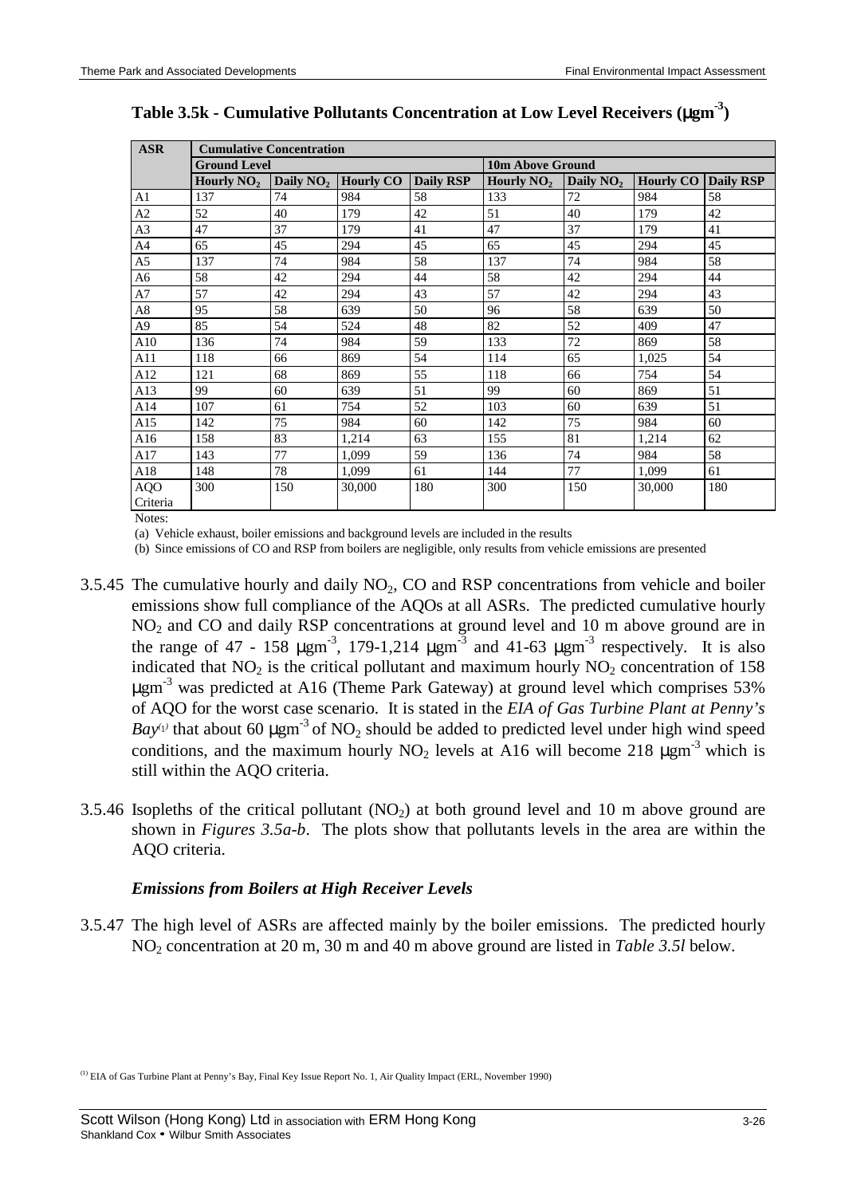**Table 3.5k - Cumulative Pollutants Concentration at Low Level Receivers ($\mu gm^{-3}$)**

| ASR | Cumulative Concentration | | | | | | | |
|---|---|---|---|---|---|---|---|---|
| | Ground Level | | | | 10m Above Ground | | | |
| | Hourly $NO_2$ | Daily $NO_2$ | Hourly CO | Daily RSP | Hourly $NO_2$ | Daily $NO_2$ | Hourly CO | Daily RSP |
| A1 | 137 | 74 | 984 | 58 | 133 | 72 | 984 | 58 |
| A2 | 52 | 40 | 179 | 42 | 51 | 40 | 179 | 42 |
| A3 | 47 | 37 | 179 | 41 | 47 | 37 | 179 | 41 |
| A4 | 65 | 45 | 294 | 45 | 65 | 45 | 294 | 45 |
| A5 | 137 | 74 | 984 | 58 | 137 | 74 | 984 | 58 |
| A6 | 58 | 42 | 294 | 44 | 58 | 42 | 294 | 44 |
| A7 | 57 | 42 | 294 | 43 | 57 | 42 | 294 | 43 |
| A8 | 95 | 58 | 639 | 50 | 96 | 58 | 639 | 50 |
| A9 | 85 | 54 | 524 | 48 | 82 | 52 | 409 | 47 |
| A10 | 136 | 74 | 984 | 59 | 133 | 72 | 869 | 58 |
| A11 | 118 | 66 | 869 | 54 | 114 | 65 | 1,025 | 54 |
| A12 | 121 | 68 | 869 | 55 | 118 | 66 | 754 | 54 |
| A13 | 99 | 60 | 639 | 51 | 99 | 60 | 869 | 51 |
| A14 | 107 | 61 | 754 | 52 | 103 | 60 | 639 | 51 |
| A15 | 142 | 75 | 984 | 60 | 142 | 75 | 984 | 60 |
| A16 | 158 | 83 | 1,214 | 63 | 155 | 81 | 1,214 | 62 |
| A17 | 143 | 77 | 1,099 | 59 | 136 | 74 | 984 | 58 |
| A18 | 148 | 78 | 1,099 | 61 | 144 | 77 | 1,099 | 61 |
| AQO Criteria | 300 | 150 | 30,000 | 180 | 300 | 150 | 30,000 | 180 |

Notes:

(a) Vehicle exhaust, boiler emissions and background levels are included in the results

(b) Since emissions of CO and RSP from boilers are negligible, only results from vehicle emissions are presented

3.5.45 The cumulative hourly and daily $NO_2$, CO and RSP concentrations from vehicle and boiler emissions show full compliance of the AQOs at all ASRs. The predicted cumulative hourly $NO_2$ and CO and daily RSP concentrations at ground level and 10 m above ground are in the range of 47 - 158 $\mu gm^{-3}$, 179-1,214 $\mu gm^{-3}$ and 41-63 $\mu gm^{-3}$ respectively. It is also indicated that $NO_2$ is the critical pollutant and maximum hourly $NO_2$ concentration of 158 $\mu gm^{-3}$ was predicted at A16 (Theme Park Gateway) at ground level which comprises 53% of AQO for the worst case scenario. It is stated in the *EIA of Gas Turbine Plant at Penny's Bay*[(1)] that about 60 $\mu gm^{-3}$ of $NO_2$ should be added to predicted level under high wind speed conditions, and the maximum hourly $NO_2$ levels at A16 will become 218 $\mu gm^{-3}$ which is still within the AQO criteria.

3.5.46 Isopleths of the critical pollutant ($NO_2$) at both ground level and 10 m above ground are shown in *Figures 3.5a-b*. The plots show that pollutants levels in the area are within the AQO criteria.

### *Emissions from Boilers at High Receiver Levels*

3.5.47 The high level of ASRs are affected mainly by the boiler emissions. The predicted hourly $NO_2$ concentration at 20 m, 30 m and 40 m above ground are listed in *Table 3.5l* below.

[(1)] EIA of Gas Turbine Plant at Penny's Bay, Final Key Issue Report No. 1, Air Quality Impact (ERL, November 1990)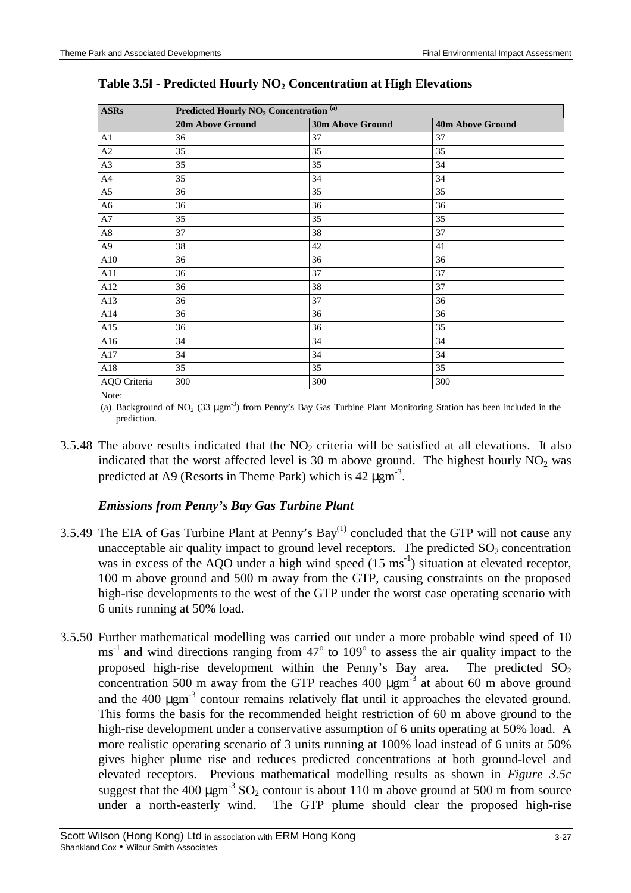**Table 3.5l - Predicted Hourly $NO_2$ Concentration at High Elevations**

| ASRs | Predicted Hourly $NO_2$ Concentration [(a)] | | |
|---|---|---|---|
| | 20m Above Ground | 30m Above Ground | 40m Above Ground |
| A1 | 36 | 37 | 37 |
| A2 | 35 | 35 | 35 |
| A3 | 35 | 35 | 34 |
| A4 | 35 | 34 | 34 |
| A5 | 36 | 35 | 35 |
| A6 | 36 | 36 | 36 |
| A7 | 35 | 35 | 35 |
| A8 | 37 | 38 | 37 |
| A9 | 38 | 42 | 41 |
| A10 | 36 | 36 | 36 |
| A11 | 36 | 37 | 37 |
| A12 | 36 | 38 | 37 |
| A13 | 36 | 37 | 36 |
| A14 | 36 | 36 | 36 |
| A15 | 36 | 36 | 35 |
| A16 | 34 | 34 | 34 |
| A17 | 34 | 34 | 34 |
| A18 | 35 | 35 | 35 |
| AQO Criteria | 300 | 300 | 300 |

Note:

(a) Background of $NO_2$ (33 $\mu gm^{-3}$) from Penny's Bay Gas Turbine Plant Monitoring Station has been included in the prediction.

3.5.48 The above results indicated that the $NO_2$ criteria will be satisfied at all elevations. It also indicated that the worst affected level is 30 m above ground. The highest hourly $NO_2$ was predicted at A9 (Resorts in Theme Park) which is 42 $\mu gm^{-3}$.

***Emissions from Penny's Bay Gas Turbine Plant***

3.5.49 The EIA of Gas Turbine Plant at Penny's Bay[(1)] concluded that the GTP will not cause any unacceptable air quality impact to ground level receptors. The predicted $SO_2$ concentration was in excess of the AQO under a high wind speed (15 $ms^{-1}$) situation at elevated receptor, 100 m above ground and 500 m away from the GTP, causing constraints on the proposed high-rise developments to the west of the GTP under the worst case operating scenario with 6 units running at 50% load.

3.5.50 Further mathematical modelling was carried out under a more probable wind speed of 10 $ms^{-1}$ and wind directions ranging from $47^o$ to $109^o$ to assess the air quality impact to the proposed high-rise development within the Penny's Bay area. The predicted $SO_2$ concentration 500 m away from the GTP reaches 400 $\mu gm^{-3}$ at about 60 m above ground and the 400 $\mu gm^{-3}$ contour remains relatively flat until it approaches the elevated ground. This forms the basis for the recommended height restriction of 60 m above ground to the high-rise development under a conservative assumption of 6 units operating at 50% load. A more realistic operating scenario of 3 units running at 100% load instead of 6 units at 50% gives higher plume rise and reduces predicted concentrations at both ground-level and elevated receptors. Previous mathematical modelling results as shown in *Figure 3.5c* suggest that the 400 $\mu gm^{-3}$ $SO_2$ contour is about 110 m above ground at 500 m from source under a north-easterly wind. The GTP plume should clear the proposed high-rise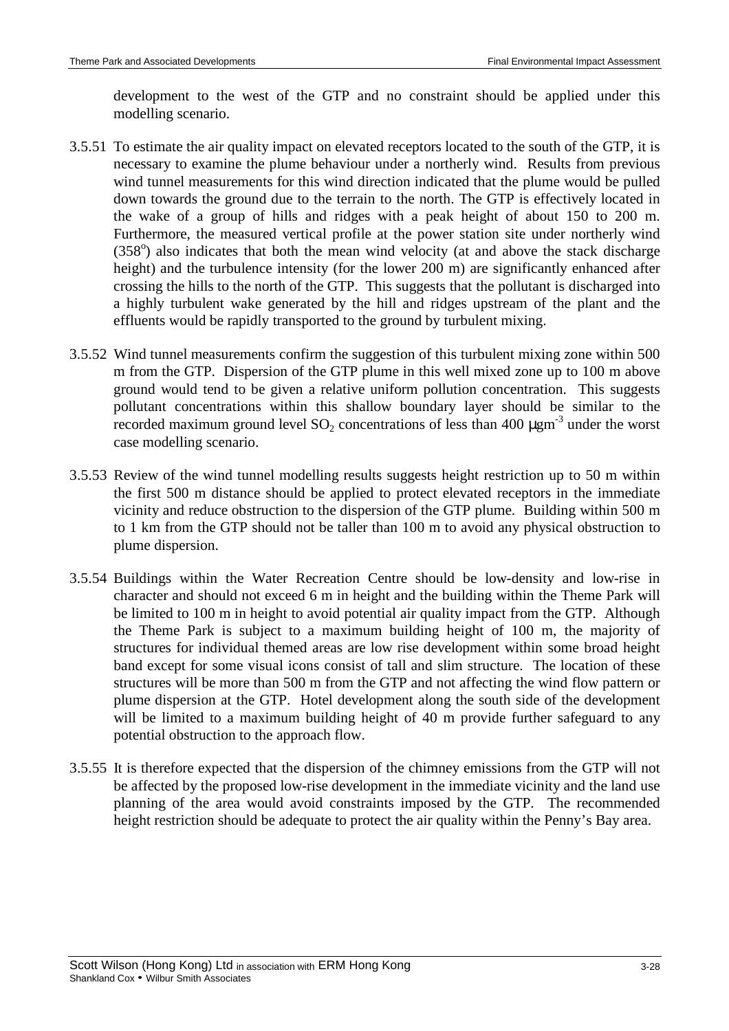development to the west of the GTP and no constraint should be applied under this modelling scenario.

3.5.51 To estimate the air quality impact on elevated receptors located to the south of the GTP, it is necessary to examine the plume behaviour under a northerly wind. Results from previous wind tunnel measurements for this wind direction indicated that the plume would be pulled down towards the ground due to the terrain to the north. The GTP is effectively located in the wake of a group of hills and ridges with a peak height of about 150 to 200 m. Furthermore, the measured vertical profile at the power station site under northerly wind ($358^o$) also indicates that both the mean wind velocity (at and above the stack discharge height) and the turbulence intensity (for the lower 200 m) are significantly enhanced after crossing the hills to the north of the GTP. This suggests that the pollutant is discharged into a highly turbulent wake generated by the hill and ridges upstream of the plant and the effluents would be rapidly transported to the ground by turbulent mixing.

3.5.52 Wind tunnel measurements confirm the suggestion of this turbulent mixing zone within 500 m from the GTP. Dispersion of the GTP plume in this well mixed zone up to 100 m above ground would tend to be given a relative uniform pollution concentration. This suggests pollutant concentrations within this shallow boundary layer should be similar to the recorded maximum ground level $SO_2$ concentrations of less than 400 $\mu gm^{-3}$ under the worst case modelling scenario.

3.5.53 Review of the wind tunnel modelling results suggests height restriction up to 50 m within the first 500 m distance should be applied to protect elevated receptors in the immediate vicinity and reduce obstruction to the dispersion of the GTP plume. Building within 500 m to 1 km from the GTP should not be taller than 100 m to avoid any physical obstruction to plume dispersion.

3.5.54 Buildings within the Water Recreation Centre should be low-density and low-rise in character and should not exceed 6 m in height and the building within the Theme Park will be limited to 100 m in height to avoid potential air quality impact from the GTP. Although the Theme Park is subject to a maximum building height of 100 m, the majority of structures for individual themed areas are low rise development within some broad height band except for some visual icons consist of tall and slim structure. The location of these structures will be more than 500 m from the GTP and not affecting the wind flow pattern or plume dispersion at the GTP. Hotel development along the south side of the development will be limited to a maximum building height of 40 m provide further safeguard to any potential obstruction to the approach flow.

3.5.55 It is therefore expected that the dispersion of the chimney emissions from the GTP will not be affected by the proposed low-rise development in the immediate vicinity and the land use planning of the area would avoid constraints imposed by the GTP. The recommended height restriction should be adequate to protect the air quality within the Penny's Bay area.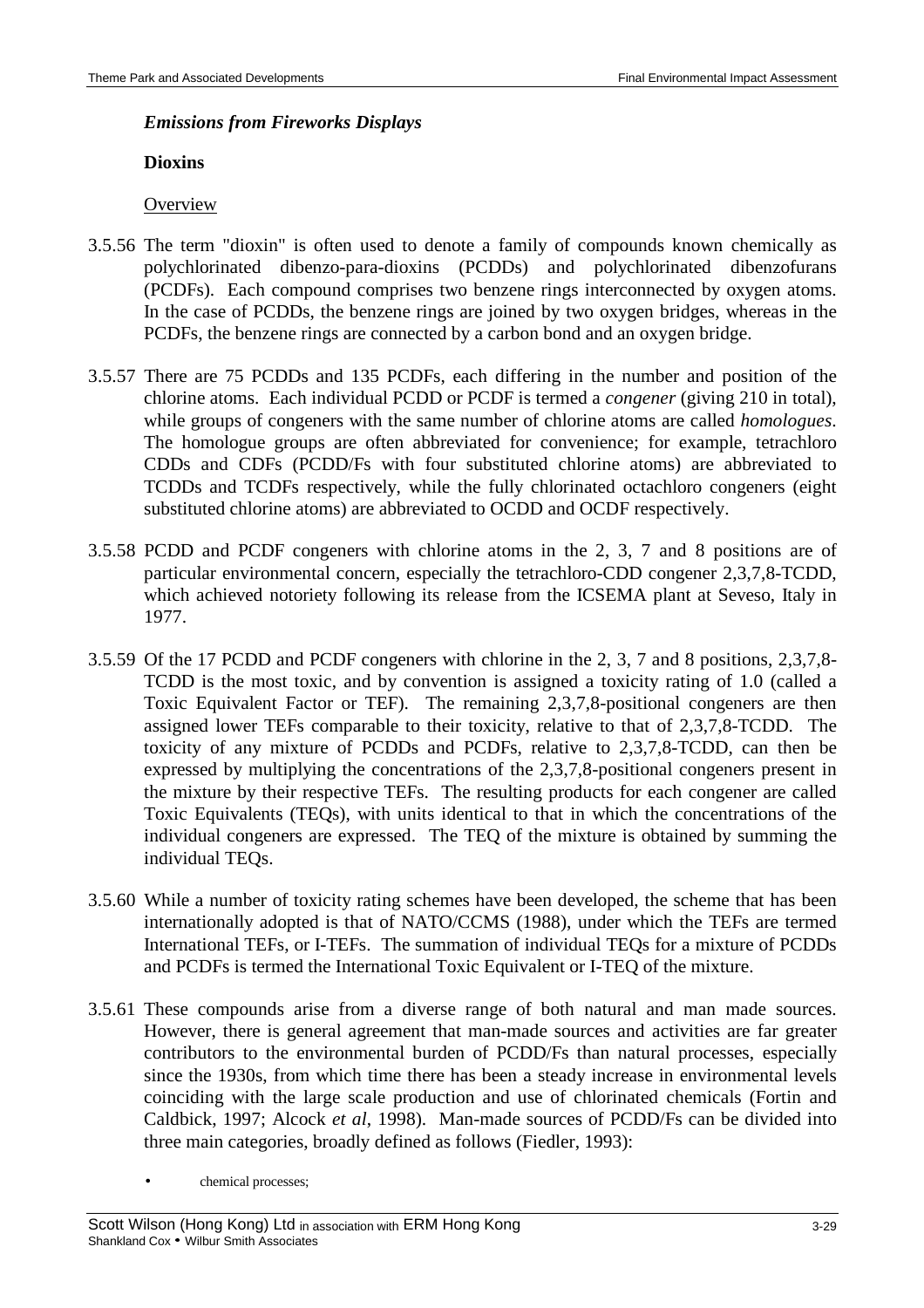### *Emissions from Fireworks Displays*

**Dioxins**

Overview

3.5.56 The term "dioxin" is often used to denote a family of compounds known chemically as polychlorinated dibenzo-para-dioxins (PCDDs) and polychlorinated dibenzofurans (PCDFs). Each compound comprises two benzene rings interconnected by oxygen atoms. In the case of PCDDs, the benzene rings are joined by two oxygen bridges, whereas in the PCDFs, the benzene rings are connected by a carbon bond and an oxygen bridge.

3.5.57 There are 75 PCDDs and 135 PCDFs, each differing in the number and position of the chlorine atoms. Each individual PCDD or PCDF is termed a *congener* (giving 210 in total), while groups of congeners with the same number of chlorine atoms are called *homologues*. The homologue groups are often abbreviated for convenience; for example, tetrachloro CDDs and CDFs (PCDD/Fs with four substituted chlorine atoms) are abbreviated to TCDDs and TCDFs respectively, while the fully chlorinated octachloro congeners (eight substituted chlorine atoms) are abbreviated to OCDD and OCDF respectively.

3.5.58 PCDD and PCDF congeners with chlorine atoms in the 2, 3, 7 and 8 positions are of particular environmental concern, especially the tetrachloro-CDD congener 2,3,7,8-TCDD, which achieved notoriety following its release from the ICSEMA plant at Seveso, Italy in 1977.

3.5.59 Of the 17 PCDD and PCDF congeners with chlorine in the 2, 3, 7 and 8 positions, 2,3,7,8-TCDD is the most toxic, and by convention is assigned a toxicity rating of 1.0 (called a Toxic Equivalent Factor or TEF). The remaining 2,3,7,8-positional congeners are then assigned lower TEFs comparable to their toxicity, relative to that of 2,3,7,8-TCDD. The toxicity of any mixture of PCDDs and PCDFs, relative to 2,3,7,8-TCDD, can then be expressed by multiplying the concentrations of the 2,3,7,8-positional congeners present in the mixture by their respective TEFs. The resulting products for each congener are called Toxic Equivalents (TEQs), with units identical to that in which the concentrations of the individual congeners are expressed. The TEQ of the mixture is obtained by summing the individual TEQs.

3.5.60 While a number of toxicity rating schemes have been developed, the scheme that has been internationally adopted is that of NATO/CCMS (1988), under which the TEFs are termed International TEFs, or I-TEFs. The summation of individual TEQs for a mixture of PCDDs and PCDFs is termed the International Toxic Equivalent or I-TEQ of the mixture.

3.5.61 These compounds arise from a diverse range of both natural and man made sources. However, there is general agreement that man-made sources and activities are far greater contributors to the environmental burden of PCDD/Fs than natural processes, especially since the 1930s, from which time there has been a steady increase in environmental levels coinciding with the large scale production and use of chlorinated chemicals (Fortin and Caldbick, 1997; Alcock *et al*, 1998). Man-made sources of PCDD/Fs can be divided into three main categories, broadly defined as follows (Fiedler, 1993):

- chemical processes;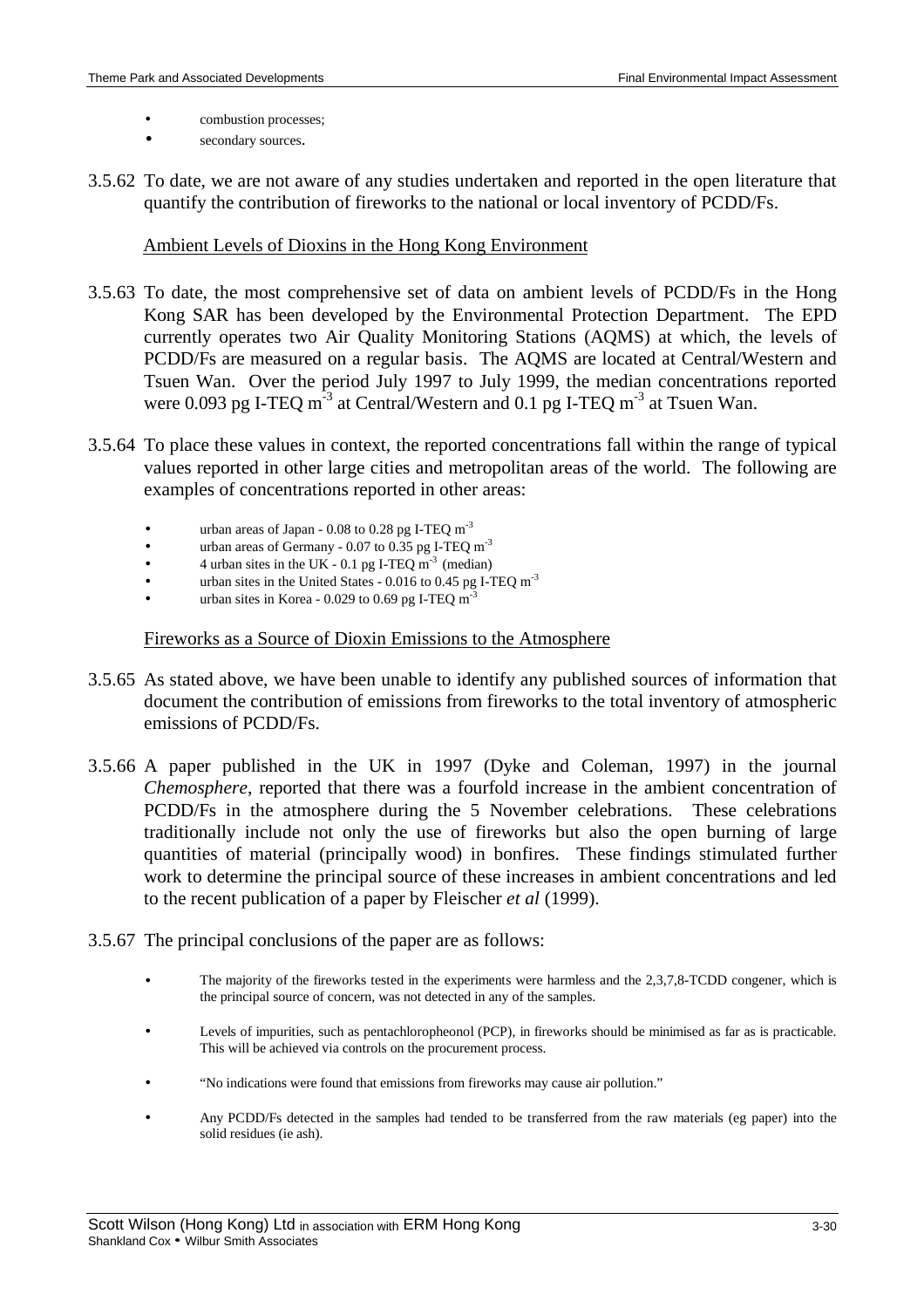- combustion processes;
- secondary sources.

3.5.62 To date, we are not aware of any studies undertaken and reported in the open literature that quantify the contribution of fireworks to the national or local inventory of PCDD/Fs.

Ambient Levels of Dioxins in the Hong Kong Environment

3.5.63 To date, the most comprehensive set of data on ambient levels of PCDD/Fs in the Hong Kong SAR has been developed by the Environmental Protection Department. The EPD currently operates two Air Quality Monitoring Stations (AQMS) at which, the levels of PCDD/Fs are measured on a regular basis. The AQMS are located at Central/Western and Tsuen Wan. Over the period July 1997 to July 1999, the median concentrations reported were 0.093 pg I-TEQ $m^{-3}$ at Central/Western and 0.1 pg I-TEQ $m^{-3}$ at Tsuen Wan.

3.5.64 To place these values in context, the reported concentrations fall within the range of typical values reported in other large cities and metropolitan areas of the world. The following are examples of concentrations reported in other areas:

- urban areas of Japan - 0.08 to 0.28 pg I-TEQ $m^{-3}$
- urban areas of Germany - 0.07 to 0.35 pg I-TEQ $m^{-3}$
- 4 urban sites in the UK - 0.1 pg I-TEQ $m^{-3}$ (median)
- urban sites in the United States - 0.016 to 0.45 pg I-TEQ $m^{-3}$
- urban sites in Korea - 0.029 to 0.69 pg I-TEQ $m^{-3}$

Fireworks as a Source of Dioxin Emissions to the Atmosphere

3.5.65 As stated above, we have been unable to identify any published sources of information that document the contribution of emissions from fireworks to the total inventory of atmospheric emissions of PCDD/Fs.

3.5.66 A paper published in the UK in 1997 (Dyke and Coleman, 1997) in the journal *Chemosphere*, reported that there was a fourfold increase in the ambient concentration of PCDD/Fs in the atmosphere during the 5 November celebrations. These celebrations traditionally include not only the use of fireworks but also the open burning of large quantities of material (principally wood) in bonfires. These findings stimulated further work to determine the principal source of these increases in ambient concentrations and led to the recent publication of a paper by Fleischer *et al* (1999).

3.5.67 The principal conclusions of the paper are as follows:

- The majority of the fireworks tested in the experiments were harmless and the 2,3,7,8-TCDD congener, which is the principal source of concern, was not detected in any of the samples.
- Levels of impurities, such as pentachloropheonol (PCP), in fireworks should be minimised as far as is practicable. This will be achieved via controls on the procurement process.
- "No indications were found that emissions from fireworks may cause air pollution."
- Any PCDD/Fs detected in the samples had tended to be transferred from the raw materials (eg paper) into the solid residues (ie ash).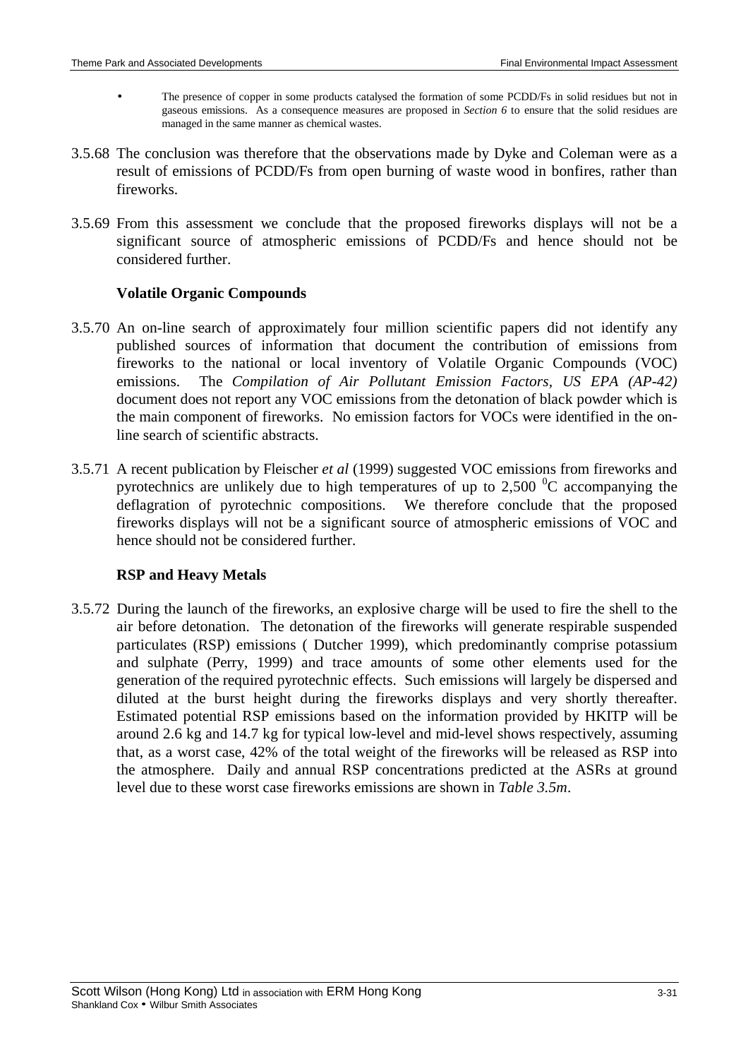- The presence of copper in some products catalysed the formation of some PCDD/Fs in solid residues but not in gaseous emissions. As a consequence measures are proposed in *Section 6* to ensure that the solid residues are managed in the same manner as chemical wastes.

3.5.68 The conclusion was therefore that the observations made by Dyke and Coleman were as a result of emissions of PCDD/Fs from open burning of waste wood in bonfires, rather than fireworks.

3.5.69 From this assessment we conclude that the proposed fireworks displays will not be a significant source of atmospheric emissions of PCDD/Fs and hence should not be considered further.

**Volatile Organic Compounds**

3.5.70 An on-line search of approximately four million scientific papers did not identify any published sources of information that document the contribution of emissions from fireworks to the national or local inventory of Volatile Organic Compounds (VOC) emissions. The *Compilation of Air Pollutant Emission Factors, US EPA (AP-42)* document does not report any VOC emissions from the detonation of black powder which is the main component of fireworks. No emission factors for VOCs were identified in the on-line search of scientific abstracts.

3.5.71 A recent publication by Fleischer *et al* (1999) suggested VOC emissions from fireworks and pyrotechnics are unlikely due to high temperatures of up to 2,500 $^{0}$C accompanying the deflagration of pyrotechnic compositions. We therefore conclude that the proposed fireworks displays will not be a significant source of atmospheric emissions of VOC and hence should not be considered further.

**RSP and Heavy Metals**

3.5.72 During the launch of the fireworks, an explosive charge will be used to fire the shell to the air before detonation. The detonation of the fireworks will generate respirable suspended particulates (RSP) emissions ( Dutcher 1999), which predominantly comprise potassium and sulphate (Perry, 1999) and trace amounts of some other elements used for the generation of the required pyrotechnic effects. Such emissions will largely be dispersed and diluted at the burst height during the fireworks displays and very shortly thereafter. Estimated potential RSP emissions based on the information provided by HKITP will be around 2.6 kg and 14.7 kg for typical low-level and mid-level shows respectively, assuming that, as a worst case, 42% of the total weight of the fireworks will be released as RSP into the atmosphere. Daily and annual RSP concentrations predicted at the ASRs at ground level due to these worst case fireworks emissions are shown in *Table 3.5m*.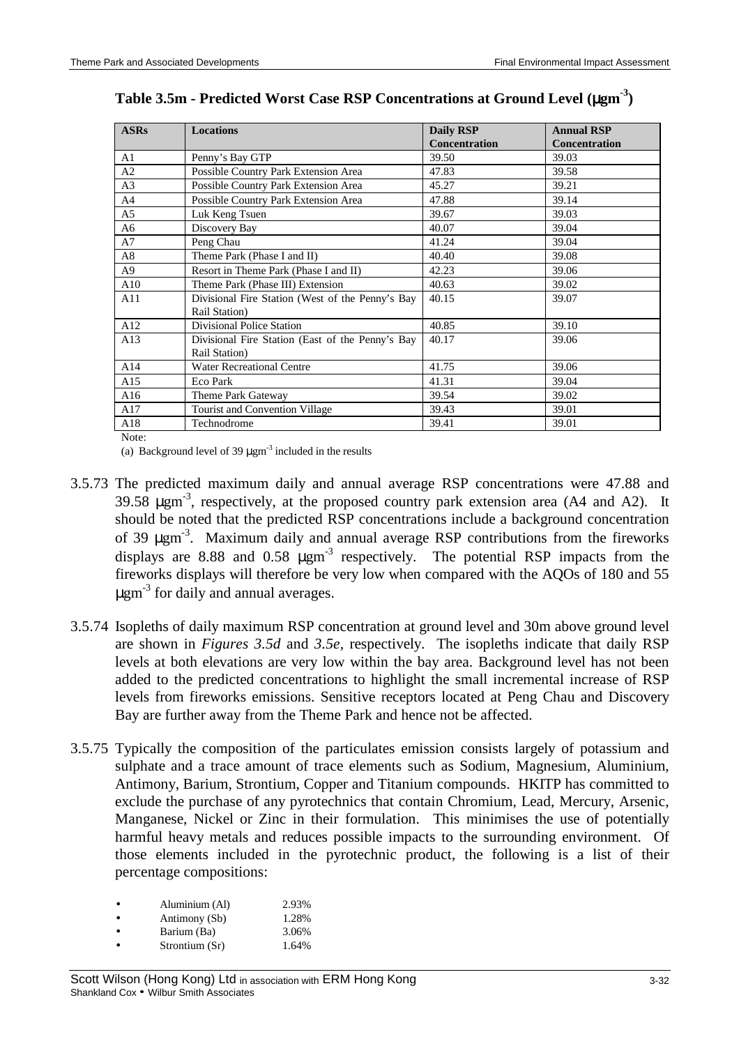**Table 3.5m - Predicted Worst Case RSP Concentrations at Ground Level ($\mu gm^{-3}$)**

| ASRs | Locations | Daily RSP Concentration | Annual RSP Concentration |
|---|---|---|---|
| A1 | Penny's Bay GTP | 39.50 | 39.03 |
| A2 | Possible Country Park Extension Area | 47.83 | 39.58 |
| A3 | Possible Country Park Extension Area | 45.27 | 39.21 |
| A4 | Possible Country Park Extension Area | 47.88 | 39.14 |
| A5 | Luk Keng Tsuen | 39.67 | 39.03 |
| A6 | Discovery Bay | 40.07 | 39.04 |
| A7 | Peng Chau | 41.24 | 39.04 |
| A8 | Theme Park (Phase I and II) | 40.40 | 39.08 |
| A9 | Resort in Theme Park (Phase I and II) | 42.23 | 39.06 |
| A10 | Theme Park (Phase III) Extension | 40.63 | 39.02 |
| A11 | Divisional Fire Station (West of the Penny's Bay Rail Station) | 40.15 | 39.07 |
| A12 | Divisional Police Station | 40.85 | 39.10 |
| A13 | Divisional Fire Station (East of the Penny's Bay Rail Station) | 40.17 | 39.06 |
| A14 | Water Recreational Centre | 41.75 | 39.06 |
| A15 | Eco Park | 41.31 | 39.04 |
| A16 | Theme Park Gateway | 39.54 | 39.02 |
| A17 | Tourist and Convention Village | 39.43 | 39.01 |
| A18 | Technodrome | 39.41 | 39.01 |

Note:

(a) Background level of 39 $\mu gm^{-3}$ included in the results

3.5.73 The predicted maximum daily and annual average RSP concentrations were 47.88 and 39.58 $\mu gm^{-3}$, respectively, at the proposed country park extension area (A4 and A2). It should be noted that the predicted RSP concentrations include a background concentration of 39 $\mu gm^{-3}$. Maximum daily and annual average RSP contributions from the fireworks displays are 8.88 and 0.58 $\mu gm^{-3}$ respectively. The potential RSP impacts from the fireworks displays will therefore be very low when compared with the AQOs of 180 and 55 $\mu gm^{-3}$ for daily and annual averages.

3.5.74 Isopleths of daily maximum RSP concentration at ground level and 30m above ground level are shown in *Figures 3.5d* and *3.5e*, respectively. The isopleths indicate that daily RSP levels at both elevations are very low within the bay area. Background level has not been added to the predicted concentrations to highlight the small incremental increase of RSP levels from fireworks emissions. Sensitive receptors located at Peng Chau and Discovery Bay are further away from the Theme Park and hence not be affected.

3.5.75 Typically the composition of the particulates emission consists largely of potassium and sulphate and a trace amount of trace elements such as Sodium, Magnesium, Aluminium, Antimony, Barium, Strontium, Copper and Titanium compounds. HKITP has committed to exclude the purchase of any pyrotechnics that contain Chromium, Lead, Mercury, Arsenic, Manganese, Nickel or Zinc in their formulation. This minimises the use of potentially harmful heavy metals and reduces possible impacts to the surrounding environment. Of those elements included in the pyrotechnic product, the following is a list of their percentage compositions:

- Aluminium (Al) 2.93%
- Antimony (Sb) 1.28%
- Barium (Ba) 3.06%
- Strontium (Sr) 1.64%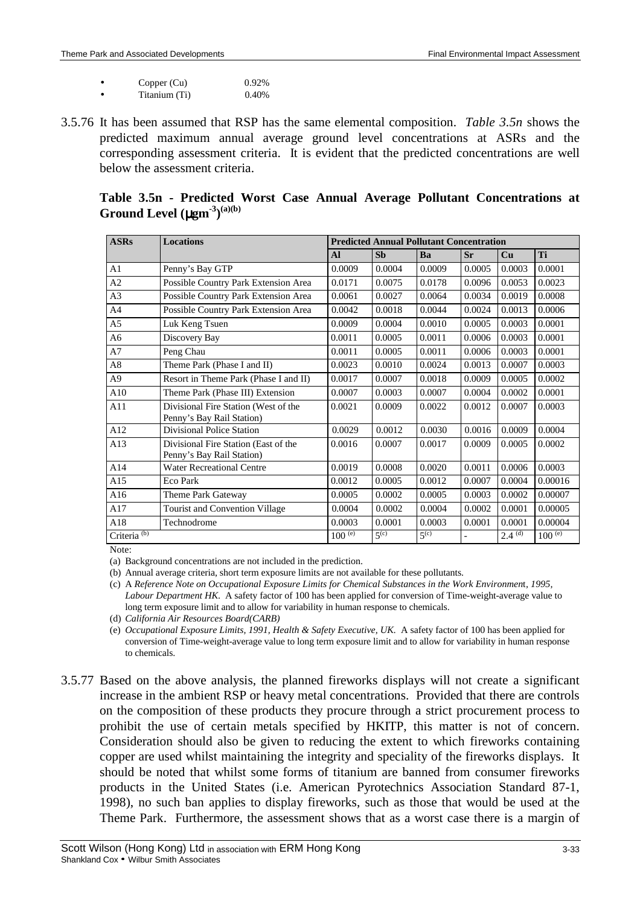- Copper (Cu) 0.92%
- Titanium (Ti) 0.40%

3.5.76 It has been assumed that RSP has the same elemental composition. *Table 3.5n* shows the predicted maximum annual average ground level concentrations at ASRs and the corresponding assessment criteria. It is evident that the predicted concentrations are well below the assessment criteria.

**Table 3.5n - Predicted Worst Case Annual Average Pollutant Concentrations at Ground Level ($\mu gm^{-3}$)(a)(b)**

| ASRs | Locations | Predicted Annual Pollutant Concentration | | | | | |
|---|---|---|---|---|---|---|---|
| | | Al | Sb | Ba | Sr | Cu | Ti |
| A1 | Penny's Bay GTP | 0.0009 | 0.0004 | 0.0009 | 0.0005 | 0.0003 | 0.0001 |
| A2 | Possible Country Park Extension Area | 0.0171 | 0.0075 | 0.0178 | 0.0096 | 0.0053 | 0.0023 |
| A3 | Possible Country Park Extension Area | 0.0061 | 0.0027 | 0.0064 | 0.0034 | 0.0019 | 0.0008 |
| A4 | Possible Country Park Extension Area | 0.0042 | 0.0018 | 0.0044 | 0.0024 | 0.0013 | 0.0006 |
| A5 | Luk Keng Tsuen | 0.0009 | 0.0004 | 0.0010 | 0.0005 | 0.0003 | 0.0001 |
| A6 | Discovery Bay | 0.0011 | 0.0005 | 0.0011 | 0.0006 | 0.0003 | 0.0001 |
| A7 | Peng Chau | 0.0011 | 0.0005 | 0.0011 | 0.0006 | 0.0003 | 0.0001 |
| A8 | Theme Park (Phase I and II) | 0.0023 | 0.0010 | 0.0024 | 0.0013 | 0.0007 | 0.0003 |
| A9 | Resort in Theme Park (Phase I and II) | 0.0017 | 0.0007 | 0.0018 | 0.0009 | 0.0005 | 0.0002 |
| A10 | Theme Park (Phase III) Extension | 0.0007 | 0.0003 | 0.0007 | 0.0004 | 0.0002 | 0.0001 |
| A11 | Divisional Fire Station (West of the Penny's Bay Rail Station) | 0.0021 | 0.0009 | 0.0022 | 0.0012 | 0.0007 | 0.0003 |
| A12 | Divisional Police Station | 0.0029 | 0.0012 | 0.0030 | 0.0016 | 0.0009 | 0.0004 |
| A13 | Divisional Fire Station (East of the Penny's Bay Rail Station) | 0.0016 | 0.0007 | 0.0017 | 0.0009 | 0.0005 | 0.0002 |
| A14 | Water Recreational Centre | 0.0019 | 0.0008 | 0.0020 | 0.0011 | 0.0006 | 0.0003 |
| A15 | Eco Park | 0.0012 | 0.0005 | 0.0012 | 0.0007 | 0.0004 | 0.00016 |
| A16 | Theme Park Gateway | 0.0005 | 0.0002 | 0.0005 | 0.0003 | 0.0002 | 0.00007 |
| A17 | Tourist and Convention Village | 0.0004 | 0.0002 | 0.0004 | 0.0002 | 0.0001 | 0.00005 |
| A18 | Technodrome | 0.0003 | 0.0001 | 0.0003 | 0.0001 | 0.0001 | 0.00004 |
| Criteria (b) | | 100 (e) | 5(c) | 5(c) | - | 2.4 (d) | 100 (e) |

Note:

(a) Background concentrations are not included in the prediction.

(b) Annual average criteria, short term exposure limits are not available for these pollutants.

(c) A *Reference Note on Occupational Exposure Limits for Chemical Substances in the Work Environment, 1995, Labour Department HK.* A safety factor of 100 has been applied for conversion of Time-weight-average value to long term exposure limit and to allow for variability in human response to chemicals.

(d) *California Air Resources Board(CARB)*

(e) *Occupational Exposure Limits, 1991, Health & Safety Executive, UK.* A safety factor of 100 has been applied for conversion of Time-weight-average value to long term exposure limit and to allow for variability in human response to chemicals.

3.5.77 Based on the above analysis, the planned fireworks displays will not create a significant increase in the ambient RSP or heavy metal concentrations. Provided that there are controls on the composition of these products they procure through a strict procurement process to prohibit the use of certain metals specified by HKITP, this matter is not of concern. Consideration should also be given to reducing the extent to which fireworks containing copper are used whilst maintaining the integrity and speciality of the fireworks displays. It should be noted that whilst some forms of titanium are banned from consumer fireworks products in the United States (i.e. American Pyrotechnics Association Standard 87-1, 1998), no such ban applies to display fireworks, such as those that would be used at the Theme Park. Furthermore, the assessment shows that as a worst case there is a margin of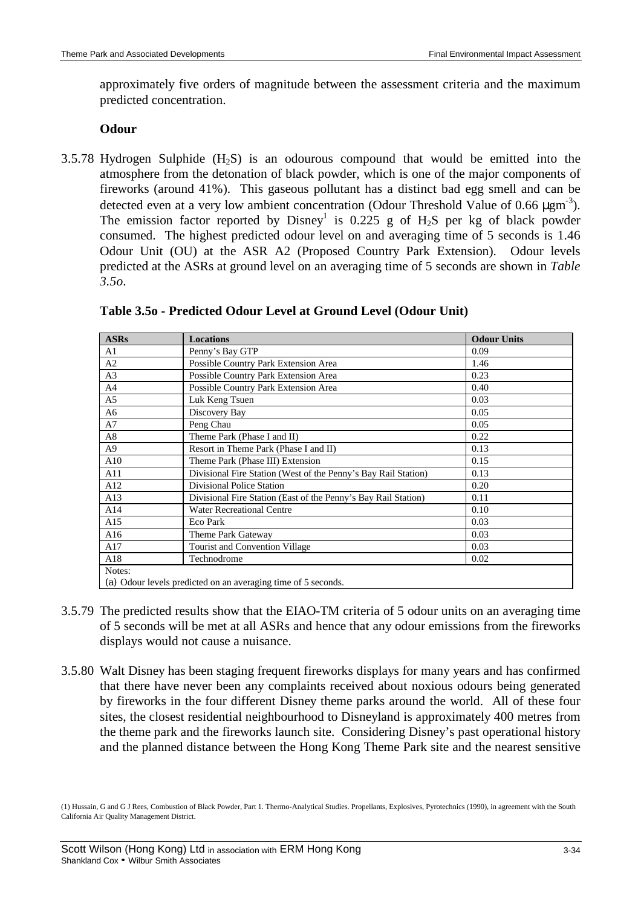approximately five orders of magnitude between the assessment criteria and the maximum predicted concentration.

**Odour**

3.5.78 Hydrogen Sulphide ($H_2S$) is an odourous compound that would be emitted into the atmosphere from the detonation of black powder, which is one of the major components of fireworks (around 41%). This gaseous pollutant has a distinct bad egg smell and can be detected even at a very low ambient concentration (Odour Threshold Value of 0.66 $\mu gm^{-3}$). The emission factor reported by Disney[1] is 0.225 g of $H_2S$ per kg of black powder consumed. The highest predicted odour level on and averaging time of 5 seconds is 1.46 Odour Unit (OU) at the ASR A2 (Proposed Country Park Extension). Odour levels predicted at the ASRs at ground level on an averaging time of 5 seconds are shown in *Table 3.5o*.

**Table 3.5o - Predicted Odour Level at Ground Level (Odour Unit)**

| ASRs | Locations | Odour Units |
|---|---|---|
| A1 | Penny's Bay GTP | 0.09 |
| A2 | Possible Country Park Extension Area | 1.46 |
| A3 | Possible Country Park Extension Area | 0.23 |
| A4 | Possible Country Park Extension Area | 0.40 |
| A5 | Luk Keng Tsuen | 0.03 |
| A6 | Discovery Bay | 0.05 |
| A7 | Peng Chau | 0.05 |
| A8 | Theme Park (Phase I and II) | 0.22 |
| A9 | Resort in Theme Park (Phase I and II) | 0.13 |
| A10 | Theme Park (Phase III) Extension | 0.15 |
| A11 | Divisional Fire Station (West of the Penny's Bay Rail Station) | 0.13 |
| A12 | Divisional Police Station | 0.20 |
| A13 | Divisional Fire Station (East of the Penny's Bay Rail Station) | 0.11 |
| A14 | Water Recreational Centre | 0.10 |
| A15 | Eco Park | 0.03 |
| A16 | Theme Park Gateway | 0.03 |
| A17 | Tourist and Convention Village | 0.03 |
| A18 | Technodrome | 0.02 |

Notes:
(a) Odour levels predicted on an averaging time of 5 seconds.

3.5.79 The predicted results show that the EIAO-TM criteria of 5 odour units on an averaging time of 5 seconds will be met at all ASRs and hence that any odour emissions from the fireworks displays would not cause a nuisance.

3.5.80 Walt Disney has been staging frequent fireworks displays for many years and has confirmed that there have never been any complaints received about noxious odours being generated by fireworks in the four different Disney theme parks around the world. All of these four sites, the closest residential neighbourhood to Disneyland is approximately 400 metres from the theme park and the fireworks launch site. Considering Disney's past operational history and the planned distance between the Hong Kong Theme Park site and the nearest sensitive

(1) Hussain, G and G J Rees, Combustion of Black Powder, Part 1. Thermo-Analytical Studies. Propellants, Explosives, Pyrotechnics (1990), in agreement with the South California Air Quality Management District.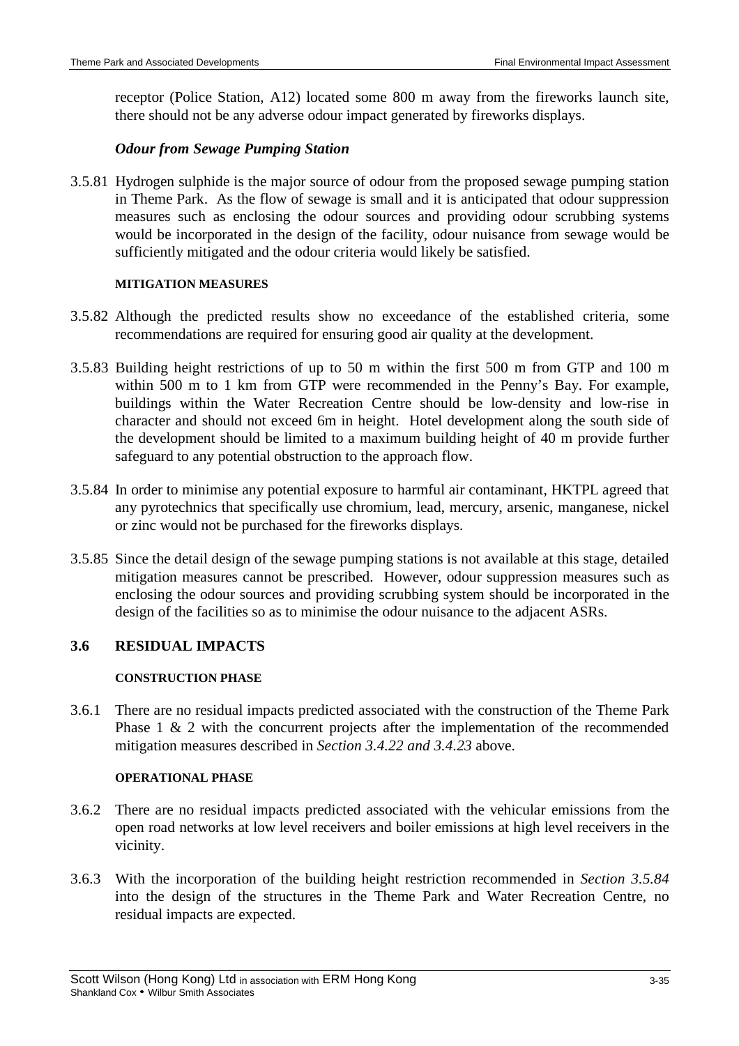receptor (Police Station, A12) located some 800 m away from the fireworks launch site, there should not be any adverse odour impact generated by fireworks displays.

***Odour from Sewage Pumping Station***

3.5.81 Hydrogen sulphide is the major source of odour from the proposed sewage pumping station in Theme Park. As the flow of sewage is small and it is anticipated that odour suppression measures such as enclosing the odour sources and providing odour scrubbing systems would be incorporated in the design of the facility, odour nuisance from sewage would be sufficiently mitigated and the odour criteria would likely be satisfied.

**MITIGATION MEASURES**

3.5.82 Although the predicted results show no exceedance of the established criteria, some recommendations are required for ensuring good air quality at the development.

3.5.83 Building height restrictions of up to 50 m within the first 500 m from GTP and 100 m within 500 m to 1 km from GTP were recommended in the Penny's Bay. For example, buildings within the Water Recreation Centre should be low-density and low-rise in character and should not exceed 6m in height. Hotel development along the south side of the development should be limited to a maximum building height of 40 m provide further safeguard to any potential obstruction to the approach flow.

3.5.84 In order to minimise any potential exposure to harmful air contaminant, HKTPL agreed that any pyrotechnics that specifically use chromium, lead, mercury, arsenic, manganese, nickel or zinc would not be purchased for the fireworks displays.

3.5.85 Since the detail design of the sewage pumping stations is not available at this stage, detailed mitigation measures cannot be prescribed. However, odour suppression measures such as enclosing the odour sources and providing scrubbing system should be incorporated in the design of the facilities so as to minimise the odour nuisance to the adjacent ASRs.

## 3.6 RESIDUAL IMPACTS

**CONSTRUCTION PHASE**

3.6.1 There are no residual impacts predicted associated with the construction of the Theme Park Phase 1 & 2 with the concurrent projects after the implementation of the recommended mitigation measures described in *Section 3.4.22 and 3.4.23* above.

**OPERATIONAL PHASE**

3.6.2 There are no residual impacts predicted associated with the vehicular emissions from the open road networks at low level receivers and boiler emissions at high level receivers in the vicinity.

3.6.3 With the incorporation of the building height restriction recommended in *Section 3.5.84* into the design of the structures in the Theme Park and Water Recreation Centre, no residual impacts are expected.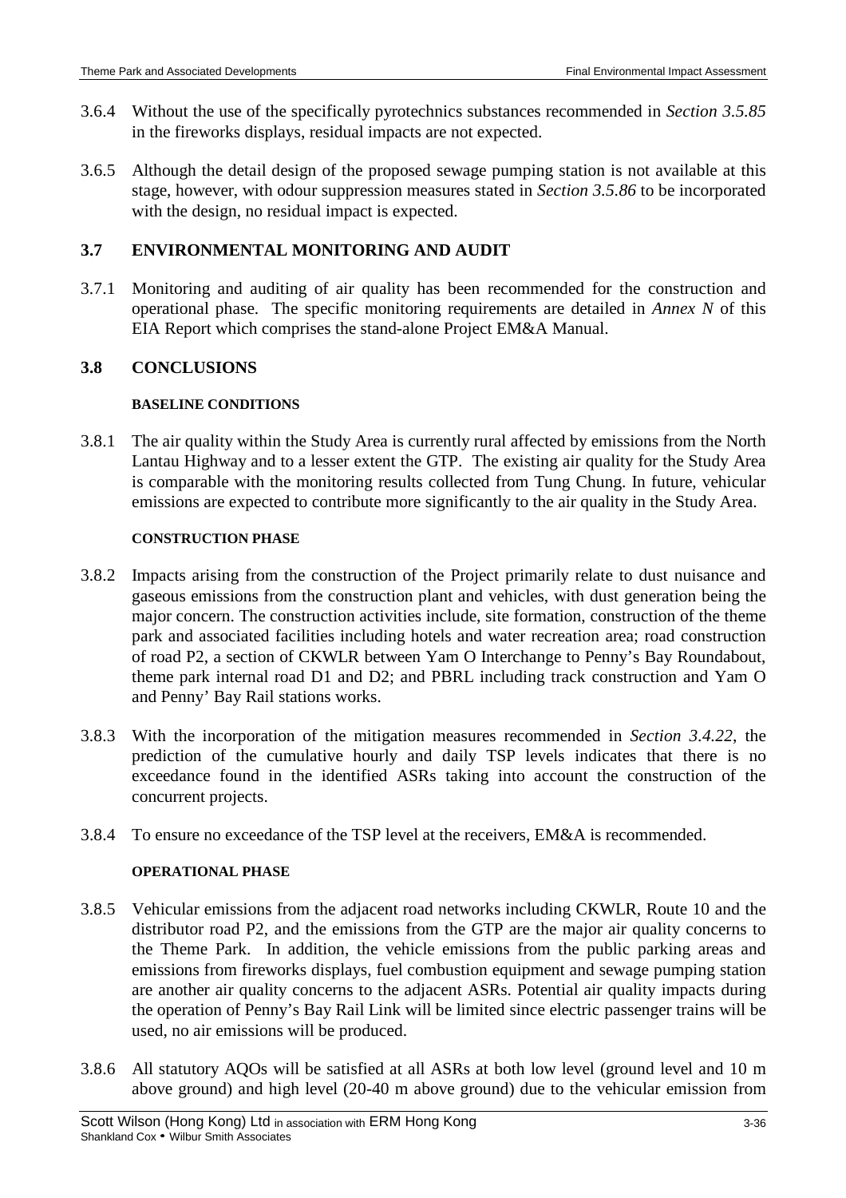3.6.4 Without the use of the specifically pyrotechnics substances recommended in *Section 3.5.85* in the fireworks displays, residual impacts are not expected.

3.6.5 Although the detail design of the proposed sewage pumping station is not available at this stage, however, with odour suppression measures stated in *Section 3.5.86* to be incorporated with the design, no residual impact is expected.

## 3.7 ENVIRONMENTAL MONITORING AND AUDIT

3.7.1 Monitoring and auditing of air quality has been recommended for the construction and operational phase. The specific monitoring requirements are detailed in *Annex N* of this EIA Report which comprises the stand-alone Project EM&A Manual.

## 3.8 CONCLUSIONS

### BASELINE CONDITIONS

3.8.1 The air quality within the Study Area is currently rural affected by emissions from the North Lantau Highway and to a lesser extent the GTP. The existing air quality for the Study Area is comparable with the monitoring results collected from Tung Chung. In future, vehicular emissions are expected to contribute more significantly to the air quality in the Study Area.

### CONSTRUCTION PHASE

3.8.2 Impacts arising from the construction of the Project primarily relate to dust nuisance and gaseous emissions from the construction plant and vehicles, with dust generation being the major concern. The construction activities include, site formation, construction of the theme park and associated facilities including hotels and water recreation area; road construction of road P2, a section of CKWLR between Yam O Interchange to Penny's Bay Roundabout, theme park internal road D1 and D2; and PBRL including track construction and Yam O and Penny' Bay Rail stations works.

3.8.3 With the incorporation of the mitigation measures recommended in *Section 3.4.22*, the prediction of the cumulative hourly and daily TSP levels indicates that there is no exceedance found in the identified ASRs taking into account the construction of the concurrent projects.

3.8.4 To ensure no exceedance of the TSP level at the receivers, EM&A is recommended.

### OPERATIONAL PHASE

3.8.5 Vehicular emissions from the adjacent road networks including CKWLR, Route 10 and the distributor road P2, and the emissions from the GTP are the major air quality concerns to the Theme Park. In addition, the vehicle emissions from the public parking areas and emissions from fireworks displays, fuel combustion equipment and sewage pumping station are another air quality concerns to the adjacent ASRs. Potential air quality impacts during the operation of Penny's Bay Rail Link will be limited since electric passenger trains will be used, no air emissions will be produced.

3.8.6 All statutory AQOs will be satisfied at all ASRs at both low level (ground level and 10 m above ground) and high level (20-40 m above ground) due to the vehicular emission from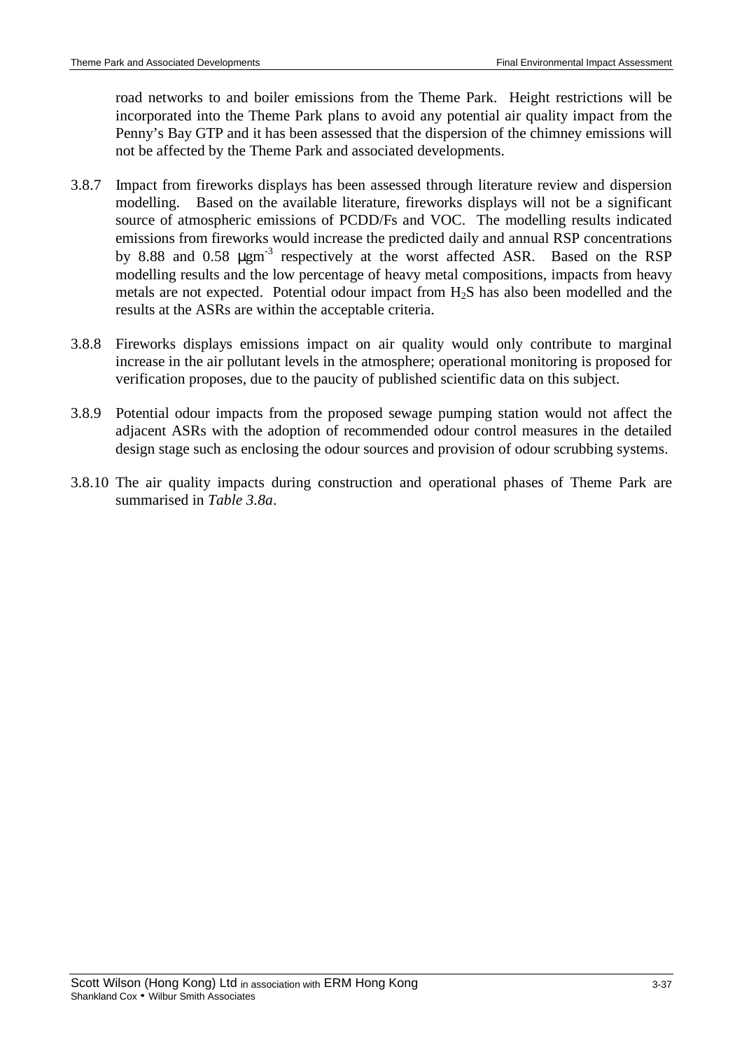road networks to and boiler emissions from the Theme Park. Height restrictions will be incorporated into the Theme Park plans to avoid any potential air quality impact from the Penny's Bay GTP and it has been assessed that the dispersion of the chimney emissions will not be affected by the Theme Park and associated developments.

3.8.7 Impact from fireworks displays has been assessed through literature review and dispersion modelling. Based on the available literature, fireworks displays will not be a significant source of atmospheric emissions of PCDD/Fs and VOC. The modelling results indicated emissions from fireworks would increase the predicted daily and annual RSP concentrations by 8.88 and 0.58 $\mu gm^{-3}$ respectively at the worst affected ASR. Based on the RSP modelling results and the low percentage of heavy metal compositions, impacts from heavy metals are not expected. Potential odour impact from $H_2S$ has also been modelled and the results at the ASRs are within the acceptable criteria.

3.8.8 Fireworks displays emissions impact on air quality would only contribute to marginal increase in the air pollutant levels in the atmosphere; operational monitoring is proposed for verification proposes, due to the paucity of published scientific data on this subject.

3.8.9 Potential odour impacts from the proposed sewage pumping station would not affect the adjacent ASRs with the adoption of recommended odour control measures in the detailed design stage such as enclosing the odour sources and provision of odour scrubbing systems.

3.8.10 The air quality impacts during construction and operational phases of Theme Park are summarised in *Table 3.8a*.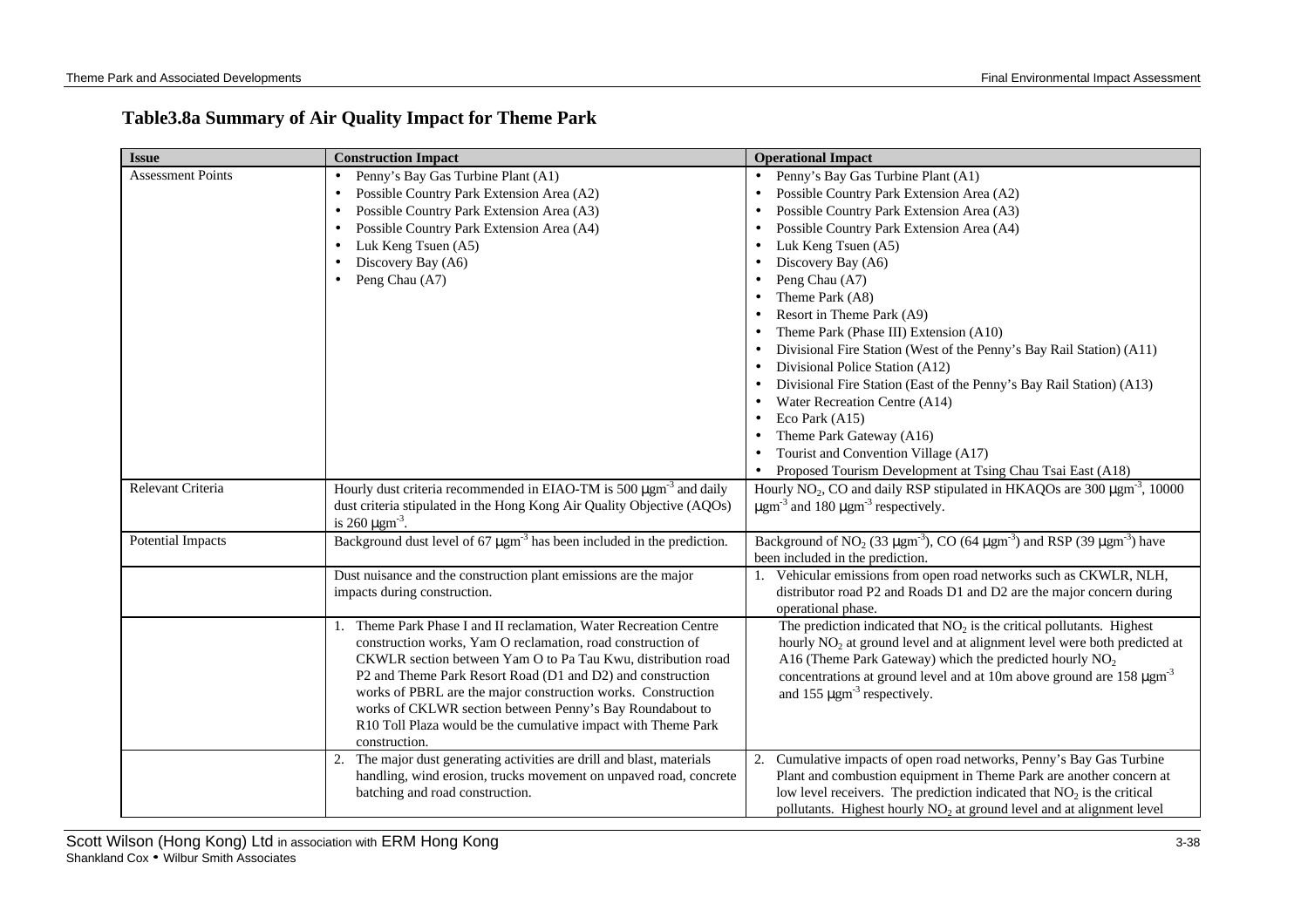## Table3.8a Summary of Air Quality Impact for Theme Park

| Issue | Construction Impact | Operational Impact |
|---|---|---|
| Assessment Points | • Penny's Bay Gas Turbine Plant (A1)<br>• Possible Country Park Extension Area (A2)<br>• Possible Country Park Extension Area (A3)<br>• Possible Country Park Extension Area (A4)<br>• Luk Keng Tsuen (A5)<br>• Discovery Bay (A6)<br>• Peng Chau (A7) | • Penny's Bay Gas Turbine Plant (A1)<br>• Possible Country Park Extension Area (A2)<br>• Possible Country Park Extension Area (A3)<br>• Possible Country Park Extension Area (A4)<br>• Luk Keng Tsuen (A5)<br>• Discovery Bay (A6)<br>• Peng Chau (A7)<br>• Theme Park (A8)<br>• Resort in Theme Park (A9)<br>• Theme Park (Phase III) Extension (A10)<br>• Divisional Fire Station (West of the Penny's Bay Rail Station) (A11)<br>• Divisional Police Station (A12)<br>• Divisional Fire Station (East of the Penny's Bay Rail Station) (A13)<br>• Water Recreation Centre (A14)<br>• Eco Park (A15)<br>• Theme Park Gateway (A16)<br>• Tourist and Convention Village (A17)<br>• Proposed Tourism Development at Tsing Chau Tsai East (A18) |
| Relevant Criteria | Hourly dust criteria recommended in EIAO-TM is 500 $\mu gm^{-3}$ and daily dust criteria stipulated in the Hong Kong Air Quality Objective (AQOs) is 260 $\mu gm^{-3}$. | Hourly $NO_2$, CO and daily RSP stipulated in HKAQOs are 300 $\mu gm^{-3}$, 10000 $\mu gm^{-3}$ and 180 $\mu gm^{-3}$ respectively. |
| Potential Impacts | Background dust level of 67 $\mu gm^{-3}$ has been included in the prediction. | Background of $NO_2$ (33 $\mu gm^{-3}$), CO (64 $\mu gm^{-3}$) and RSP (39 $\mu gm^{-3}$) have been included in the prediction. |
| | Dust nuisance and the construction plant emissions are the major impacts during construction. | 1. Vehicular emissions from open road networks such as CKWLR, NLH, distributor road P2 and Roads D1 and D2 are the major concern during operational phase. |
| | 1. Theme Park Phase I and II reclamation, Water Recreation Centre construction works, Yam O reclamation, road construction of CKWLR section between Yam O to Pa Tau Kwu, distribution road P2 and Theme Park Resort Road (D1 and D2) and construction works of PBRL are the major construction works. Construction works of CKLWR section between Penny's Bay Roundabout to R10 Toll Plaza would be the cumulative impact with Theme Park construction. | The prediction indicated that $NO_2$ is the critical pollutants. Highest hourly $NO_2$ at ground level and at alignment level were both predicted at A16 (Theme Park Gateway) which the predicted hourly $NO_2$ concentrations at ground level and at 10m above ground are 158 $\mu gm^{-3}$ and 155 $\mu gm^{-3}$ respectively. |
| | 2. The major dust generating activities are drill and blast, materials handling, wind erosion, trucks movement on unpaved road, concrete batching and road construction. | 2. Cumulative impacts of open road networks, Penny's Bay Gas Turbine Plant and combustion equipment in Theme Park are another concern at low level receivers. The prediction indicated that $NO_2$ is the critical pollutants. Highest hourly $NO_2$ at ground level and at alignment level |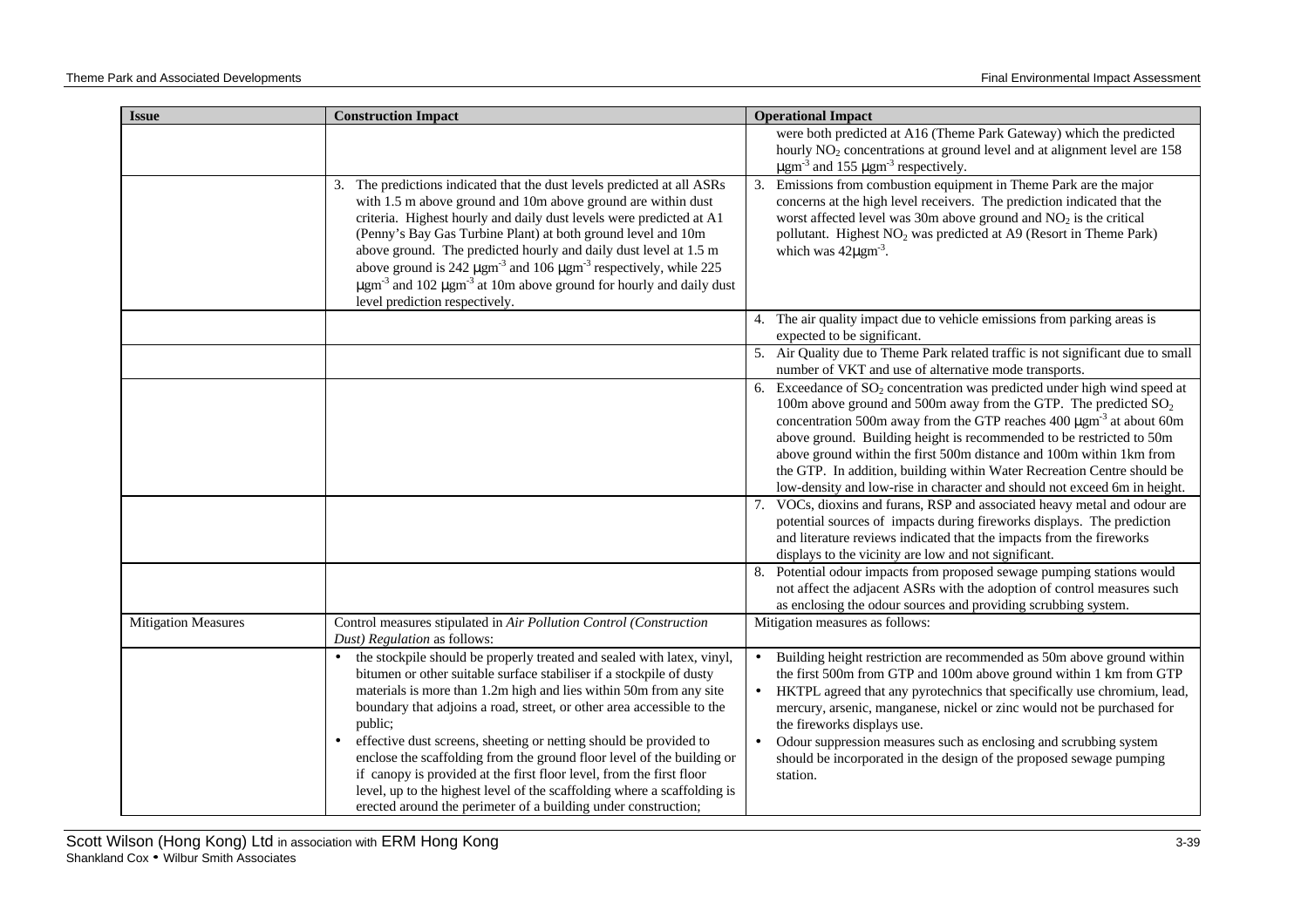| Issue | Construction Impact | Operational Impact |
|---|---|---|
| | | were both predicted at A16 (Theme Park Gateway) which the predicted hourly $NO_2$ concentrations at ground level and at alignment level are 158 $\mu gm^{-3}$ and 155 $\mu gm^{-3}$ respectively. |
| | 3. The predictions indicated that the dust levels predicted at all ASRs with 1.5 m above ground and 10m above ground are within dust criteria. Highest hourly and daily dust levels were predicted at A1 (Penny's Bay Gas Turbine Plant) at both ground level and 10m above ground. The predicted hourly and daily dust level at 1.5 m above ground is 242 $\mu gm^{-3}$ and 106 $\mu gm^{-3}$ respectively, while 225 $\mu gm^{-3}$ and 102 $\mu gm^{-3}$ at 10m above ground for hourly and daily dust level prediction respectively. | 3. Emissions from combustion equipment in Theme Park are the major concerns at the high level receivers. The prediction indicated that the worst affected level was 30m above ground and $NO_2$ is the critical pollutant. Highest $NO_2$ was predicted at A9 (Resort in Theme Park) which was 42$\mu gm^{-3}$. |
| | | 4. The air quality impact due to vehicle emissions from parking areas is expected to be significant. |
| | | 5. Air Quality due to Theme Park related traffic is not significant due to small number of VKT and use of alternative mode transports. |
| | | 6. Exceedance of $SO_2$ concentration was predicted under high wind speed at 100m above ground and 500m away from the GTP. The predicted $SO_2$ concentration 500m away from the GTP reaches 400 $\mu gm^{-3}$ at about 60m above ground. Building height is recommended to be restricted to 50m above ground within the first 500m distance and 100m within 1km from the GTP. In addition, building within Water Recreation Centre should be low-density and low-rise in character and should not exceed 6m in height. |
| | | 7. VOCs, dioxins and furans, RSP and associated heavy metal and odour are potential sources of impacts during fireworks displays. The prediction and literature reviews indicated that the impacts from the fireworks displays to the vicinity are low and not significant. |
| | | 8. Potential odour impacts from proposed sewage pumping stations would not affect the adjacent ASRs with the adoption of control measures such as enclosing the odour sources and providing scrubbing system. |
| Mitigation Measures | Control measures stipulated in *Air Pollution Control (Construction Dust) Regulation* as follows: | Mitigation measures as follows: |
| | • the stockpile should be properly treated and sealed with latex, vinyl, bitumen or other suitable surface stabiliser if a stockpile of dusty materials is more than 1.2m high and lies within 50m from any site boundary that adjoins a road, street, or other area accessible to the public;<br>• effective dust screens, sheeting or netting should be provided to enclose the scaffolding from the ground floor level of the building or if canopy is provided at the first floor level, from the first floor level, up to the highest level of the scaffolding where a scaffolding is erected around the perimeter of a building under construction; | • Building height restriction are recommended as 50m above ground within the first 500m from GTP and 100m above ground within 1 km from GTP<br>• HKTPL agreed that any pyrotechnics that specifically use chromium, lead, mercury, arsenic, manganese, nickel or zinc would not be purchased for the fireworks displays use.<br>• Odour suppression measures such as enclosing and scrubbing system should be incorporated in the design of the proposed sewage pumping station. |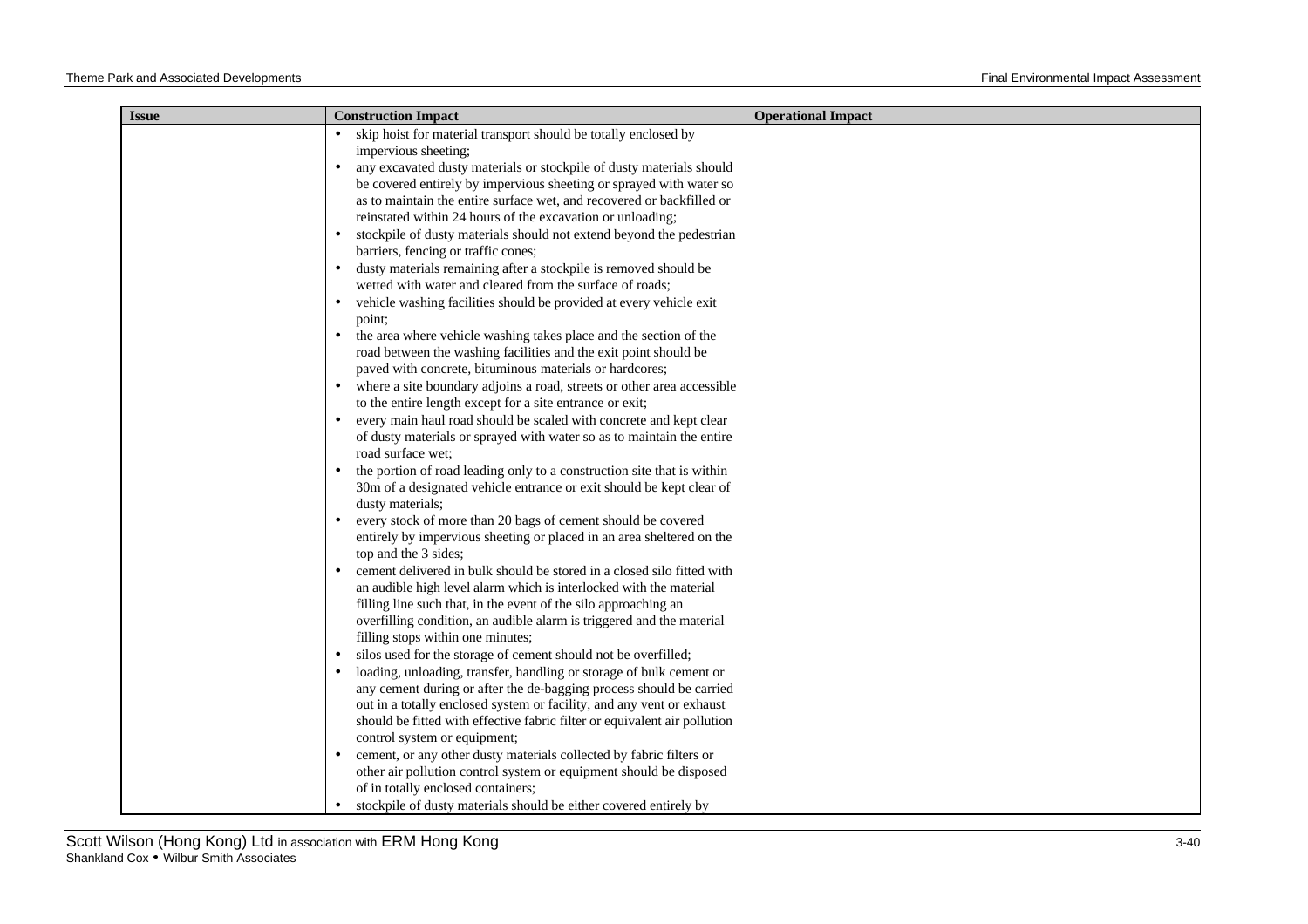| Issue | Construction Impact | Operational Impact |
|---|---|---|
| | • skip hoist for material transport should be totally enclosed by impervious sheeting;<br>• any excavated dusty materials or stockpile of dusty materials should be covered entirely by impervious sheeting or sprayed with water so as to maintain the entire surface wet, and recovered or backfilled or reinstated within 24 hours of the excavation or unloading;<br>• stockpile of dusty materials should not extend beyond the pedestrian barriers, fencing or traffic cones;<br>• dusty materials remaining after a stockpile is removed should be wetted with water and cleared from the surface of roads;<br>• vehicle washing facilities should be provided at every vehicle exit point;<br>• the area where vehicle washing takes place and the section of the road between the washing facilities and the exit point should be paved with concrete, bituminous materials or hardcores;<br>• where a site boundary adjoins a road, streets or other area accessible to the entire length except for a site entrance or exit;<br>• every main haul road should be scaled with concrete and kept clear of dusty materials or sprayed with water so as to maintain the entire road surface wet;<br>• the portion of road leading only to a construction site that is within 30m of a designated vehicle entrance or exit should be kept clear of dusty materials;<br>• every stock of more than 20 bags of cement should be covered entirely by impervious sheeting or placed in an area sheltered on the top and the 3 sides;<br>• cement delivered in bulk should be stored in a closed silo fitted with an audible high level alarm which is interlocked with the material filling line such that, in the event of the silo approaching an overfilling condition, an audible alarm is triggered and the material filling stops within one minutes;<br>• silos used for the storage of cement should not be overfilled;<br>• loading, unloading, transfer, handling or storage of bulk cement or any cement during or after the de-bagging process should be carried out in a totally enclosed system or facility, and any vent or exhaust should be fitted with effective fabric filter or equivalent air pollution control system or equipment;<br>• cement, or any other dusty materials collected by fabric filters or other air pollution control system or equipment should be disposed of in totally enclosed containers;<br>• stockpile of dusty materials should be either covered entirely by | |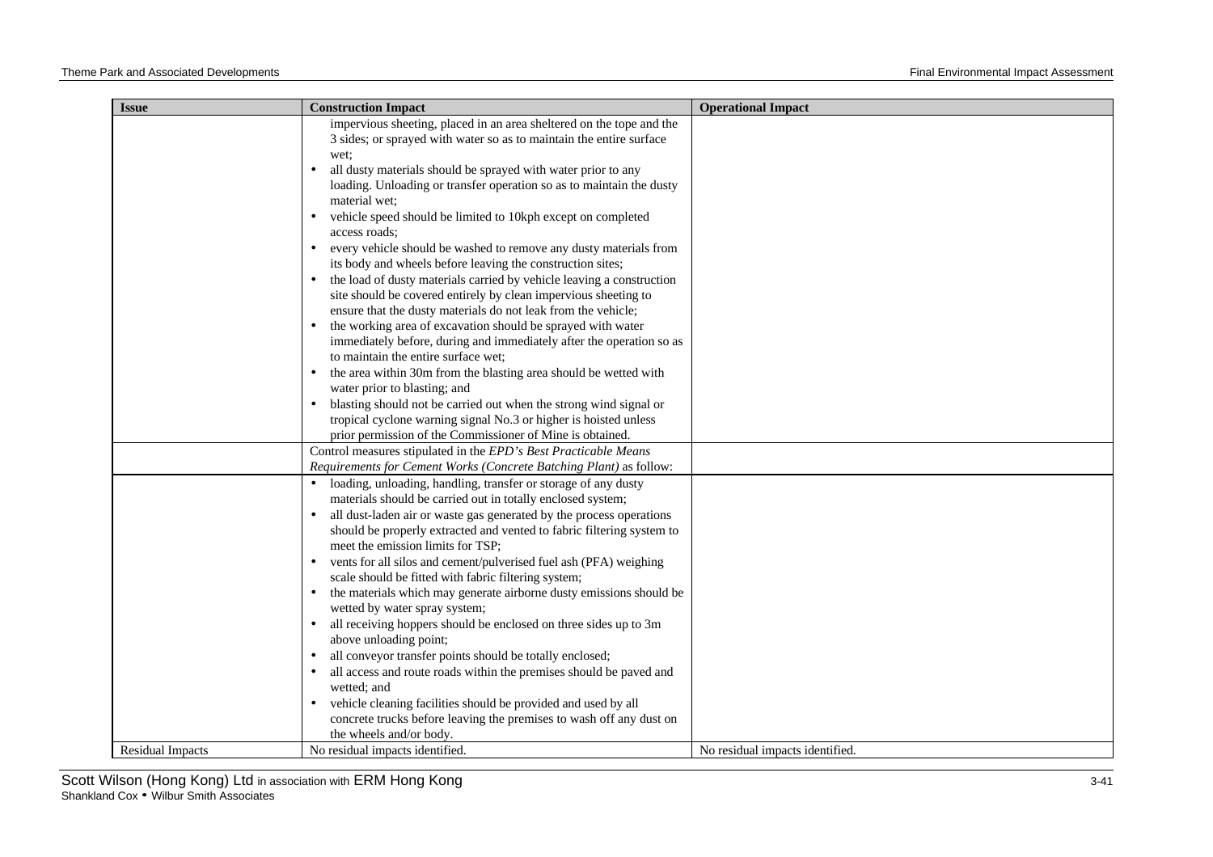| Issue | Construction Impact | Operational Impact |
|---|---|---|
| | impervious sheeting, placed in an area sheltered on the tope and the 3 sides; or sprayed with water so as to maintain the entire surface wet;<br>• all dusty materials should be sprayed with water prior to any loading. Unloading or transfer operation so as to maintain the dusty material wet;<br>• vehicle speed should be limited to 10kph except on completed access roads;<br>• every vehicle should be washed to remove any dusty materials from its body and wheels before leaving the construction sites;<br>• the load of dusty materials carried by vehicle leaving a construction site should be covered entirely by clean impervious sheeting to ensure that the dusty materials do not leak from the vehicle;<br>• the working area of excavation should be sprayed with water immediately before, during and immediately after the operation so as to maintain the entire surface wet;<br>• the area within 30m from the blasting area should be wetted with water prior to blasting; and<br>• blasting should not be carried out when the strong wind signal or tropical cyclone warning signal No.3 or higher is hoisted unless prior permission of the Commissioner of Mine is obtained. | |
| | Control measures stipulated in the *EPD's Best Practicable Means Requirements for Cement Works (Concrete Batching Plant)* as follow: | |
| | • loading, unloading, handling, transfer or storage of any dusty materials should be carried out in totally enclosed system;<br>• all dust-laden air or waste gas generated by the process operations should be properly extracted and vented to fabric filtering system to meet the emission limits for TSP;<br>• vents for all silos and cement/pulverised fuel ash (PFA) weighing scale should be fitted with fabric filtering system;<br>• the materials which may generate airborne dusty emissions should be wetted by water spray system;<br>• all receiving hoppers should be enclosed on three sides up to 3m above unloading point;<br>• all conveyor transfer points should be totally enclosed;<br>• all access and route roads within the premises should be paved and wetted; and<br>• vehicle cleaning facilities should be provided and used by all concrete trucks before leaving the premises to wash off any dust on the wheels and/or body. | |
| Residual Impacts | No residual impacts identified. | No residual impacts identified. |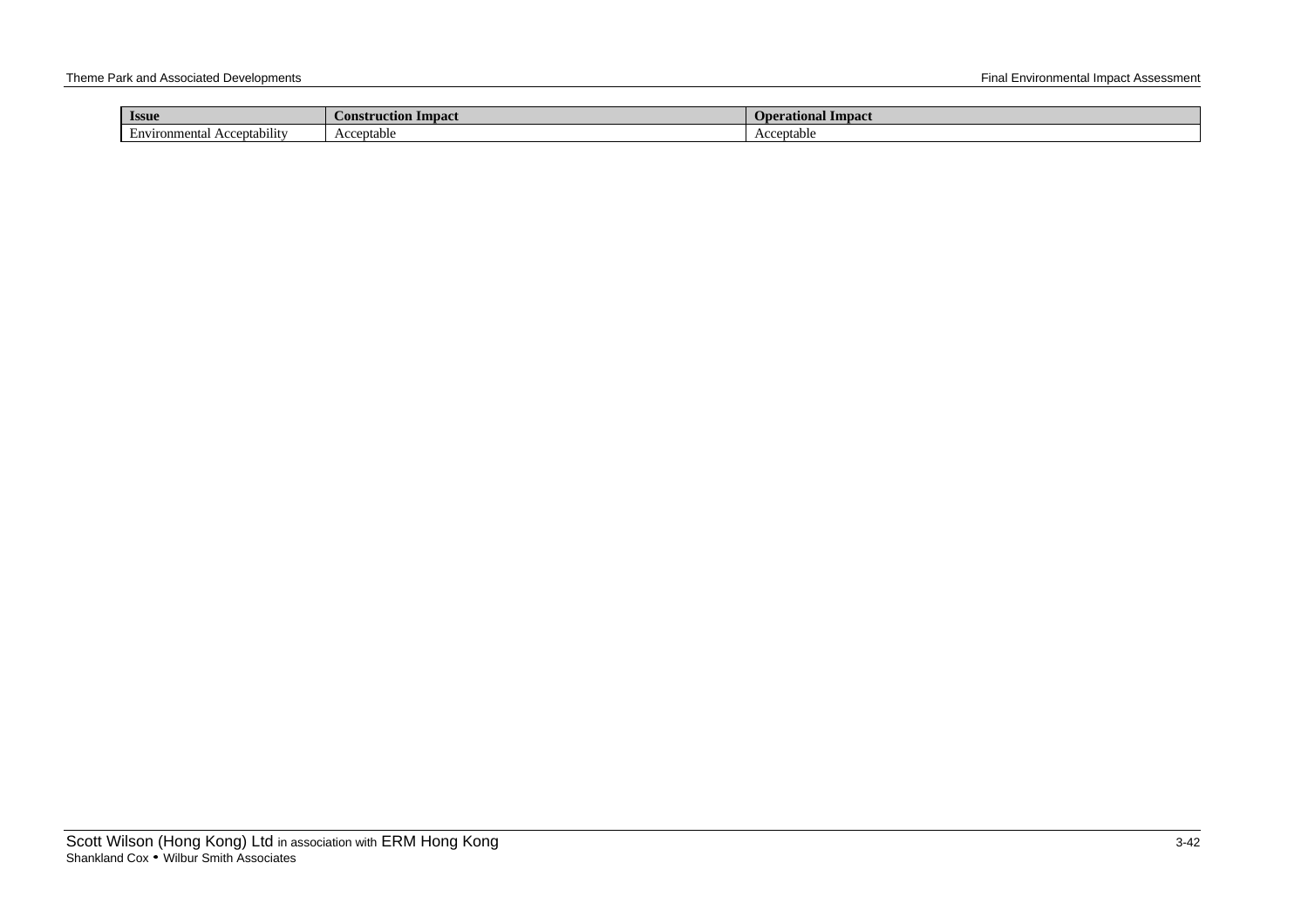| Issue | Construction Impact | Operational Impact |
|---|---|---|
| Environmental Acceptability | Acceptable | Acceptable |